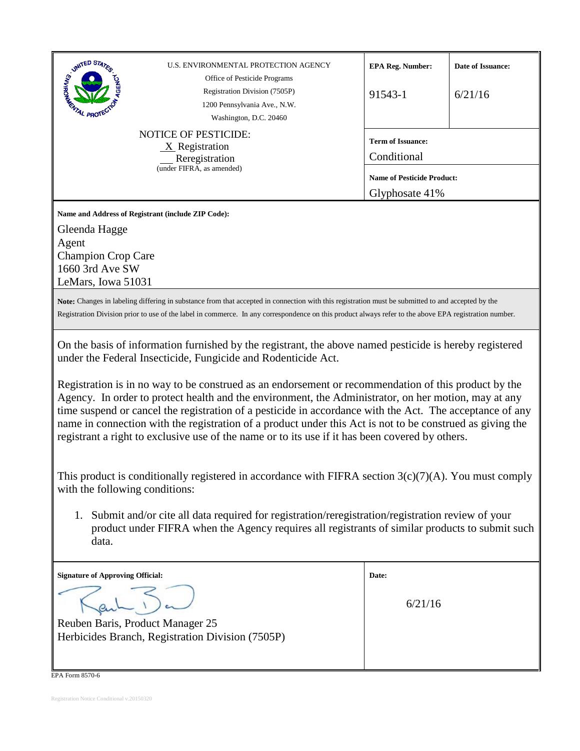U.S. ENVIRONMENTAL PROTECTION AGENCY
Office of Pesticide Programs
Registration Division (7505P)
1200 Pennsylvania Ave., N.W.
Washington, D.C. 20460

| EPA Reg. Number: | Date of Issuance: |
|---|---|
| 91543-1 | 6/21/16 |

**Term of Issuance:** Conditional

**Name of Pesticide Product:** Glyphosate 41%

NOTICE OF PESTICIDE:
_X_ Registration
___ Reregistration
(under FIFRA, as amended)

**Name and Address of Registrant (include ZIP Code):**

Gleenda Hagge
Agent
Champion Crop Care
1660 3rd Ave SW
LeMars, Iowa 51031

**Note:** Changes in labeling differing in substance from that accepted in connection with this registration must be submitted to and accepted by the Registration Division prior to use of the label in commerce. In any correspondence on this product always refer to the above EPA registration number.

On the basis of information furnished by the registrant, the above named pesticide is hereby registered under the Federal Insecticide, Fungicide and Rodenticide Act.

Registration is in no way to be construed as an endorsement or recommendation of this product by the Agency. In order to protect health and the environment, the Administrator, on her motion, may at any time suspend or cancel the registration of a pesticide in accordance with the Act. The acceptance of any name in connection with the registration of a product under this Act is not to be construed as giving the registrant a right to exclusive use of the name or to its use if it has been covered by others.

This product is conditionally registered in accordance with FIFRA section 3(c)(7)(A). You must comply with the following conditions:

1. Submit and/or cite all data required for registration/reregistration/registration review of your product under FIFRA when the Agency requires all registrants of similar products to submit such data.

**Signature of Approving Official:**

Reuben Baris, Product Manager 25
Herbicides Branch, Registration Division (7505P)

**Date:** 6/21/16

EPA Form 8570-6

Registration Notice Conditional v.20150320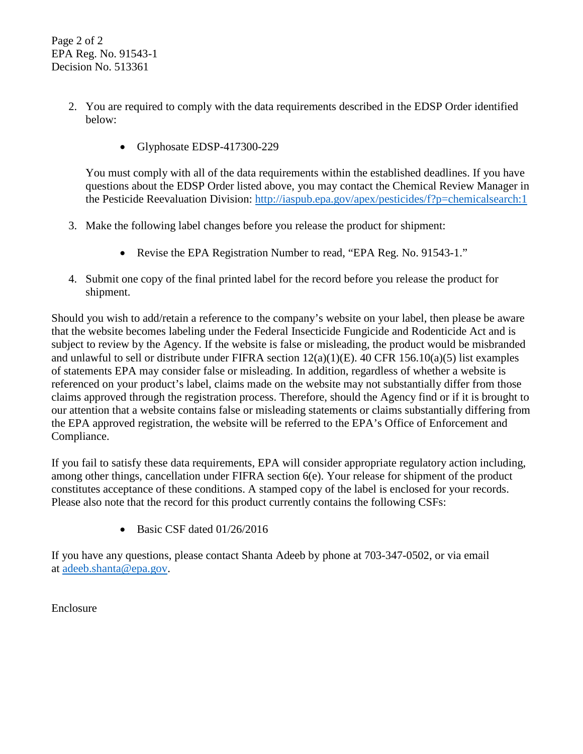Page 2 of 2
EPA Reg. No. 91543-1
Decision No. 513361

2. You are required to comply with the data requirements described in the EDSP Order identified below:

   - Glyphosate EDSP-417300-229

   You must comply with all of the data requirements within the established deadlines. If you have questions about the EDSP Order listed above, you may contact the Chemical Review Manager in the Pesticide Reevaluation Division: http://iaspub.epa.gov/apex/pesticides/f?p=chemicalsearch:1

3. Make the following label changes before you release the product for shipment:

   - Revise the EPA Registration Number to read, "EPA Reg. No. 91543-1."

4. Submit one copy of the final printed label for the record before you release the product for shipment.

Should you wish to add/retain a reference to the company's website on your label, then please be aware that the website becomes labeling under the Federal Insecticide Fungicide and Rodenticide Act and is subject to review by the Agency. If the website is false or misleading, the product would be misbranded and unlawful to sell or distribute under FIFRA section 12(a)(1)(E). 40 CFR 156.10(a)(5) list examples of statements EPA may consider false or misleading. In addition, regardless of whether a website is referenced on your product's label, claims made on the website may not substantially differ from those claims approved through the registration process. Therefore, should the Agency find or if it is brought to our attention that a website contains false or misleading statements or claims substantially differing from the EPA approved registration, the website will be referred to the EPA's Office of Enforcement and Compliance.

If you fail to satisfy these data requirements, EPA will consider appropriate regulatory action including, among other things, cancellation under FIFRA section 6(e). Your release for shipment of the product constitutes acceptance of these conditions. A stamped copy of the label is enclosed for your records. Please also note that the record for this product currently contains the following CSFs:

- Basic CSF dated 01/26/2016

If you have any questions, please contact Shanta Adeeb by phone at 703-347-0502, or via email at adeeb.shanta@epa.gov.

Enclosure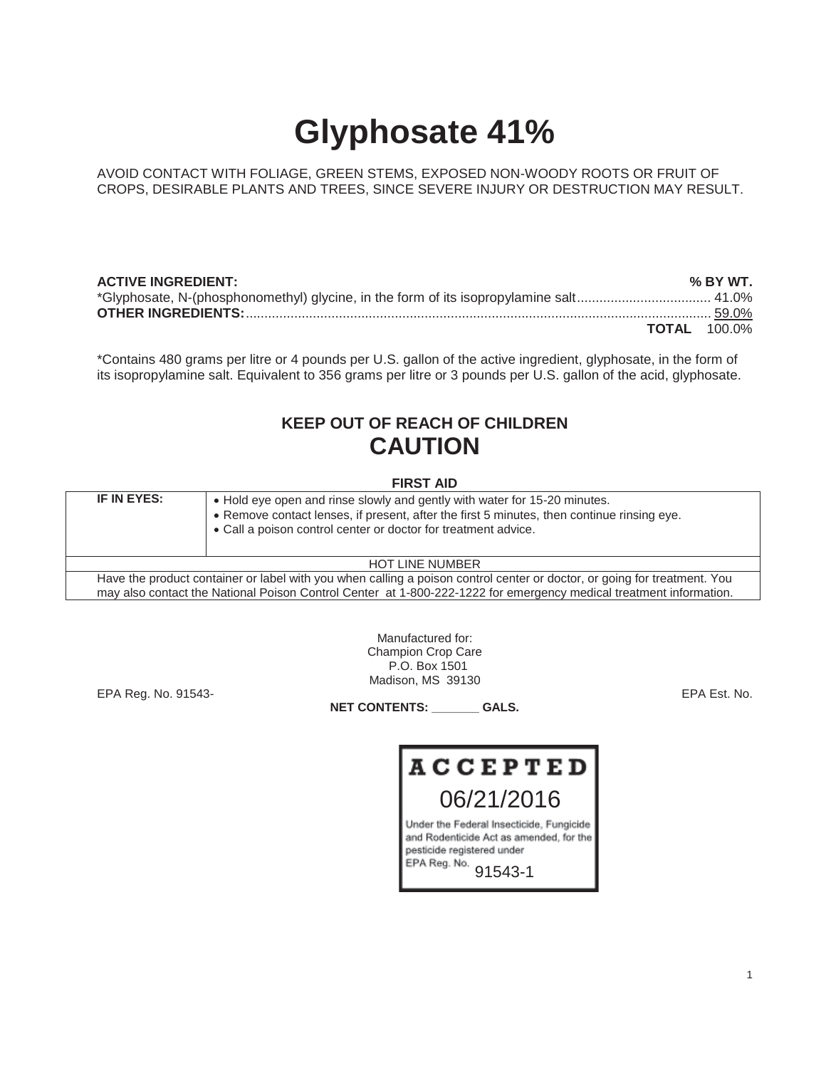# Glyphosate 41%

AVOID CONTACT WITH FOLIAGE, GREEN STEMS, EXPOSED NON-WOODY ROOTS OR FRUIT OF CROPS, DESIRABLE PLANTS AND TREES, SINCE SEVERE INJURY OR DESTRUCTION MAY RESULT.

| **ACTIVE INGREDIENT:** | **% BY WT.** |
|---|---|
| *Glyphosate, N-(phosphonomethyl) glycine, in the form of its isopropylamine salt | 41.0% |
| **OTHER INGREDIENTS:** | 59.0% |
| **TOTAL** | 100.0% |

*Contains 480 grams per litre or 4 pounds per U.S. gallon of the active ingredient, glyphosate, in the form of its isopropylamine salt. Equivalent to 356 grams per litre or 3 pounds per U.S. gallon of the acid, glyphosate.

## KEEP OUT OF REACH OF CHILDREN
## CAUTION

**FIRST AID**

| | |
|---|---|
| **IF IN EYES:** | • Hold eye open and rinse slowly and gently with water for 15-20 minutes.<br>• Remove contact lenses, if present, after the first 5 minutes, then continue rinsing eye.<br>• Call a poison control center or doctor for treatment advice. |
| HOT LINE NUMBER | |
| Have the product container or label with you when calling a poison control center or doctor, or going for treatment. You may also contact the National Poison Control Center at 1-800-222-1222 for emergency medical treatment information. | |

Manufactured for:
Champion Crop Care
P.O. Box 1501
Madison, MS 39130

EPA Reg. No. 91543-

EPA Est. No.

**NET CONTENTS: _______ GALS.**

**ACCEPTED**
06/21/2016
Under the Federal Insecticide, Fungicide and Rodenticide Act as amended, for the pesticide registered under EPA Reg. No. 91543-1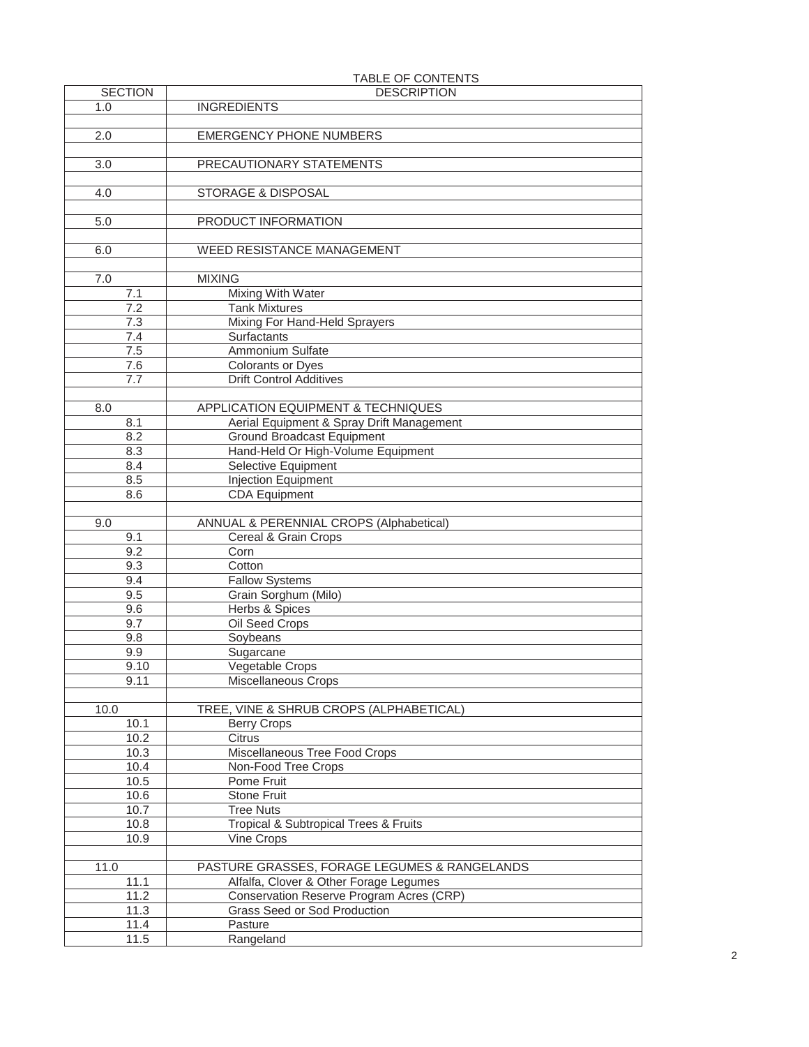TABLE OF CONTENTS

| SECTION | DESCRIPTION |
| --- | --- |
| 1.0 | INGREDIENTS |
| | |
| 2.0 | EMERGENCY PHONE NUMBERS |
| | |
| 3.0 | PRECAUTIONARY STATEMENTS |
| | |
| 4.0 | STORAGE & DISPOSAL |
| | |
| 5.0 | PRODUCT INFORMATION |
| | |
| 6.0 | WEED RESISTANCE MANAGEMENT |
| | |
| 7.0 | MIXING |
| 7.1 | Mixing With Water |
| 7.2 | Tank Mixtures |
| 7.3 | Mixing For Hand-Held Sprayers |
| 7.4 | Surfactants |
| 7.5 | Ammonium Sulfate |
| 7.6 | Colorants or Dyes |
| 7.7 | Drift Control Additives |
| | |
| 8.0 | APPLICATION EQUIPMENT & TECHNIQUES |
| 8.1 | Aerial Equipment & Spray Drift Management |
| 8.2 | Ground Broadcast Equipment |
| 8.3 | Hand-Held Or High-Volume Equipment |
| 8.4 | Selective Equipment |
| 8.5 | Injection Equipment |
| 8.6 | CDA Equipment |
| | |
| 9.0 | ANNUAL & PERENNIAL CROPS (Alphabetical) |
| 9.1 | Cereal & Grain Crops |
| 9.2 | Corn |
| 9.3 | Cotton |
| 9.4 | Fallow Systems |
| 9.5 | Grain Sorghum (Milo) |
| 9.6 | Herbs & Spices |
| 9.7 | Oil Seed Crops |
| 9.8 | Soybeans |
| 9.9 | Sugarcane |
| 9.10 | Vegetable Crops |
| 9.11 | Miscellaneous Crops |
| | |
| 10.0 | TREE, VINE & SHRUB CROPS (ALPHABETICAL) |
| 10.1 | Berry Crops |
| 10.2 | Citrus |
| 10.3 | Miscellaneous Tree Food Crops |
| 10.4 | Non-Food Tree Crops |
| 10.5 | Pome Fruit |
| 10.6 | Stone Fruit |
| 10.7 | Tree Nuts |
| 10.8 | Tropical & Subtropical Trees & Fruits |
| 10.9 | Vine Crops |
| | |
| 11.0 | PASTURE GRASSES, FORAGE LEGUMES & RANGELANDS |
| 11.1 | Alfalfa, Clover & Other Forage Legumes |
| 11.2 | Conservation Reserve Program Acres (CRP) |
| 11.3 | Grass Seed or Sod Production |
| 11.4 | Pasture |
| 11.5 | Rangeland |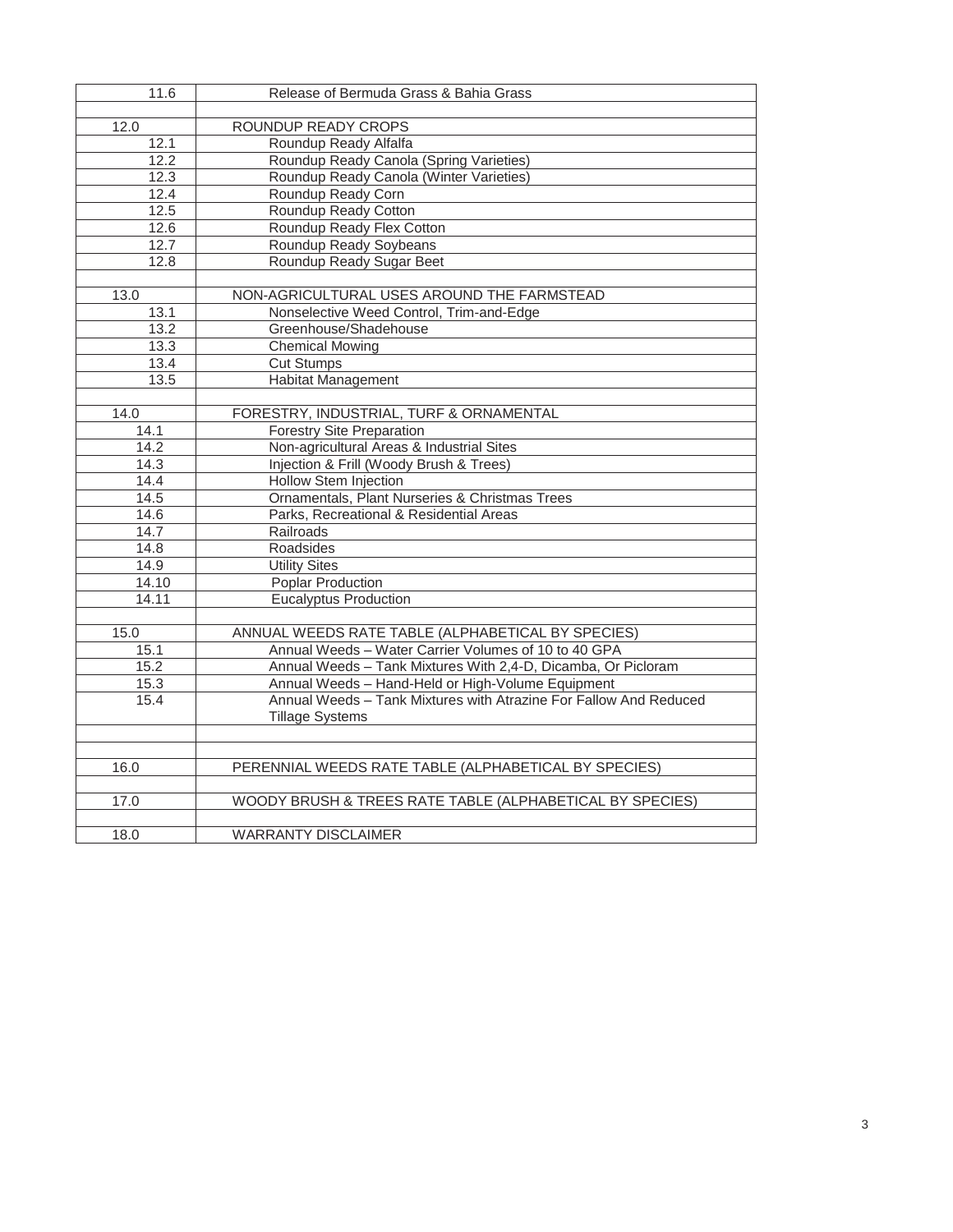| | |
|---|---|
| 11.6 | Release of Bermuda Grass & Bahia Grass |
| | |
| 12.0 | ROUNDUP READY CROPS |
| 12.1 | Roundup Ready Alfalfa |
| 12.2 | Roundup Ready Canola (Spring Varieties) |
| 12.3 | Roundup Ready Canola (Winter Varieties) |
| 12.4 | Roundup Ready Corn |
| 12.5 | Roundup Ready Cotton |
| 12.6 | Roundup Ready Flex Cotton |
| 12.7 | Roundup Ready Soybeans |
| 12.8 | Roundup Ready Sugar Beet |
| | |
| 13.0 | NON-AGRICULTURAL USES AROUND THE FARMSTEAD |
| 13.1 | Nonselective Weed Control, Trim-and-Edge |
| 13.2 | Greenhouse/Shadehouse |
| 13.3 | Chemical Mowing |
| 13.4 | Cut Stumps |
| 13.5 | Habitat Management |
| | |
| 14.0 | FORESTRY, INDUSTRIAL, TURF & ORNAMENTAL |
| 14.1 | Forestry Site Preparation |
| 14.2 | Non-agricultural Areas & Industrial Sites |
| 14.3 | Injection & Frill (Woody Brush & Trees) |
| 14.4 | Hollow Stem Injection |
| 14.5 | Ornamentals, Plant Nurseries & Christmas Trees |
| 14.6 | Parks, Recreational & Residential Areas |
| 14.7 | Railroads |
| 14.8 | Roadsides |
| 14.9 | Utility Sites |
| 14.10 | Poplar Production |
| 14.11 | Eucalyptus Production |
| | |
| 15.0 | ANNUAL WEEDS RATE TABLE (ALPHABETICAL BY SPECIES) |
| 15.1 | Annual Weeds – Water Carrier Volumes of 10 to 40 GPA |
| 15.2 | Annual Weeds – Tank Mixtures With 2,4-D, Dicamba, Or Picloram |
| 15.3 | Annual Weeds – Hand-Held or High-Volume Equipment |
| 15.4 | Annual Weeds – Tank Mixtures with Atrazine For Fallow And Reduced Tillage Systems |
| | |
| | |
| 16.0 | PERENNIAL WEEDS RATE TABLE (ALPHABETICAL BY SPECIES) |
| | |
| 17.0 | WOODY BRUSH & TREES RATE TABLE (ALPHABETICAL BY SPECIES) |
| | |
| 18.0 | WARRANTY DISCLAIMER |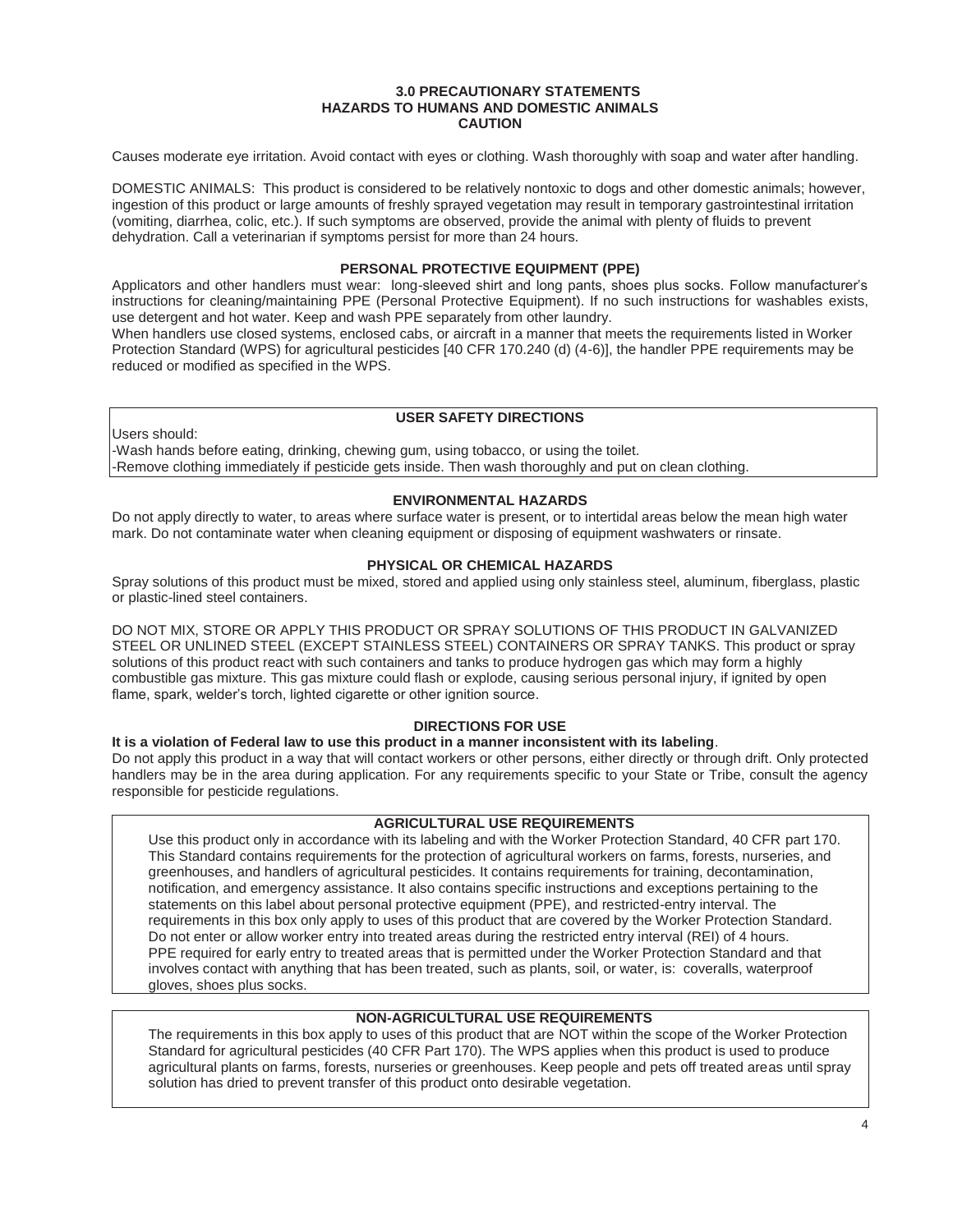## 3.0 PRECAUTIONARY STATEMENTS
## HAZARDS TO HUMANS AND DOMESTIC ANIMALS
## CAUTION

Causes moderate eye irritation. Avoid contact with eyes or clothing. Wash thoroughly with soap and water after handling.

DOMESTIC ANIMALS: This product is considered to be relatively nontoxic to dogs and other domestic animals; however, ingestion of this product or large amounts of freshly sprayed vegetation may result in temporary gastrointestinal irritation (vomiting, diarrhea, colic, etc.). If such symptoms are observed, provide the animal with plenty of fluids to prevent dehydration. Call a veterinarian if symptoms persist for more than 24 hours.

### PERSONAL PROTECTIVE EQUIPMENT (PPE)

Applicators and other handlers must wear: long-sleeved shirt and long pants, shoes plus socks. Follow manufacturer's instructions for cleaning/maintaining PPE (Personal Protective Equipment). If no such instructions for washables exists, use detergent and hot water. Keep and wash PPE separately from other laundry.

When handlers use closed systems, enclosed cabs, or aircraft in a manner that meets the requirements listed in Worker Protection Standard (WPS) for agricultural pesticides [40 CFR 170.240 (d) (4-6)], the handler PPE requirements may be reduced or modified as specified in the WPS.

### USER SAFETY DIRECTIONS

Users should:

-Wash hands before eating, drinking, chewing gum, using tobacco, or using the toilet.

-Remove clothing immediately if pesticide gets inside. Then wash thoroughly and put on clean clothing.

### ENVIRONMENTAL HAZARDS

Do not apply directly to water, to areas where surface water is present, or to intertidal areas below the mean high water mark. Do not contaminate water when cleaning equipment or disposing of equipment washwaters or rinsate.

### PHYSICAL OR CHEMICAL HAZARDS

Spray solutions of this product must be mixed, stored and applied using only stainless steel, aluminum, fiberglass, plastic or plastic-lined steel containers.

DO NOT MIX, STORE OR APPLY THIS PRODUCT OR SPRAY SOLUTIONS OF THIS PRODUCT IN GALVANIZED STEEL OR UNLINED STEEL (EXCEPT STAINLESS STEEL) CONTAINERS OR SPRAY TANKS. This product or spray solutions of this product react with such containers and tanks to produce hydrogen gas which may form a highly combustible gas mixture. This gas mixture could flash or explode, causing serious personal injury, if ignited by open flame, spark, welder's torch, lighted cigarette or other ignition source.

### DIRECTIONS FOR USE

**It is a violation of Federal law to use this product in a manner inconsistent with its labeling**.

Do not apply this product in a way that will contact workers or other persons, either directly or through drift. Only protected handlers may be in the area during application. For any requirements specific to your State or Tribe, consult the agency responsible for pesticide regulations.

### AGRICULTURAL USE REQUIREMENTS

Use this product only in accordance with its labeling and with the Worker Protection Standard, 40 CFR part 170. This Standard contains requirements for the protection of agricultural workers on farms, forests, nurseries, and greenhouses, and handlers of agricultural pesticides. It contains requirements for training, decontamination, notification, and emergency assistance. It also contains specific instructions and exceptions pertaining to the statements on this label about personal protective equipment (PPE), and restricted-entry interval. The requirements in this box only apply to uses of this product that are covered by the Worker Protection Standard. Do not enter or allow worker entry into treated areas during the restricted entry interval (REI) of 4 hours.

PPE required for early entry to treated areas that is permitted under the Worker Protection Standard and that involves contact with anything that has been treated, such as plants, soil, or water, is: coveralls, waterproof gloves, shoes plus socks.

### NON-AGRICULTURAL USE REQUIREMENTS

The requirements in this box apply to uses of this product that are NOT within the scope of the Worker Protection Standard for agricultural pesticides (40 CFR Part 170). The WPS applies when this product is used to produce agricultural plants on farms, forests, nurseries or greenhouses. Keep people and pets off treated areas until spray solution has dried to prevent transfer of this product onto desirable vegetation.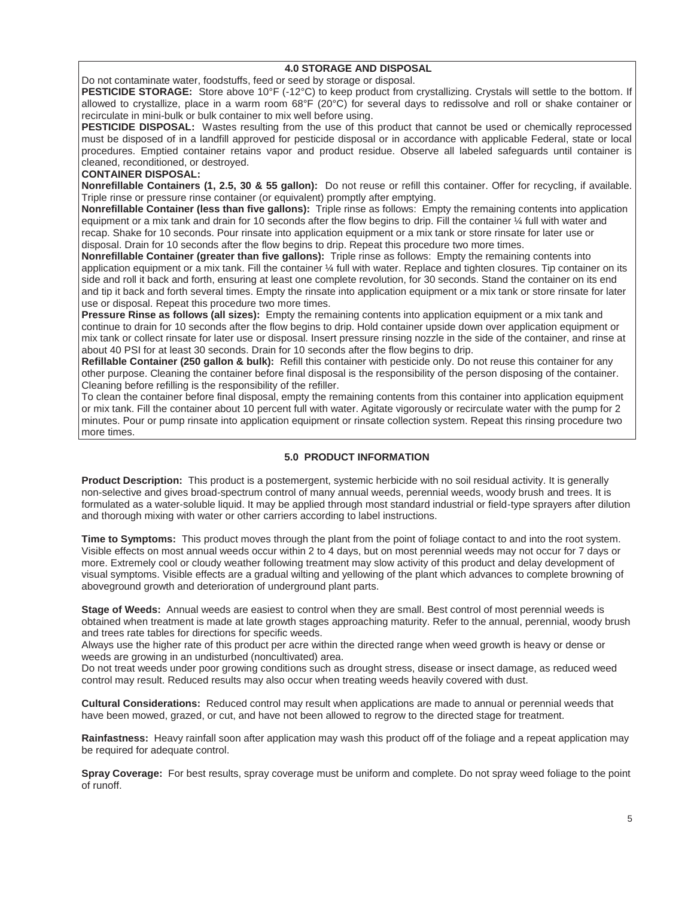## 4.0 STORAGE AND DISPOSAL

Do not contaminate water, foodstuffs, feed or seed by storage or disposal.

**PESTICIDE STORAGE:** Store above 10°F (-12°C) to keep product from crystallizing. Crystals will settle to the bottom. If allowed to crystallize, place in a warm room 68°F (20°C) for several days to redissolve and roll or shake container or recirculate in mini-bulk or bulk container to mix well before using.

**PESTICIDE DISPOSAL:** Wastes resulting from the use of this product that cannot be used or chemically reprocessed must be disposed of in a landfill approved for pesticide disposal or in accordance with applicable Federal, state or local procedures. Emptied container retains vapor and product residue. Observe all labeled safeguards until container is cleaned, reconditioned, or destroyed.

**CONTAINER DISPOSAL:**

**Nonrefillable Containers (1, 2.5, 30 & 55 gallon):** Do not reuse or refill this container. Offer for recycling, if available. Triple rinse or pressure rinse container (or equivalent) promptly after emptying.

**Nonrefillable Container (less than five gallons):** Triple rinse as follows: Empty the remaining contents into application equipment or a mix tank and drain for 10 seconds after the flow begins to drip. Fill the container ¼ full with water and recap. Shake for 10 seconds. Pour rinsate into application equipment or a mix tank or store rinsate for later use or disposal. Drain for 10 seconds after the flow begins to drip. Repeat this procedure two more times.

**Nonrefillable Container (greater than five gallons):** Triple rinse as follows: Empty the remaining contents into application equipment or a mix tank. Fill the container ¼ full with water. Replace and tighten closures. Tip container on its side and roll it back and forth, ensuring at least one complete revolution, for 30 seconds. Stand the container on its end and tip it back and forth several times. Empty the rinsate into application equipment or a mix tank or store rinsate for later use or disposal. Repeat this procedure two more times.

**Pressure Rinse as follows (all sizes):** Empty the remaining contents into application equipment or a mix tank and continue to drain for 10 seconds after the flow begins to drip. Hold container upside down over application equipment or mix tank or collect rinsate for later use or disposal. Insert pressure rinsing nozzle in the side of the container, and rinse at about 40 PSI for at least 30 seconds. Drain for 10 seconds after the flow begins to drip.

**Refillable Container (250 gallon & bulk):** Refill this container with pesticide only. Do not reuse this container for any other purpose. Cleaning the container before final disposal is the responsibility of the person disposing of the container. Cleaning before refilling is the responsibility of the refiller.

To clean the container before final disposal, empty the remaining contents from this container into application equipment or mix tank. Fill the container about 10 percent full with water. Agitate vigorously or recirculate water with the pump for 2 minutes. Pour or pump rinsate into application equipment or rinsate collection system. Repeat this rinsing procedure two more times.

## 5.0 PRODUCT INFORMATION

**Product Description:** This product is a postemergent, systemic herbicide with no soil residual activity. It is generally non-selective and gives broad-spectrum control of many annual weeds, perennial weeds, woody brush and trees. It is formulated as a water-soluble liquid. It may be applied through most standard industrial or field-type sprayers after dilution and thorough mixing with water or other carriers according to label instructions.

**Time to Symptoms:** This product moves through the plant from the point of foliage contact to and into the root system. Visible effects on most annual weeds occur within 2 to 4 days, but on most perennial weeds may not occur for 7 days or more. Extremely cool or cloudy weather following treatment may slow activity of this product and delay development of visual symptoms. Visible effects are a gradual wilting and yellowing of the plant which advances to complete browning of aboveground growth and deterioration of underground plant parts.

**Stage of Weeds:** Annual weeds are easiest to control when they are small. Best control of most perennial weeds is obtained when treatment is made at late growth stages approaching maturity. Refer to the annual, perennial, woody brush and trees rate tables for directions for specific weeds.

Always use the higher rate of this product per acre within the directed range when weed growth is heavy or dense or weeds are growing in an undisturbed (noncultivated) area.

Do not treat weeds under poor growing conditions such as drought stress, disease or insect damage, as reduced weed control may result. Reduced results may also occur when treating weeds heavily covered with dust.

**Cultural Considerations:** Reduced control may result when applications are made to annual or perennial weeds that have been mowed, grazed, or cut, and have not been allowed to regrow to the directed stage for treatment.

**Rainfastness:** Heavy rainfall soon after application may wash this product off of the foliage and a repeat application may be required for adequate control.

**Spray Coverage:** For best results, spray coverage must be uniform and complete. Do not spray weed foliage to the point of runoff.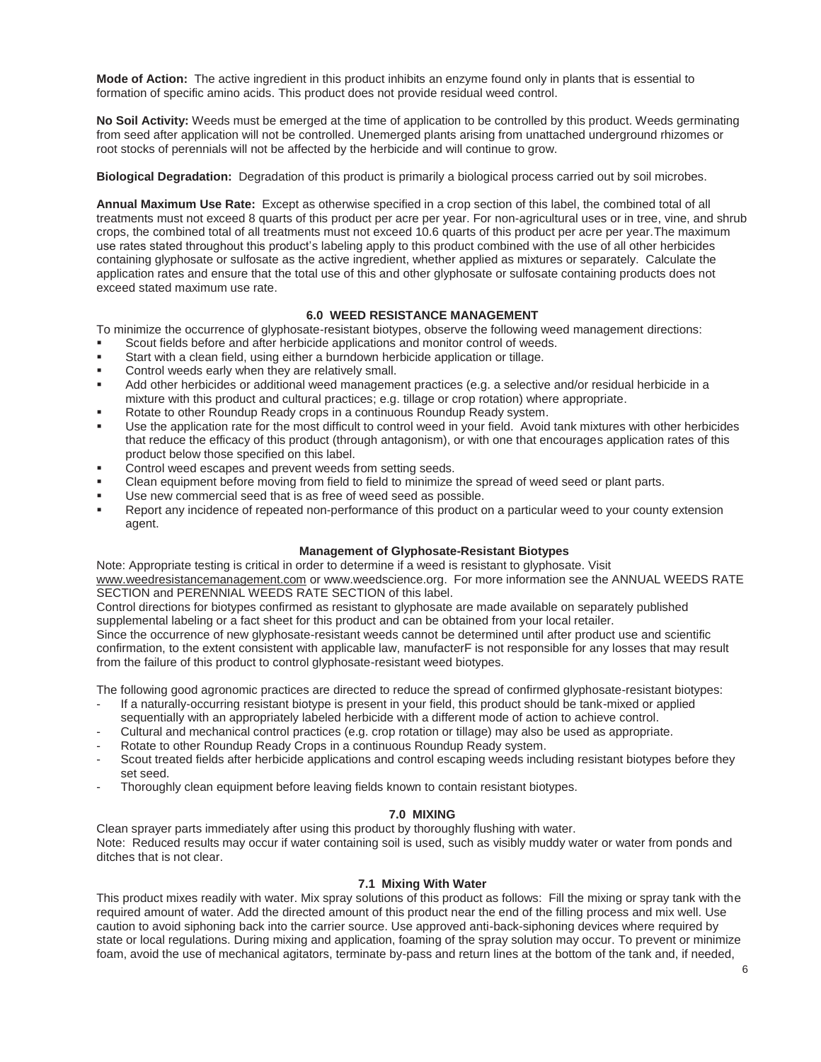**Mode of Action:** The active ingredient in this product inhibits an enzyme found only in plants that is essential to formation of specific amino acids. This product does not provide residual weed control.

**No Soil Activity:** Weeds must be emerged at the time of application to be controlled by this product. Weeds germinating from seed after application will not be controlled. Unemerged plants arising from unattached underground rhizomes or root stocks of perennials will not be affected by the herbicide and will continue to grow.

**Biological Degradation:** Degradation of this product is primarily a biological process carried out by soil microbes.

**Annual Maximum Use Rate:** Except as otherwise specified in a crop section of this label, the combined total of all treatments must not exceed 8 quarts of this product per acre per year. For non-agricultural uses or in tree, vine, and shrub crops, the combined total of all treatments must not exceed 10.6 quarts of this product per acre per year.The maximum use rates stated throughout this product's labeling apply to this product combined with the use of all other herbicides containing glyphosate or sulfosate as the active ingredient, whether applied as mixtures or separately. Calculate the application rates and ensure that the total use of this and other glyphosate or sulfosate containing products does not exceed stated maximum use rate.

## 6.0 WEED RESISTANCE MANAGEMENT

To minimize the occurrence of glyphosate-resistant biotypes, observe the following weed management directions:

- Scout fields before and after herbicide applications and monitor control of weeds.
- Start with a clean field, using either a burndown herbicide application or tillage.
- Control weeds early when they are relatively small.
- Add other herbicides or additional weed management practices (e.g. a selective and/or residual herbicide in a mixture with this product and cultural practices; e.g. tillage or crop rotation) where appropriate.
- Rotate to other Roundup Ready crops in a continuous Roundup Ready system.
- Use the application rate for the most difficult to control weed in your field. Avoid tank mixtures with other herbicides that reduce the efficacy of this product (through antagonism), or with one that encourages application rates of this product below those specified on this label.
- Control weed escapes and prevent weeds from setting seeds.
- Clean equipment before moving from field to field to minimize the spread of weed seed or plant parts.
- Use new commercial seed that is as free of weed seed as possible.
- Report any incidence of repeated non-performance of this product on a particular weed to your county extension agent.

### Management of Glyphosate-Resistant Biotypes

Note: Appropriate testing is critical in order to determine if a weed is resistant to glyphosate. Visit www.weedresistancemanagement.com or www.weedscience.org. For more information see the ANNUAL WEEDS RATE SECTION and PERENNIAL WEEDS RATE SECTION of this label.

Control directions for biotypes confirmed as resistant to glyphosate are made available on separately published supplemental labeling or a fact sheet for this product and can be obtained from your local retailer.

Since the occurrence of new glyphosate-resistant weeds cannot be determined until after product use and scientific confirmation, to the extent consistent with applicable law, manufacterF is not responsible for any losses that may result from the failure of this product to control glyphosate-resistant weed biotypes.

The following good agronomic practices are directed to reduce the spread of confirmed glyphosate-resistant biotypes:

- If a naturally-occurring resistant biotype is present in your field, this product should be tank-mixed or applied sequentially with an appropriately labeled herbicide with a different mode of action to achieve control.
- Cultural and mechanical control practices (e.g. crop rotation or tillage) may also be used as appropriate.
- Rotate to other Roundup Ready Crops in a continuous Roundup Ready system.
- Scout treated fields after herbicide applications and control escaping weeds including resistant biotypes before they set seed.
- Thoroughly clean equipment before leaving fields known to contain resistant biotypes.

## 7.0 MIXING

Clean sprayer parts immediately after using this product by thoroughly flushing with water.

Note: Reduced results may occur if water containing soil is used, such as visibly muddy water or water from ponds and ditches that is not clear.

### 7.1 Mixing With Water

This product mixes readily with water. Mix spray solutions of this product as follows: Fill the mixing or spray tank with the required amount of water. Add the directed amount of this product near the end of the filling process and mix well. Use caution to avoid siphoning back into the carrier source. Use approved anti-back-siphoning devices where required by state or local regulations. During mixing and application, foaming of the spray solution may occur. To prevent or minimize foam, avoid the use of mechanical agitators, terminate by-pass and return lines at the bottom of the tank and, if needed,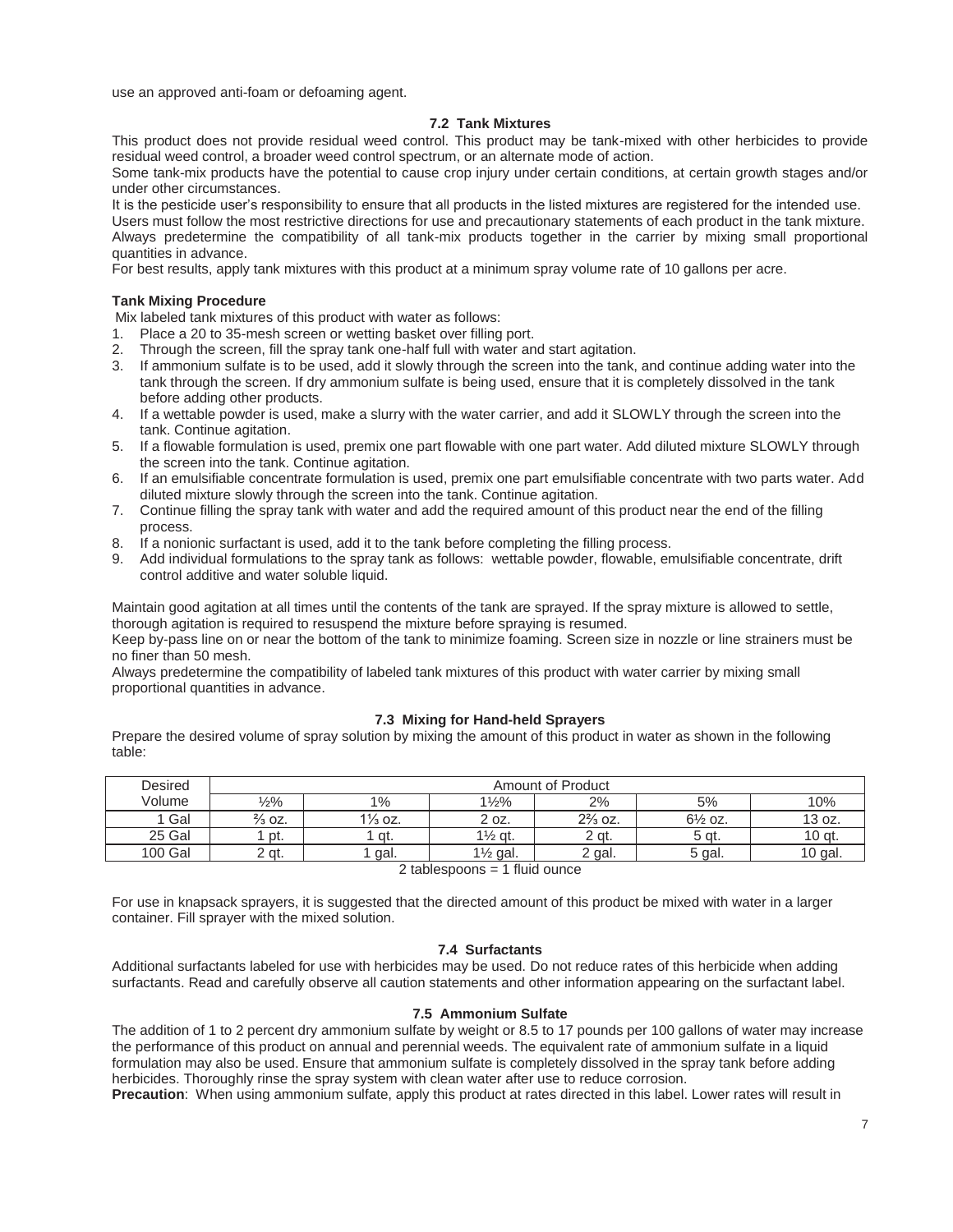use an approved anti-foam or defoaming agent.

### 7.2 Tank Mixtures

This product does not provide residual weed control. This product may be tank-mixed with other herbicides to provide residual weed control, a broader weed control spectrum, or an alternate mode of action.

Some tank-mix products have the potential to cause crop injury under certain conditions, at certain growth stages and/or under other circumstances.

It is the pesticide user's responsibility to ensure that all products in the listed mixtures are registered for the intended use.

Users must follow the most restrictive directions for use and precautionary statements of each product in the tank mixture.

Always predetermine the compatibility of all tank-mix products together in the carrier by mixing small proportional quantities in advance.

For best results, apply tank mixtures with this product at a minimum spray volume rate of 10 gallons per acre.

**Tank Mixing Procedure**

Mix labeled tank mixtures of this product with water as follows:

1. Place a 20 to 35-mesh screen or wetting basket over filling port.
2. Through the screen, fill the spray tank one-half full with water and start agitation.
3. If ammonium sulfate is to be used, add it slowly through the screen into the tank, and continue adding water into the tank through the screen. If dry ammonium sulfate is being used, ensure that it is completely dissolved in the tank before adding other products.
4. If a wettable powder is used, make a slurry with the water carrier, and add it SLOWLY through the screen into the tank. Continue agitation.
5. If a flowable formulation is used, premix one part flowable with one part water. Add diluted mixture SLOWLY through the screen into the tank. Continue agitation.
6. If an emulsifiable concentrate formulation is used, premix one part emulsifiable concentrate with two parts water. Add diluted mixture slowly through the screen into the tank. Continue agitation.
7. Continue filling the spray tank with water and add the required amount of this product near the end of the filling process.
8. If a nonionic surfactant is used, add it to the tank before completing the filling process.
9. Add individual formulations to the spray tank as follows: wettable powder, flowable, emulsifiable concentrate, drift control additive and water soluble liquid.

Maintain good agitation at all times until the contents of the tank are sprayed. If the spray mixture is allowed to settle, thorough agitation is required to resuspend the mixture before spraying is resumed.

Keep by-pass line on or near the bottom of the tank to minimize foaming. Screen size in nozzle or line strainers must be no finer than 50 mesh.

Always predetermine the compatibility of labeled tank mixtures of this product with water carrier by mixing small proportional quantities in advance.

### 7.3 Mixing for Hand-held Sprayers

Prepare the desired volume of spray solution by mixing the amount of this product in water as shown in the following table:

| Desired Volume | Amount of Product | | | | | |
|---|---|---|---|---|---|---|
| | ½% | 1% | 1½% | 2% | 5% | 10% |
| 1 Gal | ⅔ oz. | 1⅓ oz. | 2 oz. | 2⅔ oz. | 6½ oz. | 13 oz. |
| 25 Gal | 1 pt. | 1 qt. | 1½ qt. | 2 qt. | 5 qt. | 10 qt. |
| 100 Gal | 2 qt. | 1 gal. | 1½ gal. | 2 gal. | 5 gal. | 10 gal. |

2 tablespoons = 1 fluid ounce

For use in knapsack sprayers, it is suggested that the directed amount of this product be mixed with water in a larger container. Fill sprayer with the mixed solution.

### 7.4 Surfactants

Additional surfactants labeled for use with herbicides may be used. Do not reduce rates of this herbicide when adding surfactants. Read and carefully observe all caution statements and other information appearing on the surfactant label.

### 7.5 Ammonium Sulfate

The addition of 1 to 2 percent dry ammonium sulfate by weight or 8.5 to 17 pounds per 100 gallons of water may increase the performance of this product on annual and perennial weeds. The equivalent rate of ammonium sulfate in a liquid formulation may also be used. Ensure that ammonium sulfate is completely dissolved in the spray tank before adding herbicides. Thoroughly rinse the spray system with clean water after use to reduce corrosion.

**Precaution**: When using ammonium sulfate, apply this product at rates directed in this label. Lower rates will result in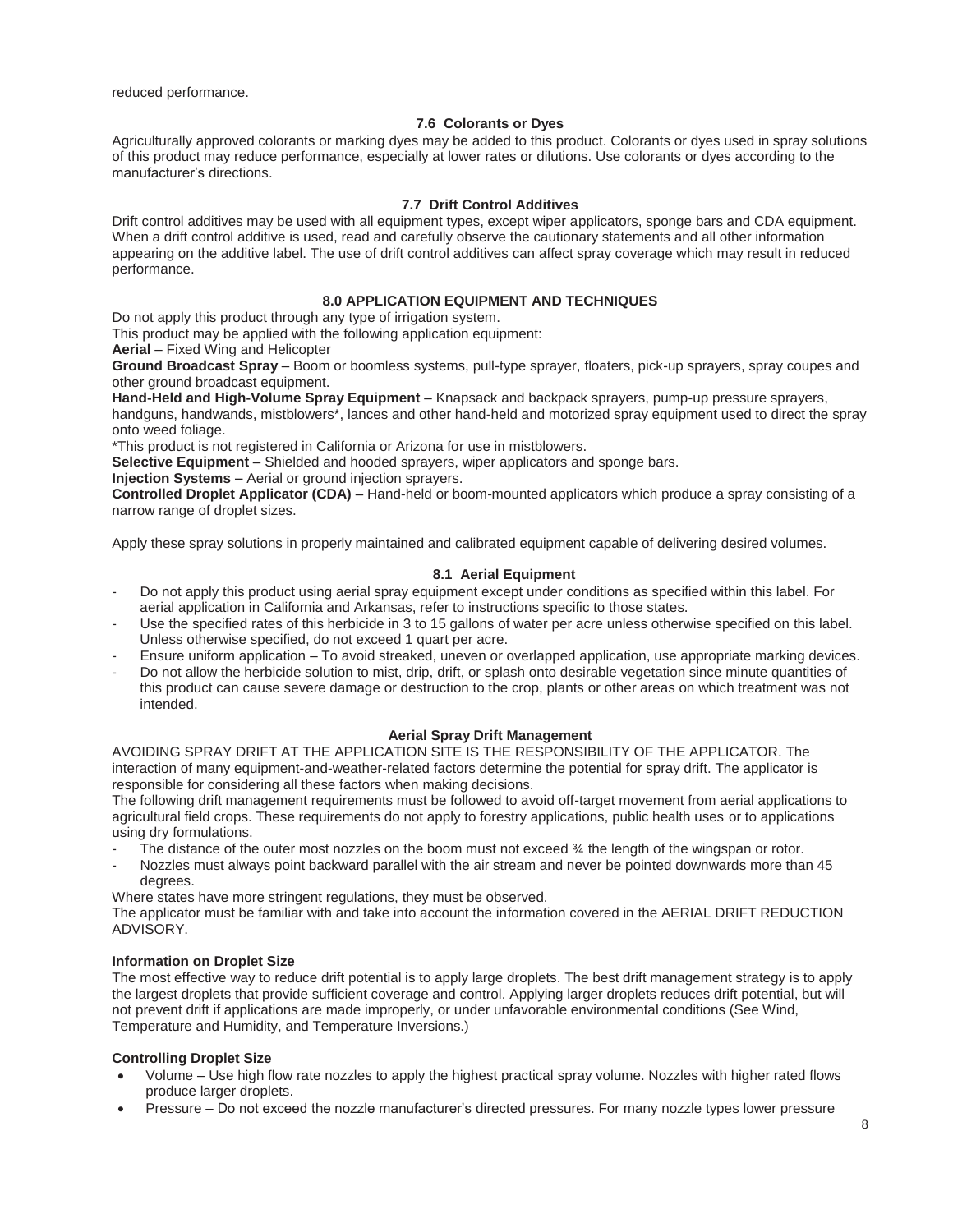reduced performance.

### 7.6 Colorants or Dyes

Agriculturally approved colorants or marking dyes may be added to this product. Colorants or dyes used in spray solutions of this product may reduce performance, especially at lower rates or dilutions. Use colorants or dyes according to the manufacturer's directions.

### 7.7 Drift Control Additives

Drift control additives may be used with all equipment types, except wiper applicators, sponge bars and CDA equipment. When a drift control additive is used, read and carefully observe the cautionary statements and all other information appearing on the additive label. The use of drift control additives can affect spray coverage which may result in reduced performance.

## 8.0 APPLICATION EQUIPMENT AND TECHNIQUES

Do not apply this product through any type of irrigation system.

This product may be applied with the following application equipment:

**Aerial** – Fixed Wing and Helicopter

**Ground Broadcast Spray** – Boom or boomless systems, pull-type sprayer, floaters, pick-up sprayers, spray coupes and other ground broadcast equipment.

**Hand-Held and High-Volume Spray Equipment** – Knapsack and backpack sprayers, pump-up pressure sprayers, handguns, handwands, mistblowers*, lances and other hand-held and motorized spray equipment used to direct the spray onto weed foliage.

*This product is not registered in California or Arizona for use in mistblowers.

**Selective Equipment** – Shielded and hooded sprayers, wiper applicators and sponge bars.

**Injection Systems –** Aerial or ground injection sprayers.

**Controlled Droplet Applicator (CDA)** – Hand-held or boom-mounted applicators which produce a spray consisting of a narrow range of droplet sizes.

Apply these spray solutions in properly maintained and calibrated equipment capable of delivering desired volumes.

### 8.1 Aerial Equipment

- Do not apply this product using aerial spray equipment except under conditions as specified within this label. For aerial application in California and Arkansas, refer to instructions specific to those states.
- Use the specified rates of this herbicide in 3 to 15 gallons of water per acre unless otherwise specified on this label. Unless otherwise specified, do not exceed 1 quart per acre.
- Ensure uniform application – To avoid streaked, uneven or overlapped application, use appropriate marking devices.
- Do not allow the herbicide solution to mist, drip, drift, or splash onto desirable vegetation since minute quantities of this product can cause severe damage or destruction to the crop, plants or other areas on which treatment was not intended.

#### Aerial Spray Drift Management

AVOIDING SPRAY DRIFT AT THE APPLICATION SITE IS THE RESPONSIBILITY OF THE APPLICATOR. The interaction of many equipment-and-weather-related factors determine the potential for spray drift. The applicator is responsible for considering all these factors when making decisions.

The following drift management requirements must be followed to avoid off-target movement from aerial applications to agricultural field crops. These requirements do not apply to forestry applications, public health uses or to applications using dry formulations.

- The distance of the outer most nozzles on the boom must not exceed ¾ the length of the wingspan or rotor.
- Nozzles must always point backward parallel with the air stream and never be pointed downwards more than 45 degrees.

Where states have more stringent regulations, they must be observed.

The applicator must be familiar with and take into account the information covered in the AERIAL DRIFT REDUCTION ADVISORY.

**Information on Droplet Size**

The most effective way to reduce drift potential is to apply large droplets. The best drift management strategy is to apply the largest droplets that provide sufficient coverage and control. Applying larger droplets reduces drift potential, but will not prevent drift if applications are made improperly, or under unfavorable environmental conditions (See Wind, Temperature and Humidity, and Temperature Inversions.)

**Controlling Droplet Size**

- Volume – Use high flow rate nozzles to apply the highest practical spray volume. Nozzles with higher rated flows produce larger droplets.
- Pressure – Do not exceed the nozzle manufacturer's directed pressures. For many nozzle types lower pressure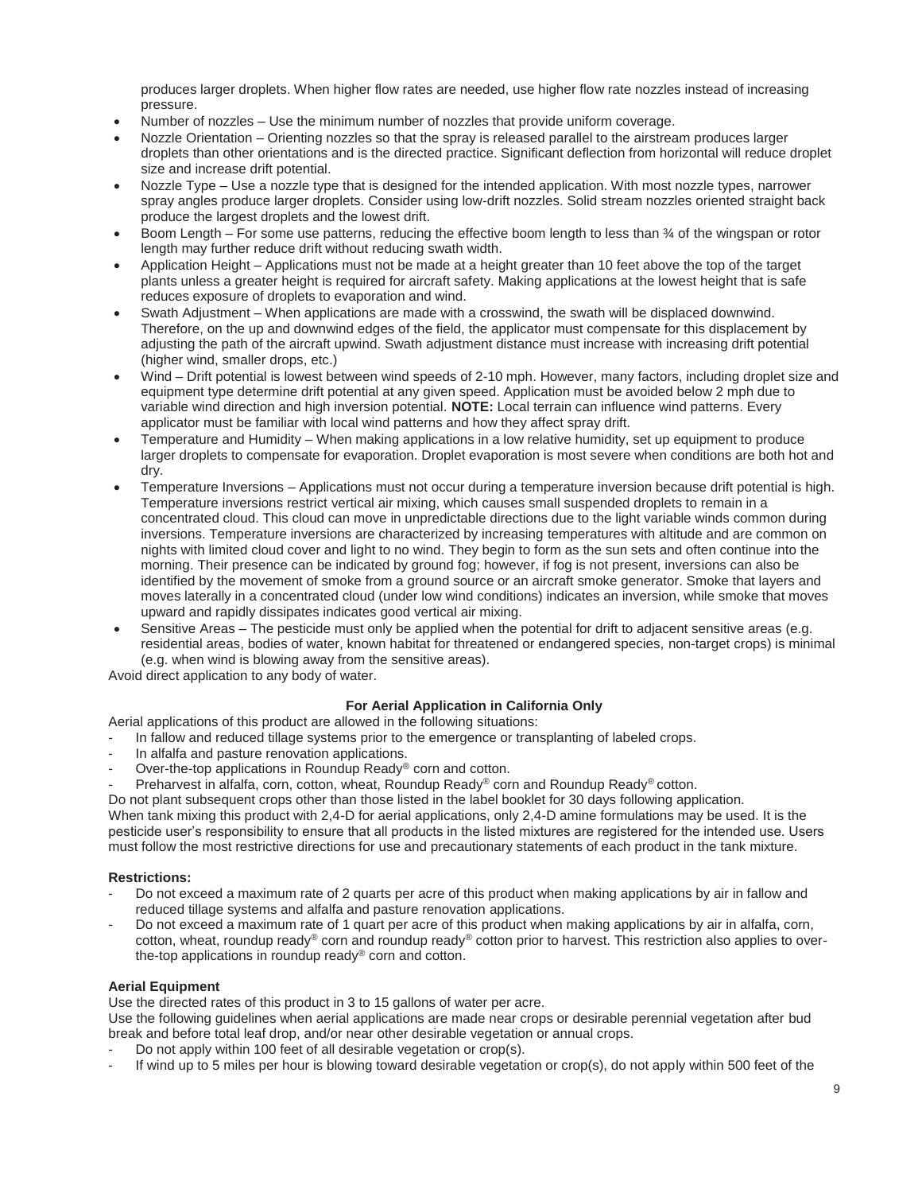produces larger droplets. When higher flow rates are needed, use higher flow rate nozzles instead of increasing pressure.

- Number of nozzles – Use the minimum number of nozzles that provide uniform coverage.
- Nozzle Orientation – Orienting nozzles so that the spray is released parallel to the airstream produces larger droplets than other orientations and is the directed practice. Significant deflection from horizontal will reduce droplet size and increase drift potential.
- Nozzle Type – Use a nozzle type that is designed for the intended application. With most nozzle types, narrower spray angles produce larger droplets. Consider using low-drift nozzles. Solid stream nozzles oriented straight back produce the largest droplets and the lowest drift.
- Boom Length – For some use patterns, reducing the effective boom length to less than ¾ of the wingspan or rotor length may further reduce drift without reducing swath width.
- Application Height – Applications must not be made at a height greater than 10 feet above the top of the target plants unless a greater height is required for aircraft safety. Making applications at the lowest height that is safe reduces exposure of droplets to evaporation and wind.
- Swath Adjustment – When applications are made with a crosswind, the swath will be displaced downwind. Therefore, on the up and downwind edges of the field, the applicator must compensate for this displacement by adjusting the path of the aircraft upwind. Swath adjustment distance must increase with increasing drift potential (higher wind, smaller drops, etc.)
- Wind – Drift potential is lowest between wind speeds of 2-10 mph. However, many factors, including droplet size and equipment type determine drift potential at any given speed. Application must be avoided below 2 mph due to variable wind direction and high inversion potential. **NOTE:** Local terrain can influence wind patterns. Every applicator must be familiar with local wind patterns and how they affect spray drift.
- Temperature and Humidity – When making applications in a low relative humidity, set up equipment to produce larger droplets to compensate for evaporation. Droplet evaporation is most severe when conditions are both hot and dry.
- Temperature Inversions – Applications must not occur during a temperature inversion because drift potential is high. Temperature inversions restrict vertical air mixing, which causes small suspended droplets to remain in a concentrated cloud. This cloud can move in unpredictable directions due to the light variable winds common during inversions. Temperature inversions are characterized by increasing temperatures with altitude and are common on nights with limited cloud cover and light to no wind. They begin to form as the sun sets and often continue into the morning. Their presence can be indicated by ground fog; however, if fog is not present, inversions can also be identified by the movement of smoke from a ground source or an aircraft smoke generator. Smoke that layers and moves laterally in a concentrated cloud (under low wind conditions) indicates an inversion, while smoke that moves upward and rapidly dissipates indicates good vertical air mixing.
- Sensitive Areas – The pesticide must only be applied when the potential for drift to adjacent sensitive areas (e.g. residential areas, bodies of water, known habitat for threatened or endangered species, non-target crops) is minimal (e.g. when wind is blowing away from the sensitive areas).

Avoid direct application to any body of water.

**For Aerial Application in California Only**

Aerial applications of this product are allowed in the following situations:

- In fallow and reduced tillage systems prior to the emergence or transplanting of labeled crops.
- In alfalfa and pasture renovation applications.
- Over-the-top applications in Roundup Ready® corn and cotton.
- Preharvest in alfalfa, corn, cotton, wheat, Roundup Ready® corn and Roundup Ready® cotton.

Do not plant subsequent crops other than those listed in the label booklet for 30 days following application.

When tank mixing this product with 2,4-D for aerial applications, only 2,4-D amine formulations may be used. It is the pesticide user's responsibility to ensure that all products in the listed mixtures are registered for the intended use. Users must follow the most restrictive directions for use and precautionary statements of each product in the tank mixture.

**Restrictions:**

- Do not exceed a maximum rate of 2 quarts per acre of this product when making applications by air in fallow and reduced tillage systems and alfalfa and pasture renovation applications.
- Do not exceed a maximum rate of 1 quart per acre of this product when making applications by air in alfalfa, corn, cotton, wheat, roundup ready® corn and roundup ready® cotton prior to harvest. This restriction also applies to over-the-top applications in roundup ready® corn and cotton.

**Aerial Equipment**

Use the directed rates of this product in 3 to 15 gallons of water per acre.

Use the following guidelines when aerial applications are made near crops or desirable perennial vegetation after bud break and before total leaf drop, and/or near other desirable vegetation or annual crops.

- Do not apply within 100 feet of all desirable vegetation or crop(s).
- If wind up to 5 miles per hour is blowing toward desirable vegetation or crop(s), do not apply within 500 feet of the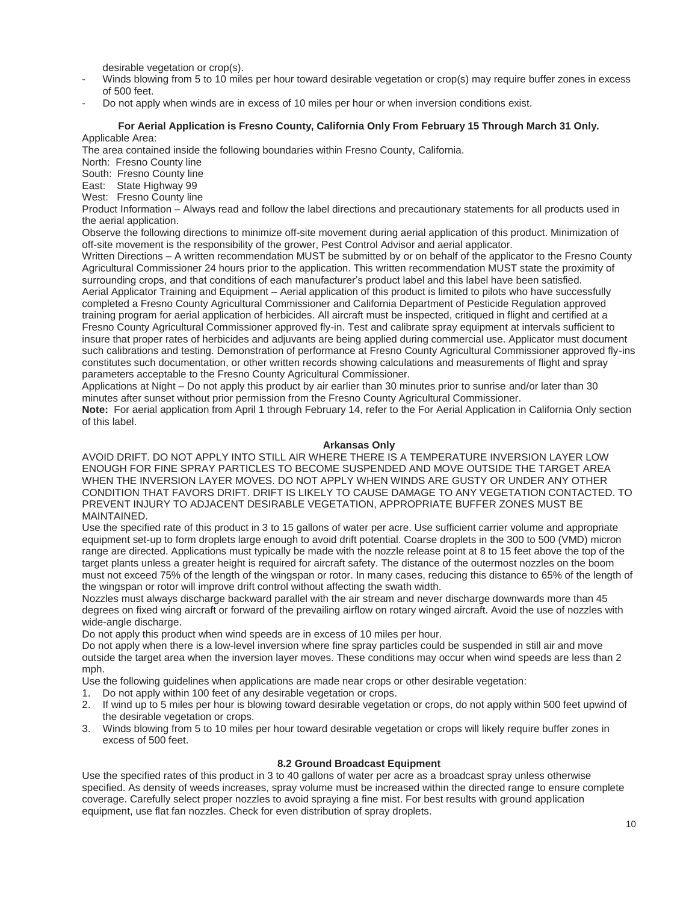desirable vegetation or crop(s).

- Winds blowing from 5 to 10 miles per hour toward desirable vegetation or crop(s) may require buffer zones in excess of 500 feet.
- Do not apply when winds are in excess of 10 miles per hour or when inversion conditions exist.

**For Aerial Application is Fresno County, California Only From February 15 Through March 31 Only.**

Applicable Area:

The area contained inside the following boundaries within Fresno County, California.

North: Fresno County line
South: Fresno County line
East: State Highway 99
West: Fresno County line

Product Information – Always read and follow the label directions and precautionary statements for all products used in the aerial application.

Observe the following directions to minimize off-site movement during aerial application of this product. Minimization of off-site movement is the responsibility of the grower, Pest Control Advisor and aerial applicator.

Written Directions – A written recommendation MUST be submitted by or on behalf of the applicator to the Fresno County Agricultural Commissioner 24 hours prior to the application. This written recommendation MUST state the proximity of surrounding crops, and that conditions of each manufacturer's product label and this label have been satisfied.

Aerial Applicator Training and Equipment – Aerial application of this product is limited to pilots who have successfully completed a Fresno County Agricultural Commissioner and California Department of Pesticide Regulation approved training program for aerial application of herbicides. All aircraft must be inspected, critiqued in flight and certified at a Fresno County Agricultural Commissioner approved fly-in. Test and calibrate spray equipment at intervals sufficient to insure that proper rates of herbicides and adjuvants are being applied during commercial use. Applicator must document such calibrations and testing. Demonstration of performance at Fresno County Agricultural Commissioner approved fly-ins constitutes such documentation, or other written records showing calculations and measurements of flight and spray parameters acceptable to the Fresno County Agricultural Commissioner.

Applications at Night – Do not apply this product by air earlier than 30 minutes prior to sunrise and/or later than 30 minutes after sunset without prior permission from the Fresno County Agricultural Commissioner.

**Note:** For aerial application from April 1 through February 14, refer to the For Aerial Application in California Only section of this label.

**Arkansas Only**

AVOID DRIFT. DO NOT APPLY INTO STILL AIR WHERE THERE IS A TEMPERATURE INVERSION LAYER LOW ENOUGH FOR FINE SPRAY PARTICLES TO BECOME SUSPENDED AND MOVE OUTSIDE THE TARGET AREA WHEN THE INVERSION LAYER MOVES. DO NOT APPLY WHEN WINDS ARE GUSTY OR UNDER ANY OTHER CONDITION THAT FAVORS DRIFT. DRIFT IS LIKELY TO CAUSE DAMAGE TO ANY VEGETATION CONTACTED. TO PREVENT INJURY TO ADJACENT DESIRABLE VEGETATION, APPROPRIATE BUFFER ZONES MUST BE MAINTAINED.

Use the specified rate of this product in 3 to 15 gallons of water per acre. Use sufficient carrier volume and appropriate equipment set-up to form droplets large enough to avoid drift potential. Coarse droplets in the 300 to 500 (VMD) micron range are directed. Applications must typically be made with the nozzle release point at 8 to 15 feet above the top of the target plants unless a greater height is required for aircraft safety. The distance of the outermost nozzles on the boom must not exceed 75% of the length of the wingspan or rotor. In many cases, reducing this distance to 65% of the length of the wingspan or rotor will improve drift control without affecting the swath width.

Nozzles must always discharge backward parallel with the air stream and never discharge downwards more than 45 degrees on fixed wing aircraft or forward of the prevailing airflow on rotary winged aircraft. Avoid the use of nozzles with wide-angle discharge.

Do not apply this product when wind speeds are in excess of 10 miles per hour.

Do not apply when there is a low-level inversion where fine spray particles could be suspended in still air and move outside the target area when the inversion layer moves. These conditions may occur when wind speeds are less than 2 mph.

Use the following guidelines when applications are made near crops or other desirable vegetation:

1. Do not apply within 100 feet of any desirable vegetation or crops.
2. If wind up to 5 miles per hour is blowing toward desirable vegetation or crops, do not apply within 500 feet upwind of the desirable vegetation or crops.
3. Winds blowing from 5 to 10 miles per hour toward desirable vegetation or crops will likely require buffer zones in excess of 500 feet.

**8.2 Ground Broadcast Equipment**

Use the specified rates of this product in 3 to 40 gallons of water per acre as a broadcast spray unless otherwise specified. As density of weeds increases, spray volume must be increased within the directed range to ensure complete coverage. Carefully select proper nozzles to avoid spraying a fine mist. For best results with ground application equipment, use flat fan nozzles. Check for even distribution of spray droplets.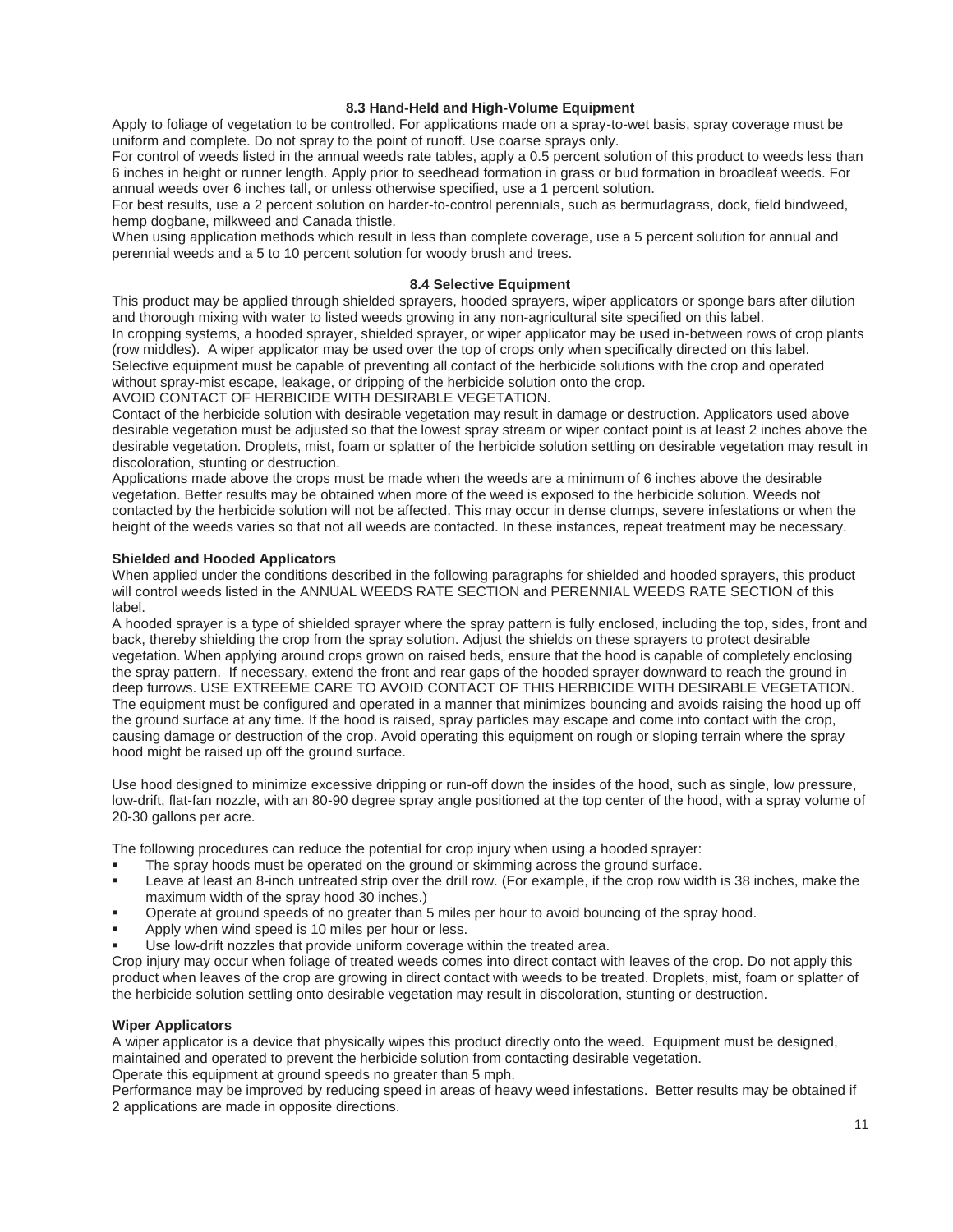### 8.3 Hand-Held and High-Volume Equipment

Apply to foliage of vegetation to be controlled. For applications made on a spray-to-wet basis, spray coverage must be uniform and complete. Do not spray to the point of runoff. Use coarse sprays only.

For control of weeds listed in the annual weeds rate tables, apply a 0.5 percent solution of this product to weeds less than 6 inches in height or runner length. Apply prior to seedhead formation in grass or bud formation in broadleaf weeds. For annual weeds over 6 inches tall, or unless otherwise specified, use a 1 percent solution.

For best results, use a 2 percent solution on harder-to-control perennials, such as bermudagrass, dock, field bindweed, hemp dogbane, milkweed and Canada thistle.

When using application methods which result in less than complete coverage, use a 5 percent solution for annual and perennial weeds and a 5 to 10 percent solution for woody brush and trees.

### 8.4 Selective Equipment

This product may be applied through shielded sprayers, hooded sprayers, wiper applicators or sponge bars after dilution and thorough mixing with water to listed weeds growing in any non-agricultural site specified on this label.

In cropping systems, a hooded sprayer, shielded sprayer, or wiper applicator may be used in-between rows of crop plants (row middles). A wiper applicator may be used over the top of crops only when specifically directed on this label.

Selective equipment must be capable of preventing all contact of the herbicide solutions with the crop and operated without spray-mist escape, leakage, or dripping of the herbicide solution onto the crop.

AVOID CONTACT OF HERBICIDE WITH DESIRABLE VEGETATION.

Contact of the herbicide solution with desirable vegetation may result in damage or destruction. Applicators used above desirable vegetation must be adjusted so that the lowest spray stream or wiper contact point is at least 2 inches above the desirable vegetation. Droplets, mist, foam or splatter of the herbicide solution settling on desirable vegetation may result in discoloration, stunting or destruction.

Applications made above the crops must be made when the weeds are a minimum of 6 inches above the desirable vegetation. Better results may be obtained when more of the weed is exposed to the herbicide solution. Weeds not contacted by the herbicide solution will not be affected. This may occur in dense clumps, severe infestations or when the height of the weeds varies so that not all weeds are contacted. In these instances, repeat treatment may be necessary.

#### Shielded and Hooded Applicators

When applied under the conditions described in the following paragraphs for shielded and hooded sprayers, this product will control weeds listed in the ANNUAL WEEDS RATE SECTION and PERENNIAL WEEDS RATE SECTION of this label.

A hooded sprayer is a type of shielded sprayer where the spray pattern is fully enclosed, including the top, sides, front and back, thereby shielding the crop from the spray solution. Adjust the shields on these sprayers to protect desirable vegetation. When applying around crops grown on raised beds, ensure that the hood is capable of completely enclosing the spray pattern. If necessary, extend the front and rear gaps of the hooded sprayer downward to reach the ground in deep furrows. USE EXTREEME CARE TO AVOID CONTACT OF THIS HERBICIDE WITH DESIRABLE VEGETATION. The equipment must be configured and operated in a manner that minimizes bouncing and avoids raising the hood up off the ground surface at any time. If the hood is raised, spray particles may escape and come into contact with the crop, causing damage or destruction of the crop. Avoid operating this equipment on rough or sloping terrain where the spray hood might be raised up off the ground surface.

Use hood designed to minimize excessive dripping or run-off down the insides of the hood, such as single, low pressure, low-drift, flat-fan nozzle, with an 80-90 degree spray angle positioned at the top center of the hood, with a spray volume of 20-30 gallons per acre.

The following procedures can reduce the potential for crop injury when using a hooded sprayer:

- The spray hoods must be operated on the ground or skimming across the ground surface.
- Leave at least an 8-inch untreated strip over the drill row. (For example, if the crop row width is 38 inches, make the maximum width of the spray hood 30 inches.)
- Operate at ground speeds of no greater than 5 miles per hour to avoid bouncing of the spray hood.
- Apply when wind speed is 10 miles per hour or less.
- Use low-drift nozzles that provide uniform coverage within the treated area.

Crop injury may occur when foliage of treated weeds comes into direct contact with leaves of the crop. Do not apply this product when leaves of the crop are growing in direct contact with weeds to be treated. Droplets, mist, foam or splatter of the herbicide solution settling onto desirable vegetation may result in discoloration, stunting or destruction.

#### Wiper Applicators

A wiper applicator is a device that physically wipes this product directly onto the weed. Equipment must be designed, maintained and operated to prevent the herbicide solution from contacting desirable vegetation.

Operate this equipment at ground speeds no greater than 5 mph.

Performance may be improved by reducing speed in areas of heavy weed infestations. Better results may be obtained if 2 applications are made in opposite directions.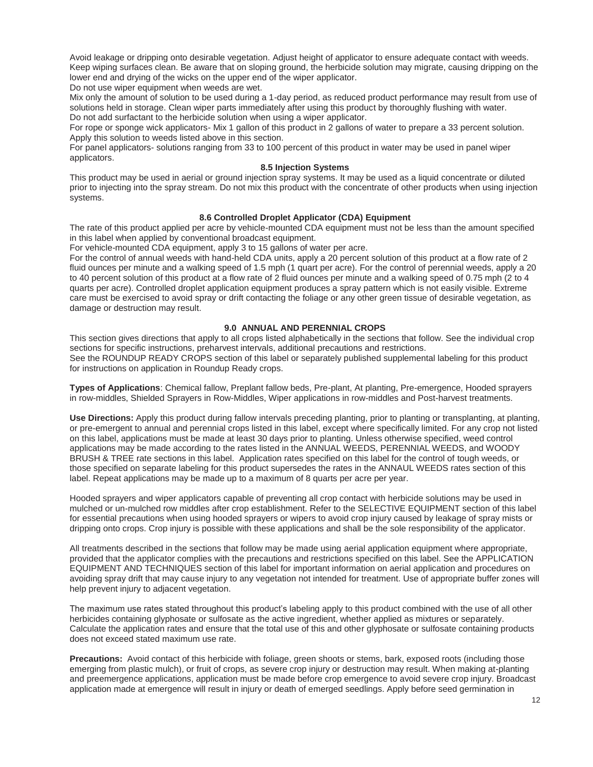Avoid leakage or dripping onto desirable vegetation. Adjust height of applicator to ensure adequate contact with weeds. Keep wiping surfaces clean. Be aware that on sloping ground, the herbicide solution may migrate, causing dripping on the lower end and drying of the wicks on the upper end of the wiper applicator.

Do not use wiper equipment when weeds are wet.

Mix only the amount of solution to be used during a 1-day period, as reduced product performance may result from use of solutions held in storage. Clean wiper parts immediately after using this product by thoroughly flushing with water.

Do not add surfactant to the herbicide solution when using a wiper applicator.

For rope or sponge wick applicators- Mix 1 gallon of this product in 2 gallons of water to prepare a 33 percent solution. Apply this solution to weeds listed above in this section.

For panel applicators- solutions ranging from 33 to 100 percent of this product in water may be used in panel wiper applicators.

### 8.5 Injection Systems

This product may be used in aerial or ground injection spray systems. It may be used as a liquid concentrate or diluted prior to injecting into the spray stream. Do not mix this product with the concentrate of other products when using injection systems.

### 8.6 Controlled Droplet Applicator (CDA) Equipment

The rate of this product applied per acre by vehicle-mounted CDA equipment must not be less than the amount specified in this label when applied by conventional broadcast equipment.

For vehicle-mounted CDA equipment, apply 3 to 15 gallons of water per acre.

For the control of annual weeds with hand-held CDA units, apply a 20 percent solution of this product at a flow rate of 2 fluid ounces per minute and a walking speed of 1.5 mph (1 quart per acre). For the control of perennial weeds, apply a 20 to 40 percent solution of this product at a flow rate of 2 fluid ounces per minute and a walking speed of 0.75 mph (2 to 4 quarts per acre). Controlled droplet application equipment produces a spray pattern which is not easily visible. Extreme care must be exercised to avoid spray or drift contacting the foliage or any other green tissue of desirable vegetation, as damage or destruction may result.

## 9.0 ANNUAL AND PERENNIAL CROPS

This section gives directions that apply to all crops listed alphabetically in the sections that follow. See the individual crop sections for specific instructions, preharvest intervals, additional precautions and restrictions.

See the ROUNDUP READY CROPS section of this label or separately published supplemental labeling for this product for instructions on application in Roundup Ready crops.

**Types of Applications**: Chemical fallow, Preplant fallow beds, Pre-plant, At planting, Pre-emergence, Hooded sprayers in row-middles, Shielded Sprayers in Row-Middles, Wiper applications in row-middles and Post-harvest treatments.

**Use Directions:** Apply this product during fallow intervals preceding planting, prior to planting or transplanting, at planting, or pre-emergent to annual and perennial crops listed in this label, except where specifically limited. For any crop not listed on this label, applications must be made at least 30 days prior to planting. Unless otherwise specified, weed control applications may be made according to the rates listed in the ANNUAL WEEDS, PERENNIAL WEEDS, and WOODY BRUSH & TREE rate sections in this label. Application rates specified on this label for the control of tough weeds, or those specified on separate labeling for this product supersedes the rates in the ANNAUL WEEDS rates section of this label. Repeat applications may be made up to a maximum of 8 quarts per acre per year.

Hooded sprayers and wiper applicators capable of preventing all crop contact with herbicide solutions may be used in mulched or un-mulched row middles after crop establishment. Refer to the SELECTIVE EQUIPMENT section of this label for essential precautions when using hooded sprayers or wipers to avoid crop injury caused by leakage of spray mists or dripping onto crops. Crop injury is possible with these applications and shall be the sole responsibility of the applicator.

All treatments described in the sections that follow may be made using aerial application equipment where appropriate, provided that the applicator complies with the precautions and restrictions specified on this label. See the APPLICATION EQUIPMENT AND TECHNIQUES section of this label for important information on aerial application and procedures on avoiding spray drift that may cause injury to any vegetation not intended for treatment. Use of appropriate buffer zones will help prevent injury to adjacent vegetation.

The maximum use rates stated throughout this product's labeling apply to this product combined with the use of all other herbicides containing glyphosate or sulfosate as the active ingredient, whether applied as mixtures or separately. Calculate the application rates and ensure that the total use of this and other glyphosate or sulfosate containing products does not exceed stated maximum use rate.

**Precautions:** Avoid contact of this herbicide with foliage, green shoots or stems, bark, exposed roots (including those emerging from plastic mulch), or fruit of crops, as severe crop injury or destruction may result. When making at-planting and preemergence applications, application must be made before crop emergence to avoid severe crop injury. Broadcast application made at emergence will result in injury or death of emerged seedlings. Apply before seed germination in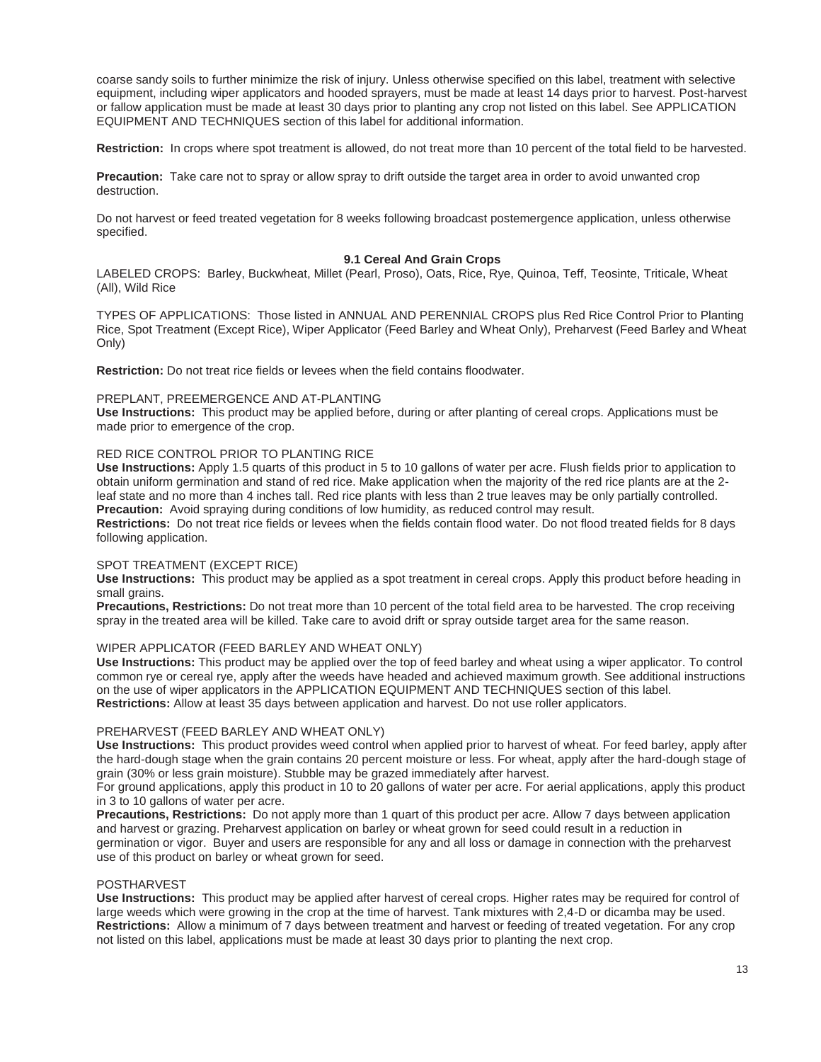coarse sandy soils to further minimize the risk of injury. Unless otherwise specified on this label, treatment with selective equipment, including wiper applicators and hooded sprayers, must be made at least 14 days prior to harvest. Post-harvest or fallow application must be made at least 30 days prior to planting any crop not listed on this label. See APPLICATION EQUIPMENT AND TECHNIQUES section of this label for additional information.

**Restriction:** In crops where spot treatment is allowed, do not treat more than 10 percent of the total field to be harvested.

**Precaution:** Take care not to spray or allow spray to drift outside the target area in order to avoid unwanted crop destruction.

Do not harvest or feed treated vegetation for 8 weeks following broadcast postemergence application, unless otherwise specified.

### 9.1 Cereal And Grain Crops

LABELED CROPS: Barley, Buckwheat, Millet (Pearl, Proso), Oats, Rice, Rye, Quinoa, Teff, Teosinte, Triticale, Wheat (All), Wild Rice

TYPES OF APPLICATIONS: Those listed in ANNUAL AND PERENNIAL CROPS plus Red Rice Control Prior to Planting Rice, Spot Treatment (Except Rice), Wiper Applicator (Feed Barley and Wheat Only), Preharvest (Feed Barley and Wheat Only)

**Restriction:** Do not treat rice fields or levees when the field contains floodwater.

PREPLANT, PREEMERGENCE AND AT-PLANTING

**Use Instructions:** This product may be applied before, during or after planting of cereal crops. Applications must be made prior to emergence of the crop.

RED RICE CONTROL PRIOR TO PLANTING RICE

**Use Instructions:** Apply 1.5 quarts of this product in 5 to 10 gallons of water per acre. Flush fields prior to application to obtain uniform germination and stand of red rice. Make application when the majority of the red rice plants are at the 2-leaf state and no more than 4 inches tall. Red rice plants with less than 2 true leaves may be only partially controlled.
**Precaution:** Avoid spraying during conditions of low humidity, as reduced control may result.
**Restrictions:** Do not treat rice fields or levees when the fields contain flood water. Do not flood treated fields for 8 days following application.

SPOT TREATMENT (EXCEPT RICE)

**Use Instructions:** This product may be applied as a spot treatment in cereal crops. Apply this product before heading in small grains.
**Precautions, Restrictions:** Do not treat more than 10 percent of the total field area to be harvested. The crop receiving spray in the treated area will be killed. Take care to avoid drift or spray outside target area for the same reason.

WIPER APPLICATOR (FEED BARLEY AND WHEAT ONLY)

**Use Instructions:** This product may be applied over the top of feed barley and wheat using a wiper applicator. To control common rye or cereal rye, apply after the weeds have headed and achieved maximum growth. See additional instructions on the use of wiper applicators in the APPLICATION EQUIPMENT AND TECHNIQUES section of this label.
**Restrictions:** Allow at least 35 days between application and harvest. Do not use roller applicators.

PREHARVEST (FEED BARLEY AND WHEAT ONLY)

**Use Instructions:** This product provides weed control when applied prior to harvest of wheat. For feed barley, apply after the hard-dough stage when the grain contains 20 percent moisture or less. For wheat, apply after the hard-dough stage of grain (30% or less grain moisture). Stubble may be grazed immediately after harvest.
For ground applications, apply this product in 10 to 20 gallons of water per acre. For aerial applications, apply this product in 3 to 10 gallons of water per acre.
**Precautions, Restrictions:** Do not apply more than 1 quart of this product per acre. Allow 7 days between application and harvest or grazing. Preharvest application on barley or wheat grown for seed could result in a reduction in germination or vigor. Buyer and users are responsible for any and all loss or damage in connection with the preharvest use of this product on barley or wheat grown for seed.

POSTHARVEST

**Use Instructions:** This product may be applied after harvest of cereal crops. Higher rates may be required for control of large weeds which were growing in the crop at the time of harvest. Tank mixtures with 2,4-D or dicamba may be used.
**Restrictions:** Allow a minimum of 7 days between treatment and harvest or feeding of treated vegetation. For any crop not listed on this label, applications must be made at least 30 days prior to planting the next crop.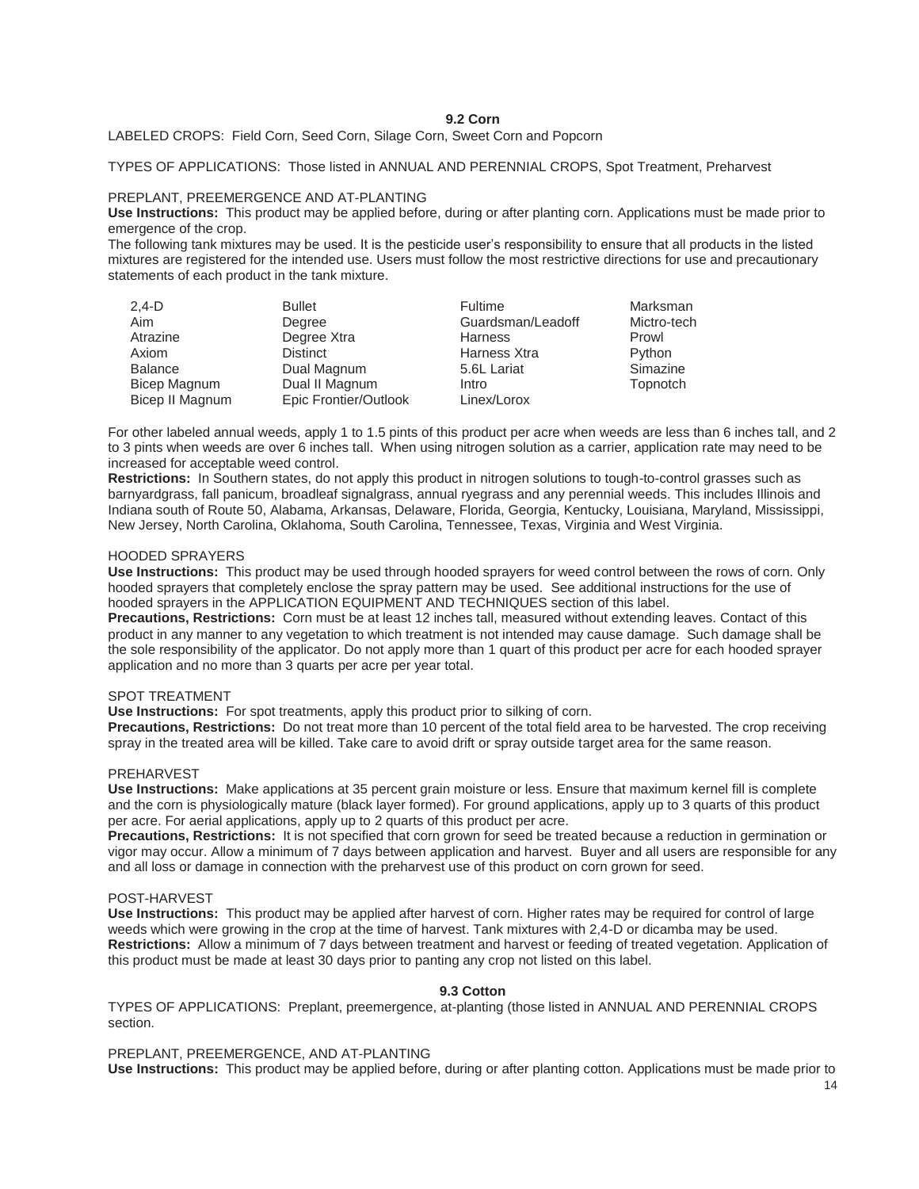## 9.2 Corn

LABELED CROPS: Field Corn, Seed Corn, Silage Corn, Sweet Corn and Popcorn

TYPES OF APPLICATIONS: Those listed in ANNUAL AND PERENNIAL CROPS, Spot Treatment, Preharvest

PREPLANT, PREEMERGENCE AND AT-PLANTING

**Use Instructions:** This product may be applied before, during or after planting corn. Applications must be made prior to emergence of the crop.

The following tank mixtures may be used. It is the pesticide user's responsibility to ensure that all products in the listed mixtures are registered for the intended use. Users must follow the most restrictive directions for use and precautionary statements of each product in the tank mixture.

| | | | |
|---|---|---|---|
| 2,4-D | Bullet | Fultime | Marksman |
| Aim | Degree | Guardsman/Leadoff | Mictro-tech |
| Atrazine | Degree Xtra | Harness | Prowl |
| Axiom | Distinct | Harness Xtra | Python |
| Balance | Dual Magnum | 5.6L Lariat | Simazine |
| Bicep Magnum | Dual II Magnum | Intro | Topnotch |
| Bicep II Magnum | Epic Frontier/Outlook | Linex/Lorox | |

For other labeled annual weeds, apply 1 to 1.5 pints of this product per acre when weeds are less than 6 inches tall, and 2 to 3 pints when weeds are over 6 inches tall. When using nitrogen solution as a carrier, application rate may need to be increased for acceptable weed control.

**Restrictions:** In Southern states, do not apply this product in nitrogen solutions to tough-to-control grasses such as barnyardgrass, fall panicum, broadleaf signalgrass, annual ryegrass and any perennial weeds. This includes Illinois and Indiana south of Route 50, Alabama, Arkansas, Delaware, Florida, Georgia, Kentucky, Louisiana, Maryland, Mississippi, New Jersey, North Carolina, Oklahoma, South Carolina, Tennessee, Texas, Virginia and West Virginia.

HOODED SPRAYERS

**Use Instructions:** This product may be used through hooded sprayers for weed control between the rows of corn. Only hooded sprayers that completely enclose the spray pattern may be used. See additional instructions for the use of hooded sprayers in the APPLICATION EQUIPMENT AND TECHNIQUES section of this label.

**Precautions, Restrictions:** Corn must be at least 12 inches tall, measured without extending leaves. Contact of this product in any manner to any vegetation to which treatment is not intended may cause damage. Such damage shall be the sole responsibility of the applicator. Do not apply more than 1 quart of this product per acre for each hooded sprayer application and no more than 3 quarts per acre per year total.

SPOT TREATMENT

**Use Instructions:** For spot treatments, apply this product prior to silking of corn.

**Precautions, Restrictions:** Do not treat more than 10 percent of the total field area to be harvested. The crop receiving spray in the treated area will be killed. Take care to avoid drift or spray outside target area for the same reason.

PREHARVEST

**Use Instructions:** Make applications at 35 percent grain moisture or less. Ensure that maximum kernel fill is complete and the corn is physiologically mature (black layer formed). For ground applications, apply up to 3 quarts of this product per acre. For aerial applications, apply up to 2 quarts of this product per acre.

**Precautions, Restrictions:** It is not specified that corn grown for seed be treated because a reduction in germination or vigor may occur. Allow a minimum of 7 days between application and harvest. Buyer and all users are responsible for any and all loss or damage in connection with the preharvest use of this product on corn grown for seed.

POST-HARVEST

**Use Instructions:** This product may be applied after harvest of corn. Higher rates may be required for control of large weeds which were growing in the crop at the time of harvest. Tank mixtures with 2,4-D or dicamba may be used.

**Restrictions:** Allow a minimum of 7 days between treatment and harvest or feeding of treated vegetation. Application of this product must be made at least 30 days prior to panting any crop not listed on this label.

## 9.3 Cotton

TYPES OF APPLICATIONS: Preplant, preemergence, at-planting (those listed in ANNUAL AND PERENNIAL CROPS section.

PREPLANT, PREEMERGENCE, AND AT-PLANTING

**Use Instructions:** This product may be applied before, during or after planting cotton. Applications must be made prior to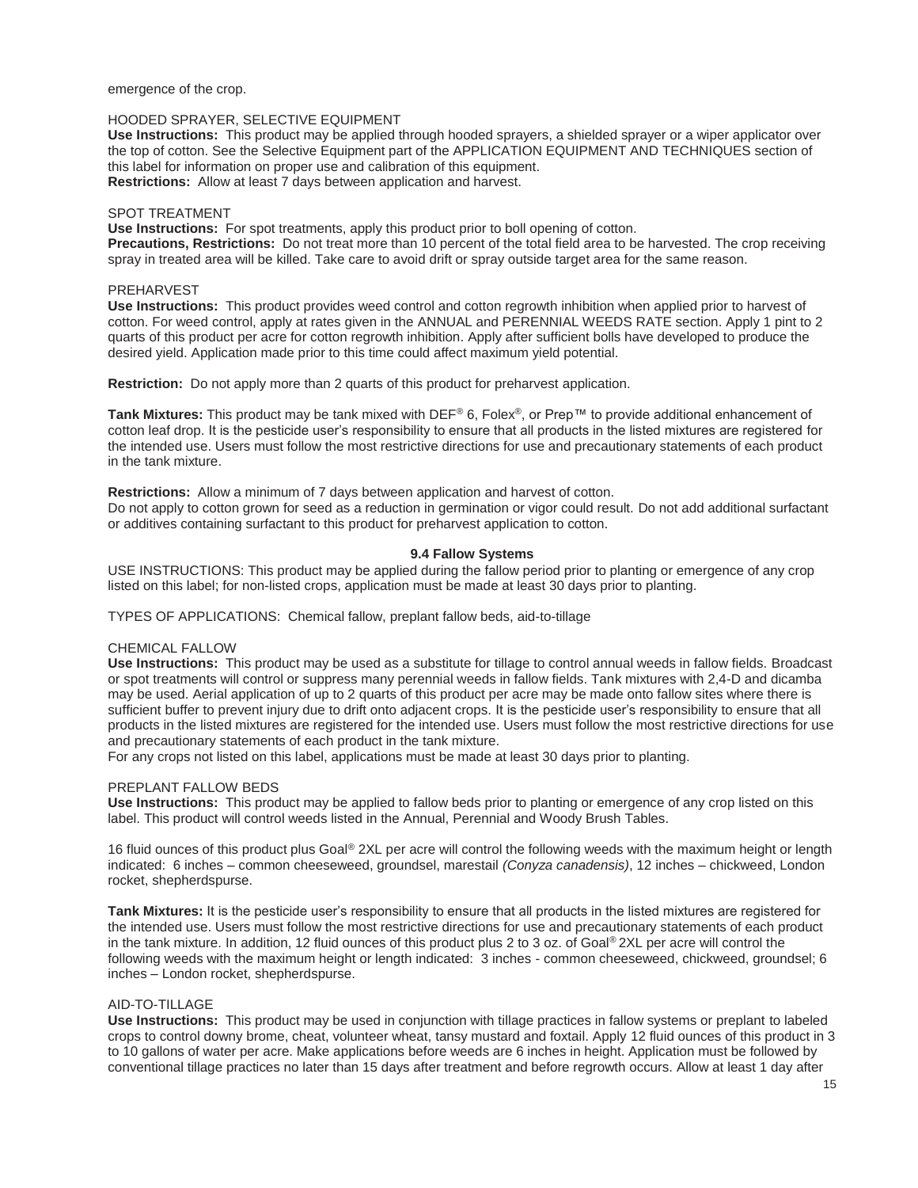emergence of the crop.

HOODED SPRAYER, SELECTIVE EQUIPMENT

**Use Instructions:** This product may be applied through hooded sprayers, a shielded sprayer or a wiper applicator over the top of cotton. See the Selective Equipment part of the APPLICATION EQUIPMENT AND TECHNIQUES section of this label for information on proper use and calibration of this equipment.
**Restrictions:** Allow at least 7 days between application and harvest.

SPOT TREATMENT

**Use Instructions:** For spot treatments, apply this product prior to boll opening of cotton.
**Precautions, Restrictions:** Do not treat more than 10 percent of the total field area to be harvested. The crop receiving spray in treated area will be killed. Take care to avoid drift or spray outside target area for the same reason.

PREHARVEST

**Use Instructions:** This product provides weed control and cotton regrowth inhibition when applied prior to harvest of cotton. For weed control, apply at rates given in the ANNUAL and PERENNIAL WEEDS RATE section. Apply 1 pint to 2 quarts of this product per acre for cotton regrowth inhibition. Apply after sufficient bolls have developed to produce the desired yield. Application made prior to this time could affect maximum yield potential.

**Restriction:** Do not apply more than 2 quarts of this product for preharvest application.

**Tank Mixtures:** This product may be tank mixed with DEF® 6, Folex®, or Prep™ to provide additional enhancement of cotton leaf drop. It is the pesticide user's responsibility to ensure that all products in the listed mixtures are registered for the intended use. Users must follow the most restrictive directions for use and precautionary statements of each product in the tank mixture.

**Restrictions:** Allow a minimum of 7 days between application and harvest of cotton.
Do not apply to cotton grown for seed as a reduction in germination or vigor could result. Do not add additional surfactant or additives containing surfactant to this product for preharvest application to cotton.

### 9.4 Fallow Systems

USE INSTRUCTIONS: This product may be applied during the fallow period prior to planting or emergence of any crop listed on this label; for non-listed crops, application must be made at least 30 days prior to planting.

TYPES OF APPLICATIONS: Chemical fallow, preplant fallow beds, aid-to-tillage

CHEMICAL FALLOW

**Use Instructions:** This product may be used as a substitute for tillage to control annual weeds in fallow fields. Broadcast or spot treatments will control or suppress many perennial weeds in fallow fields. Tank mixtures with 2,4-D and dicamba may be used. Aerial application of up to 2 quarts of this product per acre may be made onto fallow sites where there is sufficient buffer to prevent injury due to drift onto adjacent crops. It is the pesticide user's responsibility to ensure that all products in the listed mixtures are registered for the intended use. Users must follow the most restrictive directions for use and precautionary statements of each product in the tank mixture.
For any crops not listed on this label, applications must be made at least 30 days prior to planting.

PREPLANT FALLOW BEDS

**Use Instructions:** This product may be applied to fallow beds prior to planting or emergence of any crop listed on this label. This product will control weeds listed in the Annual, Perennial and Woody Brush Tables.

16 fluid ounces of this product plus Goal® 2XL per acre will control the following weeds with the maximum height or length indicated: 6 inches – common cheeseweed, groundsel, marestail *(Conyza canadensis)*, 12 inches – chickweed, London rocket, shepherdspurse.

**Tank Mixtures:** It is the pesticide user's responsibility to ensure that all products in the listed mixtures are registered for the intended use. Users must follow the most restrictive directions for use and precautionary statements of each product in the tank mixture. In addition, 12 fluid ounces of this product plus 2 to 3 oz. of Goal® 2XL per acre will control the following weeds with the maximum height or length indicated: 3 inches - common cheeseweed, chickweed, groundsel; 6 inches – London rocket, shepherdspurse.

AID-TO-TILLAGE

**Use Instructions:** This product may be used in conjunction with tillage practices in fallow systems or preplant to labeled crops to control downy brome, cheat, volunteer wheat, tansy mustard and foxtail. Apply 12 fluid ounces of this product in 3 to 10 gallons of water per acre. Make applications before weeds are 6 inches in height. Application must be followed by conventional tillage practices no later than 15 days after treatment and before regrowth occurs. Allow at least 1 day after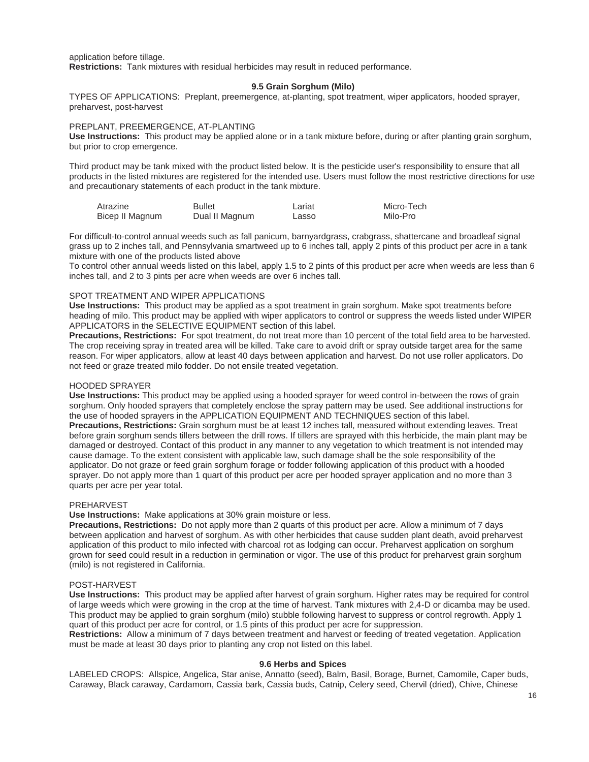application before tillage.
**Restrictions:** Tank mixtures with residual herbicides may result in reduced performance.

### 9.5 Grain Sorghum (Milo)

TYPES OF APPLICATIONS: Preplant, preemergence, at-planting, spot treatment, wiper applicators, hooded sprayer, preharvest, post-harvest

PREPLANT, PREEMERGENCE, AT-PLANTING

**Use Instructions:** This product may be applied alone or in a tank mixture before, during or after planting grain sorghum, but prior to crop emergence.

Third product may be tank mixed with the product listed below. It is the pesticide user's responsibility to ensure that all products in the listed mixtures are registered for the intended use. Users must follow the most restrictive directions for use and precautionary statements of each product in the tank mixture.

| | | | |
|---|---|---|---|
| Atrazine | Bullet | Lariat | Micro-Tech |
| Bicep II Magnum | Dual II Magnum | Lasso | Milo-Pro |

For difficult-to-control annual weeds such as fall panicum, barnyardgrass, crabgrass, shattercane and broadleaf signal grass up to 2 inches tall, and Pennsylvania smartweed up to 6 inches tall, apply 2 pints of this product per acre in a tank mixture with one of the products listed above

To control other annual weeds listed on this label, apply 1.5 to 2 pints of this product per acre when weeds are less than 6 inches tall, and 2 to 3 pints per acre when weeds are over 6 inches tall.

SPOT TREATMENT AND WIPER APPLICATIONS

**Use Instructions:** This product may be applied as a spot treatment in grain sorghum. Make spot treatments before heading of milo. This product may be applied with wiper applicators to control or suppress the weeds listed under WIPER APPLICATORS in the SELECTIVE EQUIPMENT section of this label.

**Precautions, Restrictions:** For spot treatment, do not treat more than 10 percent of the total field area to be harvested. The crop receiving spray in treated area will be killed. Take care to avoid drift or spray outside target area for the same reason. For wiper applicators, allow at least 40 days between application and harvest. Do not use roller applicators. Do not feed or graze treated milo fodder. Do not ensile treated vegetation.

HOODED SPRAYER

**Use Instructions:** This product may be applied using a hooded sprayer for weed control in-between the rows of grain sorghum. Only hooded sprayers that completely enclose the spray pattern may be used. See additional instructions for the use of hooded sprayers in the APPLICATION EQUIPMENT AND TECHNIQUES section of this label.

**Precautions, Restrictions:** Grain sorghum must be at least 12 inches tall, measured without extending leaves. Treat before grain sorghum sends tillers between the drill rows. If tillers are sprayed with this herbicide, the main plant may be damaged or destroyed. Contact of this product in any manner to any vegetation to which treatment is not intended may cause damage. To the extent consistent with applicable law, such damage shall be the sole responsibility of the applicator. Do not graze or feed grain sorghum forage or fodder following application of this product with a hooded sprayer. Do not apply more than 1 quart of this product per acre per hooded sprayer application and no more than 3 quarts per acre per year total.

PREHARVEST

**Use Instructions:** Make applications at 30% grain moisture or less.

**Precautions, Restrictions:** Do not apply more than 2 quarts of this product per acre. Allow a minimum of 7 days between application and harvest of sorghum. As with other herbicides that cause sudden plant death, avoid preharvest application of this product to milo infected with charcoal rot as lodging can occur. Preharvest application on sorghum grown for seed could result in a reduction in germination or vigor. The use of this product for preharvest grain sorghum (milo) is not registered in California.

POST-HARVEST

**Use Instructions:** This product may be applied after harvest of grain sorghum. Higher rates may be required for control of large weeds which were growing in the crop at the time of harvest. Tank mixtures with 2,4-D or dicamba may be used. This product may be applied to grain sorghum (milo) stubble following harvest to suppress or control regrowth. Apply 1 quart of this product per acre for control, or 1.5 pints of this product per acre for suppression.

**Restrictions:** Allow a minimum of 7 days between treatment and harvest or feeding of treated vegetation. Application must be made at least 30 days prior to planting any crop not listed on this label.

### 9.6 Herbs and Spices

LABELED CROPS: Allspice, Angelica, Star anise, Annatto (seed), Balm, Basil, Borage, Burnet, Camomile, Caper buds, Caraway, Black caraway, Cardamom, Cassia bark, Cassia buds, Catnip, Celery seed, Chervil (dried), Chive, Chinese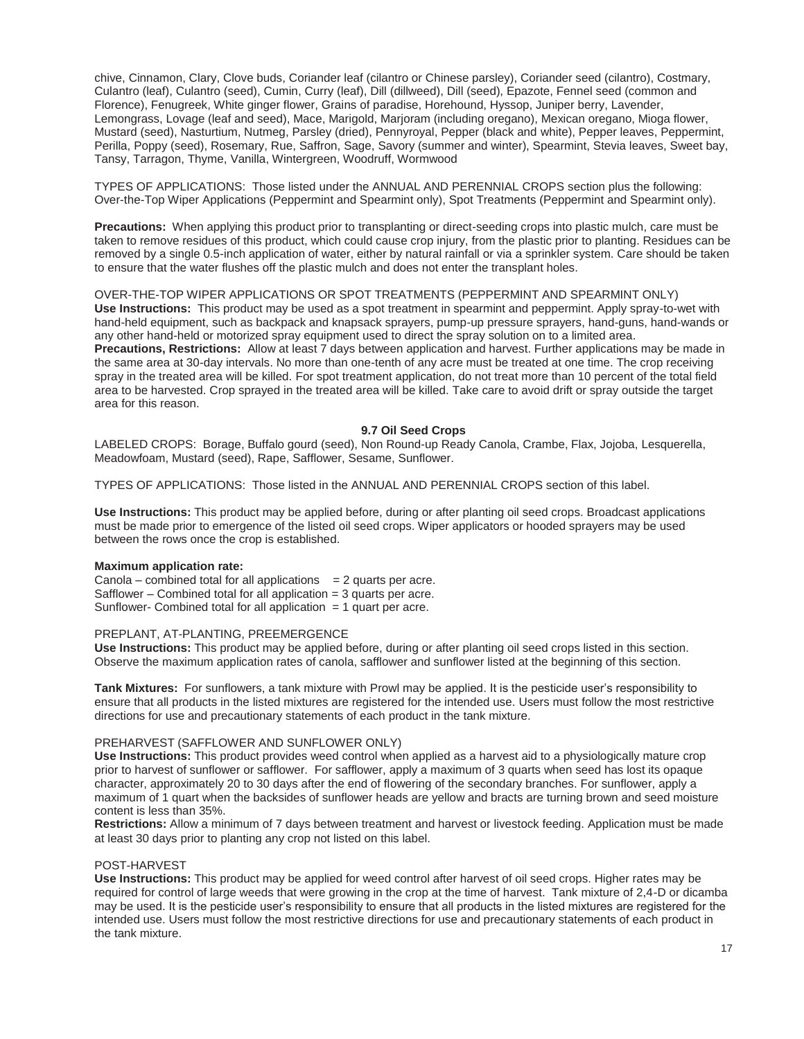chive, Cinnamon, Clary, Clove buds, Coriander leaf (cilantro or Chinese parsley), Coriander seed (cilantro), Costmary, Culantro (leaf), Culantro (seed), Cumin, Curry (leaf), Dill (dillweed), Dill (seed), Epazote, Fennel seed (common and Florence), Fenugreek, White ginger flower, Grains of paradise, Horehound, Hyssop, Juniper berry, Lavender, Lemongrass, Lovage (leaf and seed), Mace, Marigold, Marjoram (including oregano), Mexican oregano, Mioga flower, Mustard (seed), Nasturtium, Nutmeg, Parsley (dried), Pennyroyal, Pepper (black and white), Pepper leaves, Peppermint, Perilla, Poppy (seed), Rosemary, Rue, Saffron, Sage, Savory (summer and winter), Spearmint, Stevia leaves, Sweet bay, Tansy, Tarragon, Thyme, Vanilla, Wintergreen, Woodruff, Wormwood

TYPES OF APPLICATIONS: Those listed under the ANNUAL AND PERENNIAL CROPS section plus the following: Over-the-Top Wiper Applications (Peppermint and Spearmint only), Spot Treatments (Peppermint and Spearmint only).

**Precautions:** When applying this product prior to transplanting or direct-seeding crops into plastic mulch, care must be taken to remove residues of this product, which could cause crop injury, from the plastic prior to planting. Residues can be removed by a single 0.5-inch application of water, either by natural rainfall or via a sprinkler system. Care should be taken to ensure that the water flushes off the plastic mulch and does not enter the transplant holes.

OVER-THE-TOP WIPER APPLICATIONS OR SPOT TREATMENTS (PEPPERMINT AND SPEARMINT ONLY)
**Use Instructions:** This product may be used as a spot treatment in spearmint and peppermint. Apply spray-to-wet with hand-held equipment, such as backpack and knapsack sprayers, pump-up pressure sprayers, hand-guns, hand-wands or any other hand-held or motorized spray equipment used to direct the spray solution on to a limited area.
**Precautions, Restrictions:** Allow at least 7 days between application and harvest. Further applications may be made in the same area at 30-day intervals. No more than one-tenth of any acre must be treated at one time. The crop receiving spray in the treated area will be killed. For spot treatment application, do not treat more than 10 percent of the total field area to be harvested. Crop sprayed in the treated area will be killed. Take care to avoid drift or spray outside the target area for this reason.

### 9.7 Oil Seed Crops

LABELED CROPS: Borage, Buffalo gourd (seed), Non Round-up Ready Canola, Crambe, Flax, Jojoba, Lesquerella, Meadowfoam, Mustard (seed), Rape, Safflower, Sesame, Sunflower.

TYPES OF APPLICATIONS: Those listed in the ANNUAL AND PERENNIAL CROPS section of this label.

**Use Instructions:** This product may be applied before, during or after planting oil seed crops. Broadcast applications must be made prior to emergence of the listed oil seed crops. Wiper applicators or hooded sprayers may be used between the rows once the crop is established.

**Maximum application rate:**
Canola – combined total for all applications = 2 quarts per acre.
Safflower – Combined total for all application = 3 quarts per acre.
Sunflower- Combined total for all application = 1 quart per acre.

PREPLANT, AT-PLANTING, PREEMERGENCE
**Use Instructions:** This product may be applied before, during or after planting oil seed crops listed in this section. Observe the maximum application rates of canola, safflower and sunflower listed at the beginning of this section.

**Tank Mixtures:** For sunflowers, a tank mixture with Prowl may be applied. It is the pesticide user's responsibility to ensure that all products in the listed mixtures are registered for the intended use. Users must follow the most restrictive directions for use and precautionary statements of each product in the tank mixture.

PREHARVEST (SAFFLOWER AND SUNFLOWER ONLY)
**Use Instructions:** This product provides weed control when applied as a harvest aid to a physiologically mature crop prior to harvest of sunflower or safflower. For safflower, apply a maximum of 3 quarts when seed has lost its opaque character, approximately 20 to 30 days after the end of flowering of the secondary branches. For sunflower, apply a maximum of 1 quart when the backsides of sunflower heads are yellow and bracts are turning brown and seed moisture content is less than 35%.
**Restrictions:** Allow a minimum of 7 days between treatment and harvest or livestock feeding. Application must be made at least 30 days prior to planting any crop not listed on this label.

POST-HARVEST
**Use Instructions:** This product may be applied for weed control after harvest of oil seed crops. Higher rates may be required for control of large weeds that were growing in the crop at the time of harvest. Tank mixture of 2,4-D or dicamba may be used. It is the pesticide user's responsibility to ensure that all products in the listed mixtures are registered for the intended use. Users must follow the most restrictive directions for use and precautionary statements of each product in the tank mixture.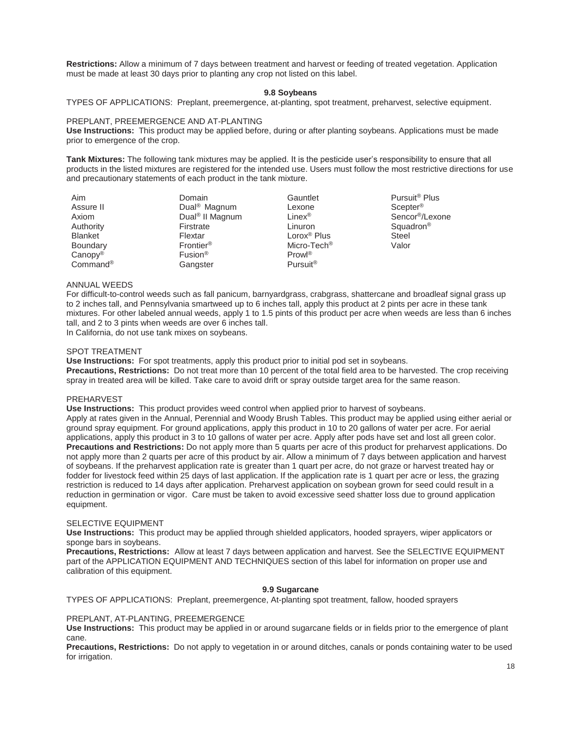**Restrictions:** Allow a minimum of 7 days between treatment and harvest or feeding of treated vegetation. Application must be made at least 30 days prior to planting any crop not listed on this label.

### 9.8 Soybeans

TYPES OF APPLICATIONS: Preplant, preemergence, at-planting, spot treatment, preharvest, selective equipment.

PREPLANT, PREEMERGENCE AND AT-PLANTING

**Use Instructions:** This product may be applied before, during or after planting soybeans. Applications must be made prior to emergence of the crop.

**Tank Mixtures:** The following tank mixtures may be applied. It is the pesticide user's responsibility to ensure that all products in the listed mixtures are registered for the intended use. Users must follow the most restrictive directions for use and precautionary statements of each product in the tank mixture.

| | | | |
|---|---|---|---|
| Aim | Domain | Gauntlet | Pursuit® Plus |
| Assure II | Dual® Magnum | Lexone | Scepter® |
| Axiom | Dual® II Magnum | Linex® | Sencor®/Lexone |
| Authority | Firstrate | Linuron | Squadron® |
| Blanket | Flextar | Lorox® Plus | Steel |
| Boundary | Frontier® | Micro-Tech® | Valor |
| Canopy® | Fusion® | Prowl® | |
| Command® | Gangster | Pursuit® | |

ANNUAL WEEDS

For difficult-to-control weeds such as fall panicum, barnyardgrass, crabgrass, shattercane and broadleaf signal grass up to 2 inches tall, and Pennsylvania smartweed up to 6 inches tall, apply this product at 2 pints per acre in these tank mixtures. For other labeled annual weeds, apply 1 to 1.5 pints of this product per acre when weeds are less than 6 inches tall, and 2 to 3 pints when weeds are over 6 inches tall.

In California, do not use tank mixes on soybeans.

SPOT TREATMENT

**Use Instructions:** For spot treatments, apply this product prior to initial pod set in soybeans.

**Precautions, Restrictions:** Do not treat more than 10 percent of the total field area to be harvested. The crop receiving spray in treated area will be killed. Take care to avoid drift or spray outside target area for the same reason.

PREHARVEST

**Use Instructions:** This product provides weed control when applied prior to harvest of soybeans.

Apply at rates given in the Annual, Perennial and Woody Brush Tables. This product may be applied using either aerial or ground spray equipment. For ground applications, apply this product in 10 to 20 gallons of water per acre. For aerial applications, apply this product in 3 to 10 gallons of water per acre. Apply after pods have set and lost all green color.

**Precautions and Restrictions:** Do not apply more than 5 quarts per acre of this product for preharvest applications. Do not apply more than 2 quarts per acre of this product by air. Allow a minimum of 7 days between application and harvest of soybeans. If the preharvest application rate is greater than 1 quart per acre, do not graze or harvest treated hay or fodder for livestock feed within 25 days of last application. If the application rate is 1 quart per acre or less, the grazing restriction is reduced to 14 days after application. Preharvest application on soybean grown for seed could result in a reduction in germination or vigor. Care must be taken to avoid excessive seed shatter loss due to ground application equipment.

SELECTIVE EQUIPMENT

**Use Instructions:** This product may be applied through shielded applicators, hooded sprayers, wiper applicators or sponge bars in soybeans.

**Precautions, Restrictions:** Allow at least 7 days between application and harvest. See the SELECTIVE EQUIPMENT part of the APPLICATION EQUIPMENT AND TECHNIQUES section of this label for information on proper use and calibration of this equipment.

### 9.9 Sugarcane

TYPES OF APPLICATIONS: Preplant, preemergence, At-planting spot treatment, fallow, hooded sprayers

PREPLANT, AT-PLANTING, PREEMERGENCE

**Use Instructions:** This product may be applied in or around sugarcane fields or in fields prior to the emergence of plant cane.

**Precautions, Restrictions:** Do not apply to vegetation in or around ditches, canals or ponds containing water to be used for irrigation.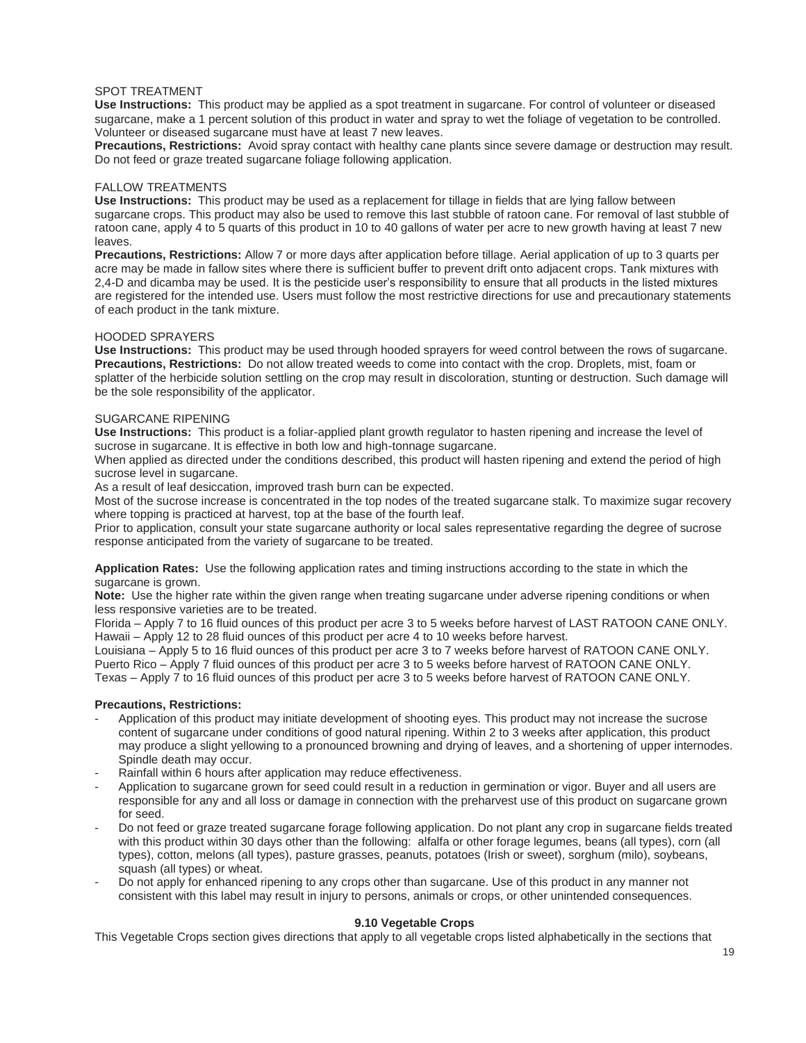SPOT TREATMENT

**Use Instructions:** This product may be applied as a spot treatment in sugarcane. For control of volunteer or diseased sugarcane, make a 1 percent solution of this product in water and spray to wet the foliage of vegetation to be controlled. Volunteer or diseased sugarcane must have at least 7 new leaves.

**Precautions, Restrictions:** Avoid spray contact with healthy cane plants since severe damage or destruction may result. Do not feed or graze treated sugarcane foliage following application.

FALLOW TREATMENTS

**Use Instructions:** This product may be used as a replacement for tillage in fields that are lying fallow between sugarcane crops. This product may also be used to remove this last stubble of ratoon cane. For removal of last stubble of ratoon cane, apply 4 to 5 quarts of this product in 10 to 40 gallons of water per acre to new growth having at least 7 new leaves.

**Precautions, Restrictions:** Allow 7 or more days after application before tillage. Aerial application of up to 3 quarts per acre may be made in fallow sites where there is sufficient buffer to prevent drift onto adjacent crops. Tank mixtures with 2,4-D and dicamba may be used. It is the pesticide user's responsibility to ensure that all products in the listed mixtures are registered for the intended use. Users must follow the most restrictive directions for use and precautionary statements of each product in the tank mixture.

HOODED SPRAYERS

**Use Instructions:** This product may be used through hooded sprayers for weed control between the rows of sugarcane.

**Precautions, Restrictions:** Do not allow treated weeds to come into contact with the crop. Droplets, mist, foam or splatter of the herbicide solution settling on the crop may result in discoloration, stunting or destruction. Such damage will be the sole responsibility of the applicator.

SUGARCANE RIPENING

**Use Instructions:** This product is a foliar-applied plant growth regulator to hasten ripening and increase the level of sucrose in sugarcane. It is effective in both low and high-tonnage sugarcane.

When applied as directed under the conditions described, this product will hasten ripening and extend the period of high sucrose level in sugarcane.

As a result of leaf desiccation, improved trash burn can be expected.

Most of the sucrose increase is concentrated in the top nodes of the treated sugarcane stalk. To maximize sugar recovery where topping is practiced at harvest, top at the base of the fourth leaf.

Prior to application, consult your state sugarcane authority or local sales representative regarding the degree of sucrose response anticipated from the variety of sugarcane to be treated.

**Application Rates:** Use the following application rates and timing instructions according to the state in which the sugarcane is grown.

**Note:** Use the higher rate within the given range when treating sugarcane under adverse ripening conditions or when less responsive varieties are to be treated.

Florida – Apply 7 to 16 fluid ounces of this product per acre 3 to 5 weeks before harvest of LAST RATOON CANE ONLY.
Hawaii – Apply 12 to 28 fluid ounces of this product per acre 4 to 10 weeks before harvest.
Louisiana – Apply 5 to 16 fluid ounces of this product per acre 3 to 7 weeks before harvest of RATOON CANE ONLY.
Puerto Rico – Apply 7 fluid ounces of this product per acre 3 to 5 weeks before harvest of RATOON CANE ONLY.
Texas – Apply 7 to 16 fluid ounces of this product per acre 3 to 5 weeks before harvest of RATOON CANE ONLY.

**Precautions, Restrictions:**

- Application of this product may initiate development of shooting eyes. This product may not increase the sucrose content of sugarcane under conditions of good natural ripening. Within 2 to 3 weeks after application, this product may produce a slight yellowing to a pronounced browning and drying of leaves, and a shortening of upper internodes. Spindle death may occur.
- Rainfall within 6 hours after application may reduce effectiveness.
- Application to sugarcane grown for seed could result in a reduction in germination or vigor. Buyer and all users are responsible for any and all loss or damage in connection with the preharvest use of this product on sugarcane grown for seed.
- Do not feed or graze treated sugarcane forage following application. Do not plant any crop in sugarcane fields treated with this product within 30 days other than the following: alfalfa or other forage legumes, beans (all types), corn (all types), cotton, melons (all types), pasture grasses, peanuts, potatoes (Irish or sweet), sorghum (milo), soybeans, squash (all types) or wheat.
- Do not apply for enhanced ripening to any crops other than sugarcane. Use of this product in any manner not consistent with this label may result in injury to persons, animals or crops, or other unintended consequences.

## 9.10 Vegetable Crops

This Vegetable Crops section gives directions that apply to all vegetable crops listed alphabetically in the sections that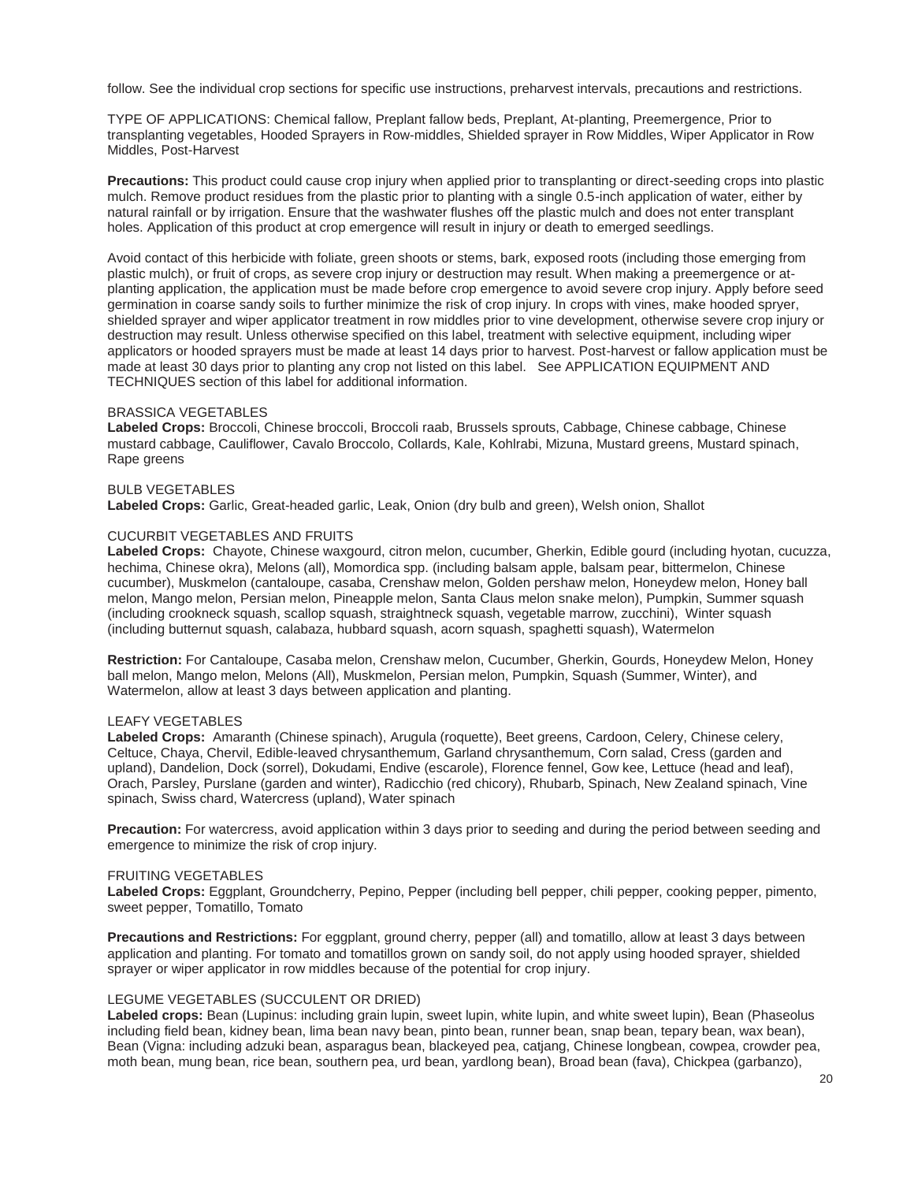follow. See the individual crop sections for specific use instructions, preharvest intervals, precautions and restrictions.

TYPE OF APPLICATIONS: Chemical fallow, Preplant fallow beds, Preplant, At-planting, Preemergence, Prior to transplanting vegetables, Hooded Sprayers in Row-middles, Shielded sprayer in Row Middles, Wiper Applicator in Row Middles, Post-Harvest

**Precautions:** This product could cause crop injury when applied prior to transplanting or direct-seeding crops into plastic mulch. Remove product residues from the plastic prior to planting with a single 0.5-inch application of water, either by natural rainfall or by irrigation. Ensure that the washwater flushes off the plastic mulch and does not enter transplant holes. Application of this product at crop emergence will result in injury or death to emerged seedlings.

Avoid contact of this herbicide with foliate, green shoots or stems, bark, exposed roots (including those emerging from plastic mulch), or fruit of crops, as severe crop injury or destruction may result. When making a preemergence or at-planting application, the application must be made before crop emergence to avoid severe crop injury. Apply before seed germination in coarse sandy soils to further minimize the risk of crop injury. In crops with vines, make hooded spryer, shielded sprayer and wiper applicator treatment in row middles prior to vine development, otherwise severe crop injury or destruction may result. Unless otherwise specified on this label, treatment with selective equipment, including wiper applicators or hooded sprayers must be made at least 14 days prior to harvest. Post-harvest or fallow application must be made at least 30 days prior to planting any crop not listed on this label. See APPLICATION EQUIPMENT AND TECHNIQUES section of this label for additional information.

BRASSICA VEGETABLES

**Labeled Crops:** Broccoli, Chinese broccoli, Broccoli raab, Brussels sprouts, Cabbage, Chinese cabbage, Chinese mustard cabbage, Cauliflower, Cavalo Broccolo, Collards, Kale, Kohlrabi, Mizuna, Mustard greens, Mustard spinach, Rape greens

BULB VEGETABLES

**Labeled Crops:** Garlic, Great-headed garlic, Leak, Onion (dry bulb and green), Welsh onion, Shallot

CUCURBIT VEGETABLES AND FRUITS

**Labeled Crops:** Chayote, Chinese waxgourd, citron melon, cucumber, Gherkin, Edible gourd (including hyotan, cucuzza, hechima, Chinese okra), Melons (all), Momordica spp. (including balsam apple, balsam pear, bittermelon, Chinese cucumber), Muskmelon (cantaloupe, casaba, Crenshaw melon, Golden pershaw melon, Honeydew melon, Honey ball melon, Mango melon, Persian melon, Pineapple melon, Santa Claus melon snake melon), Pumpkin, Summer squash (including crookneck squash, scallop squash, straightneck squash, vegetable marrow, zucchini), Winter squash (including butternut squash, calabaza, hubbard squash, acorn squash, spaghetti squash), Watermelon

**Restriction:** For Cantaloupe, Casaba melon, Crenshaw melon, Cucumber, Gherkin, Gourds, Honeydew Melon, Honey ball melon, Mango melon, Melons (All), Muskmelon, Persian melon, Pumpkin, Squash (Summer, Winter), and Watermelon, allow at least 3 days between application and planting.

LEAFY VEGETABLES

**Labeled Crops:** Amaranth (Chinese spinach), Arugula (roquette), Beet greens, Cardoon, Celery, Chinese celery, Celtuce, Chaya, Chervil, Edible-leaved chrysanthemum, Garland chrysanthemum, Corn salad, Cress (garden and upland), Dandelion, Dock (sorrel), Dokudami, Endive (escarole), Florence fennel, Gow kee, Lettuce (head and leaf), Orach, Parsley, Purslane (garden and winter), Radicchio (red chicory), Rhubarb, Spinach, New Zealand spinach, Vine spinach, Swiss chard, Watercress (upland), Water spinach

**Precaution:** For watercress, avoid application within 3 days prior to seeding and during the period between seeding and emergence to minimize the risk of crop injury.

FRUITING VEGETABLES

**Labeled Crops:** Eggplant, Groundcherry, Pepino, Pepper (including bell pepper, chili pepper, cooking pepper, pimento, sweet pepper, Tomatillo, Tomato

**Precautions and Restrictions:** For eggplant, ground cherry, pepper (all) and tomatillo, allow at least 3 days between application and planting. For tomato and tomatillos grown on sandy soil, do not apply using hooded sprayer, shielded sprayer or wiper applicator in row middles because of the potential for crop injury.

LEGUME VEGETABLES (SUCCULENT OR DRIED)

**Labeled crops:** Bean (Lupinus: including grain lupin, sweet lupin, white lupin, and white sweet lupin), Bean (Phaseolus including field bean, kidney bean, lima bean navy bean, pinto bean, runner bean, snap bean, tepary bean, wax bean), Bean (Vigna: including adzuki bean, asparagus bean, blackeyed pea, catjang, Chinese longbean, cowpea, crowder pea, moth bean, mung bean, rice bean, southern pea, urd bean, yardlong bean), Broad bean (fava), Chickpea (garbanzo),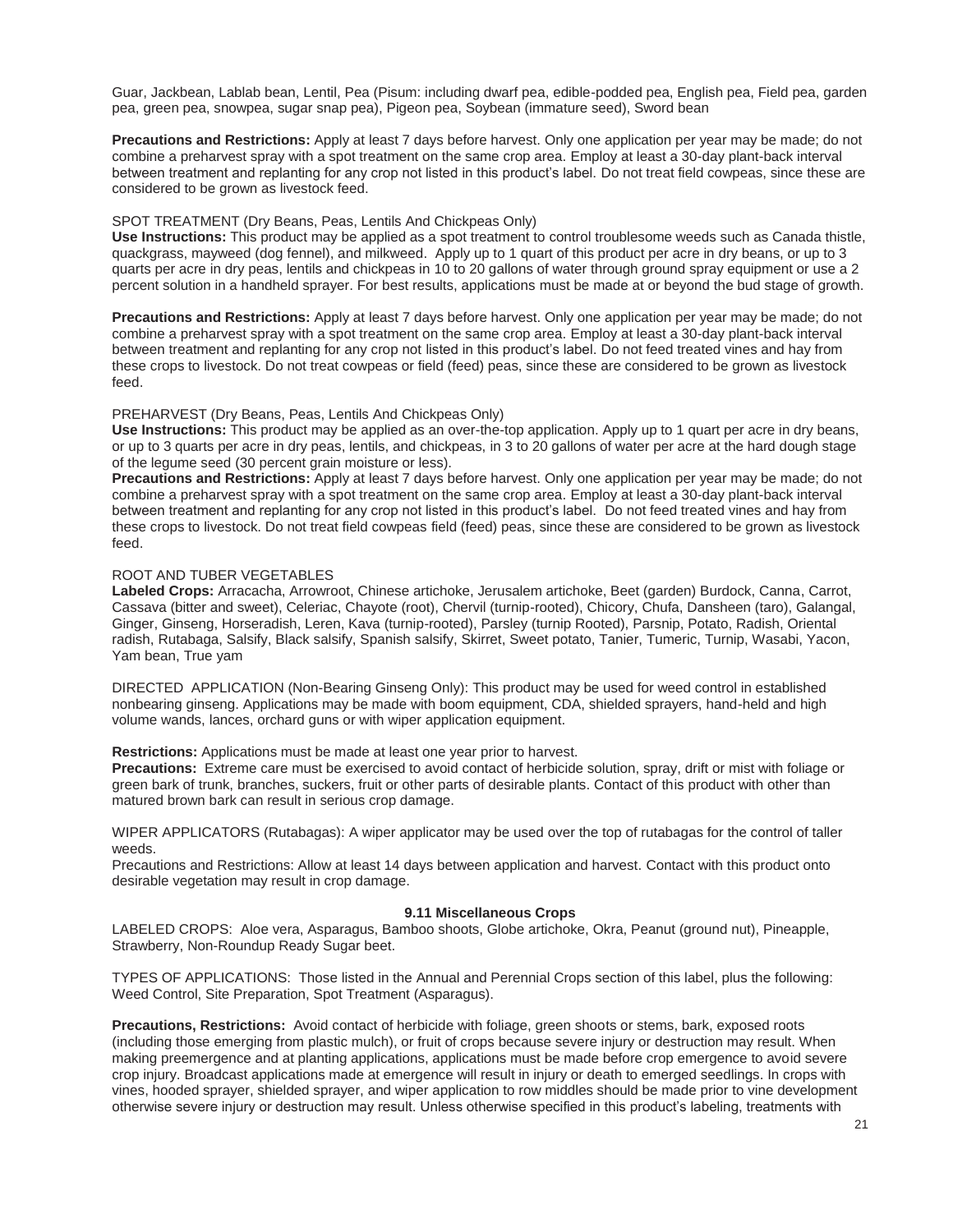Guar, Jackbean, Lablab bean, Lentil, Pea (Pisum: including dwarf pea, edible-podded pea, English pea, Field pea, garden pea, green pea, snowpea, sugar snap pea), Pigeon pea, Soybean (immature seed), Sword bean

**Precautions and Restrictions:** Apply at least 7 days before harvest. Only one application per year may be made; do not combine a preharvest spray with a spot treatment on the same crop area. Employ at least a 30-day plant-back interval between treatment and replanting for any crop not listed in this product's label. Do not treat field cowpeas, since these are considered to be grown as livestock feed.

SPOT TREATMENT (Dry Beans, Peas, Lentils And Chickpeas Only)

**Use Instructions:** This product may be applied as a spot treatment to control troublesome weeds such as Canada thistle, quackgrass, mayweed (dog fennel), and milkweed. Apply up to 1 quart of this product per acre in dry beans, or up to 3 quarts per acre in dry peas, lentils and chickpeas in 10 to 20 gallons of water through ground spray equipment or use a 2 percent solution in a handheld sprayer. For best results, applications must be made at or beyond the bud stage of growth.

**Precautions and Restrictions:** Apply at least 7 days before harvest. Only one application per year may be made; do not combine a preharvest spray with a spot treatment on the same crop area. Employ at least a 30-day plant-back interval between treatment and replanting for any crop not listed in this product's label. Do not feed treated vines and hay from these crops to livestock. Do not treat cowpeas or field (feed) peas, since these are considered to be grown as livestock feed.

PREHARVEST (Dry Beans, Peas, Lentils And Chickpeas Only)

**Use Instructions:** This product may be applied as an over-the-top application. Apply up to 1 quart per acre in dry beans, or up to 3 quarts per acre in dry peas, lentils, and chickpeas, in 3 to 20 gallons of water per acre at the hard dough stage of the legume seed (30 percent grain moisture or less).

**Precautions and Restrictions:** Apply at least 7 days before harvest. Only one application per year may be made; do not combine a preharvest spray with a spot treatment on the same crop area. Employ at least a 30-day plant-back interval between treatment and replanting for any crop not listed in this product's label. Do not feed treated vines and hay from these crops to livestock. Do not treat field cowpeas field (feed) peas, since these are considered to be grown as livestock feed.

ROOT AND TUBER VEGETABLES

**Labeled Crops:** Arracacha, Arrowroot, Chinese artichoke, Jerusalem artichoke, Beet (garden) Burdock, Canna, Carrot, Cassava (bitter and sweet), Celeriac, Chayote (root), Chervil (turnip-rooted), Chicory, Chufa, Dansheen (taro), Galangal, Ginger, Ginseng, Horseradish, Leren, Kava (turnip-rooted), Parsley (turnip Rooted), Parsnip, Potato, Radish, Oriental radish, Rutabaga, Salsify, Black salsify, Spanish salsify, Skirret, Sweet potato, Tanier, Tumeric, Turnip, Wasabi, Yacon, Yam bean, True yam

DIRECTED APPLICATION (Non-Bearing Ginseng Only): This product may be used for weed control in established nonbearing ginseng. Applications may be made with boom equipment, CDA, shielded sprayers, hand-held and high volume wands, lances, orchard guns or with wiper application equipment.

**Restrictions:** Applications must be made at least one year prior to harvest.

**Precautions:** Extreme care must be exercised to avoid contact of herbicide solution, spray, drift or mist with foliage or green bark of trunk, branches, suckers, fruit or other parts of desirable plants. Contact of this product with other than matured brown bark can result in serious crop damage.

WIPER APPLICATORS (Rutabagas): A wiper applicator may be used over the top of rutabagas for the control of taller weeds.

Precautions and Restrictions: Allow at least 14 days between application and harvest. Contact with this product onto desirable vegetation may result in crop damage.

### 9.11 Miscellaneous Crops

LABELED CROPS: Aloe vera, Asparagus, Bamboo shoots, Globe artichoke, Okra, Peanut (ground nut), Pineapple, Strawberry, Non-Roundup Ready Sugar beet.

TYPES OF APPLICATIONS: Those listed in the Annual and Perennial Crops section of this label, plus the following: Weed Control, Site Preparation, Spot Treatment (Asparagus).

**Precautions, Restrictions:** Avoid contact of herbicide with foliage, green shoots or stems, bark, exposed roots (including those emerging from plastic mulch), or fruit of crops because severe injury or destruction may result. When making preemergence and at planting applications, applications must be made before crop emergence to avoid severe crop injury. Broadcast applications made at emergence will result in injury or death to emerged seedlings. In crops with vines, hooded sprayer, shielded sprayer, and wiper application to row middles should be made prior to vine development otherwise severe injury or destruction may result. Unless otherwise specified in this product's labeling, treatments with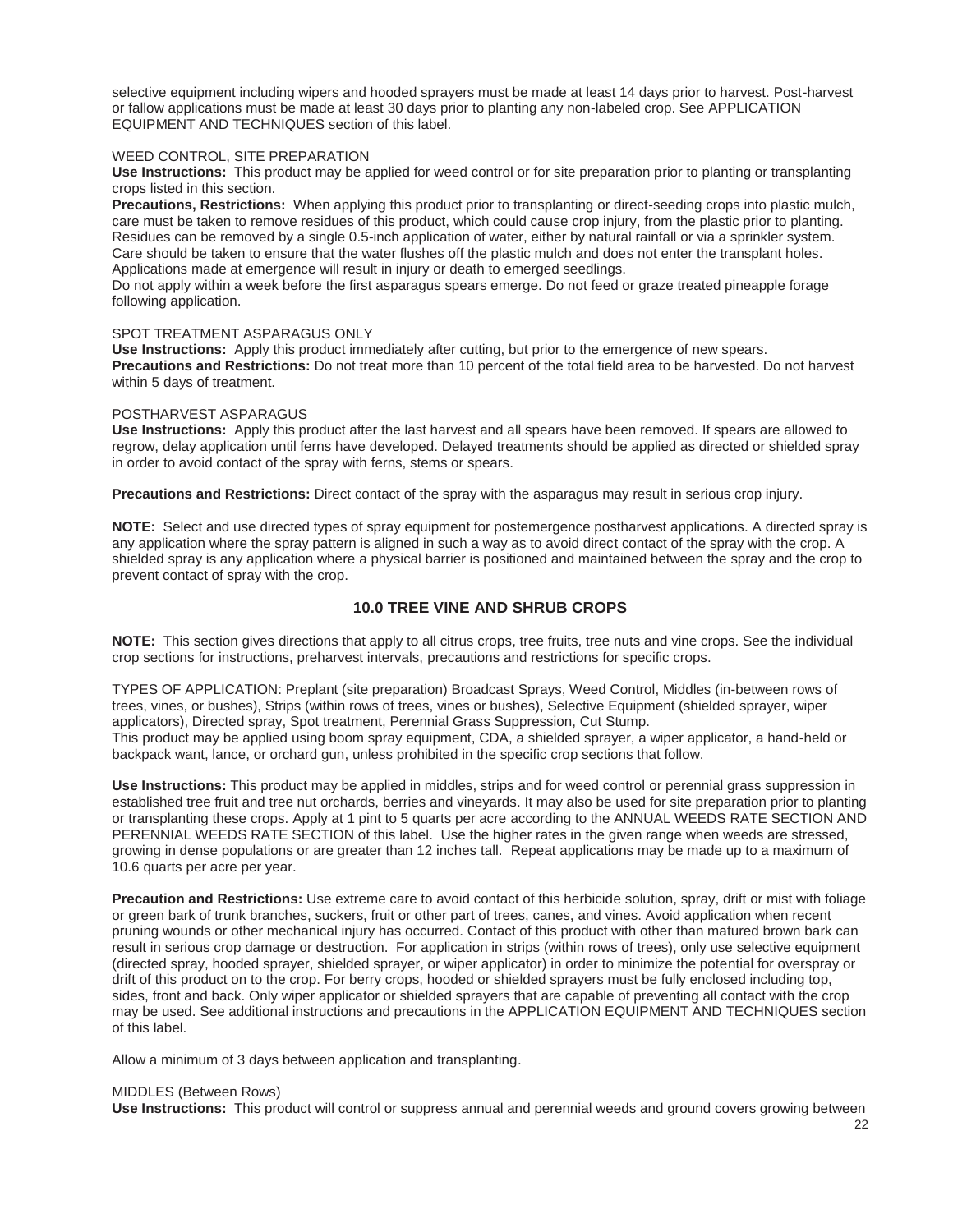selective equipment including wipers and hooded sprayers must be made at least 14 days prior to harvest. Post-harvest or fallow applications must be made at least 30 days prior to planting any non-labeled crop. See APPLICATION EQUIPMENT AND TECHNIQUES section of this label.

WEED CONTROL, SITE PREPARATION

**Use Instructions:** This product may be applied for weed control or for site preparation prior to planting or transplanting crops listed in this section.

**Precautions, Restrictions:** When applying this product prior to transplanting or direct-seeding crops into plastic mulch, care must be taken to remove residues of this product, which could cause crop injury, from the plastic prior to planting. Residues can be removed by a single 0.5-inch application of water, either by natural rainfall or via a sprinkler system. Care should be taken to ensure that the water flushes off the plastic mulch and does not enter the transplant holes. Applications made at emergence will result in injury or death to emerged seedlings.

Do not apply within a week before the first asparagus spears emerge. Do not feed or graze treated pineapple forage following application.

SPOT TREATMENT ASPARAGUS ONLY

**Use Instructions:** Apply this product immediately after cutting, but prior to the emergence of new spears.

**Precautions and Restrictions:** Do not treat more than 10 percent of the total field area to be harvested. Do not harvest within 5 days of treatment.

POSTHARVEST ASPARAGUS

**Use Instructions:** Apply this product after the last harvest and all spears have been removed. If spears are allowed to regrow, delay application until ferns have developed. Delayed treatments should be applied as directed or shielded spray in order to avoid contact of the spray with ferns, stems or spears.

**Precautions and Restrictions:** Direct contact of the spray with the asparagus may result in serious crop injury.

**NOTE:** Select and use directed types of spray equipment for postemergence postharvest applications. A directed spray is any application where the spray pattern is aligned in such a way as to avoid direct contact of the spray with the crop. A shielded spray is any application where a physical barrier is positioned and maintained between the spray and the crop to prevent contact of spray with the crop.

## 10.0 TREE VINE AND SHRUB CROPS

**NOTE:** This section gives directions that apply to all citrus crops, tree fruits, tree nuts and vine crops. See the individual crop sections for instructions, preharvest intervals, precautions and restrictions for specific crops.

TYPES OF APPLICATION: Preplant (site preparation) Broadcast Sprays, Weed Control, Middles (in-between rows of trees, vines, or bushes), Strips (within rows of trees, vines or bushes), Selective Equipment (shielded sprayer, wiper applicators), Directed spray, Spot treatment, Perennial Grass Suppression, Cut Stump.

This product may be applied using boom spray equipment, CDA, a shielded sprayer, a wiper applicator, a hand-held or backpack want, lance, or orchard gun, unless prohibited in the specific crop sections that follow.

**Use Instructions:** This product may be applied in middles, strips and for weed control or perennial grass suppression in established tree fruit and tree nut orchards, berries and vineyards. It may also be used for site preparation prior to planting or transplanting these crops. Apply at 1 pint to 5 quarts per acre according to the ANNUAL WEEDS RATE SECTION AND PERENNIAL WEEDS RATE SECTION of this label. Use the higher rates in the given range when weeds are stressed, growing in dense populations or are greater than 12 inches tall. Repeat applications may be made up to a maximum of 10.6 quarts per acre per year.

**Precaution and Restrictions:** Use extreme care to avoid contact of this herbicide solution, spray, drift or mist with foliage or green bark of trunk branches, suckers, fruit or other part of trees, canes, and vines. Avoid application when recent pruning wounds or other mechanical injury has occurred. Contact of this product with other than matured brown bark can result in serious crop damage or destruction. For application in strips (within rows of trees), only use selective equipment (directed spray, hooded sprayer, shielded sprayer, or wiper applicator) in order to minimize the potential for overspray or drift of this product on to the crop. For berry crops, hooded or shielded sprayers must be fully enclosed including top, sides, front and back. Only wiper applicator or shielded sprayers that are capable of preventing all contact with the crop may be used. See additional instructions and precautions in the APPLICATION EQUIPMENT AND TECHNIQUES section of this label.

Allow a minimum of 3 days between application and transplanting.

MIDDLES (Between Rows)

**Use Instructions:** This product will control or suppress annual and perennial weeds and ground covers growing between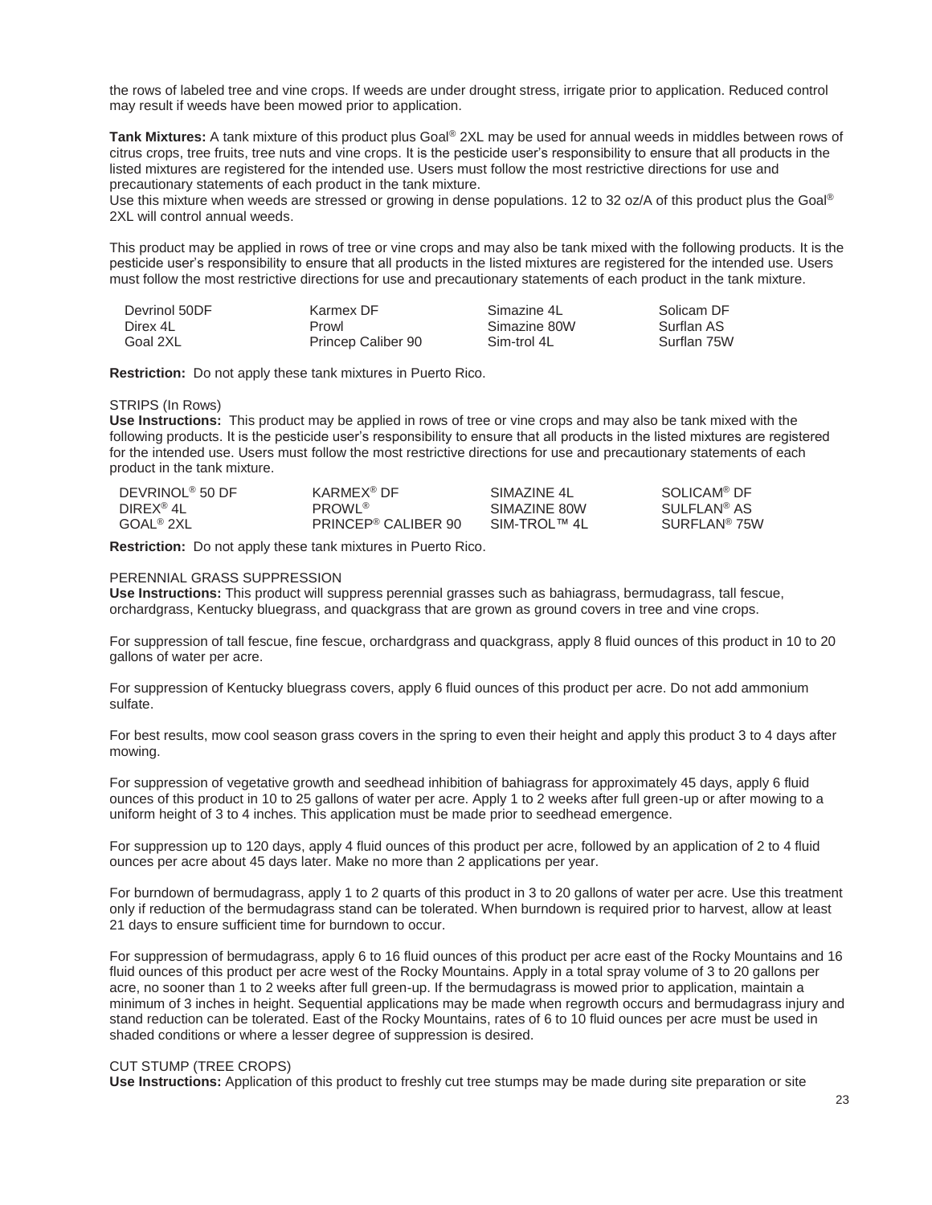the rows of labeled tree and vine crops. If weeds are under drought stress, irrigate prior to application. Reduced control may result if weeds have been mowed prior to application.

**Tank Mixtures:** A tank mixture of this product plus Goal® 2XL may be used for annual weeds in middles between rows of citrus crops, tree fruits, tree nuts and vine crops. It is the pesticide user's responsibility to ensure that all products in the listed mixtures are registered for the intended use. Users must follow the most restrictive directions for use and precautionary statements of each product in the tank mixture.
Use this mixture when weeds are stressed or growing in dense populations. 12 to 32 oz/A of this product plus the Goal® 2XL will control annual weeds.

This product may be applied in rows of tree or vine crops and may also be tank mixed with the following products. It is the pesticide user's responsibility to ensure that all products in the listed mixtures are registered for the intended use. Users must follow the most restrictive directions for use and precautionary statements of each product in the tank mixture.

| | | | |
|---|---|---|---|
| Devrinol 50DF | Karmex DF | Simazine 4L | Solicam DF |
| Direx 4L | Prowl | Simazine 80W | Surflan AS |
| Goal 2XL | Princep Caliber 90 | Sim-trol 4L | Surflan 75W |

**Restriction:** Do not apply these tank mixtures in Puerto Rico.

STRIPS (In Rows)
**Use Instructions:** This product may be applied in rows of tree or vine crops and may also be tank mixed with the following products. It is the pesticide user's responsibility to ensure that all products in the listed mixtures are registered for the intended use. Users must follow the most restrictive directions for use and precautionary statements of each product in the tank mixture.

| | | | |
|---|---|---|---|
| DEVRINOL® 50 DF | KARMEX® DF | SIMAZINE 4L | SOLICAM® DF |
| DIREX® 4L | PROWL® | SIMAZINE 80W | SULFLAN® AS |
| GOAL® 2XL | PRINCEP® CALIBER 90 | SIM-TROL™ 4L | SURFLAN® 75W |

**Restriction:** Do not apply these tank mixtures in Puerto Rico.

PERENNIAL GRASS SUPPRESSION
**Use Instructions:** This product will suppress perennial grasses such as bahiagrass, bermudagrass, tall fescue, orchardgrass, Kentucky bluegrass, and quackgrass that are grown as ground covers in tree and vine crops.

For suppression of tall fescue, fine fescue, orchardgrass and quackgrass, apply 8 fluid ounces of this product in 10 to 20 gallons of water per acre.

For suppression of Kentucky bluegrass covers, apply 6 fluid ounces of this product per acre. Do not add ammonium sulfate.

For best results, mow cool season grass covers in the spring to even their height and apply this product 3 to 4 days after mowing.

For suppression of vegetative growth and seedhead inhibition of bahiagrass for approximately 45 days, apply 6 fluid ounces of this product in 10 to 25 gallons of water per acre. Apply 1 to 2 weeks after full green-up or after mowing to a uniform height of 3 to 4 inches. This application must be made prior to seedhead emergence.

For suppression up to 120 days, apply 4 fluid ounces of this product per acre, followed by an application of 2 to 4 fluid ounces per acre about 45 days later. Make no more than 2 applications per year.

For burndown of bermudagrass, apply 1 to 2 quarts of this product in 3 to 20 gallons of water per acre. Use this treatment only if reduction of the bermudagrass stand can be tolerated. When burndown is required prior to harvest, allow at least 21 days to ensure sufficient time for burndown to occur.

For suppression of bermudagrass, apply 6 to 16 fluid ounces of this product per acre east of the Rocky Mountains and 16 fluid ounces of this product per acre west of the Rocky Mountains. Apply in a total spray volume of 3 to 20 gallons per acre, no sooner than 1 to 2 weeks after full green-up. If the bermudagrass is mowed prior to application, maintain a minimum of 3 inches in height. Sequential applications may be made when regrowth occurs and bermudagrass injury and stand reduction can be tolerated. East of the Rocky Mountains, rates of 6 to 10 fluid ounces per acre must be used in shaded conditions or where a lesser degree of suppression is desired.

CUT STUMP (TREE CROPS)
**Use Instructions:** Application of this product to freshly cut tree stumps may be made during site preparation or site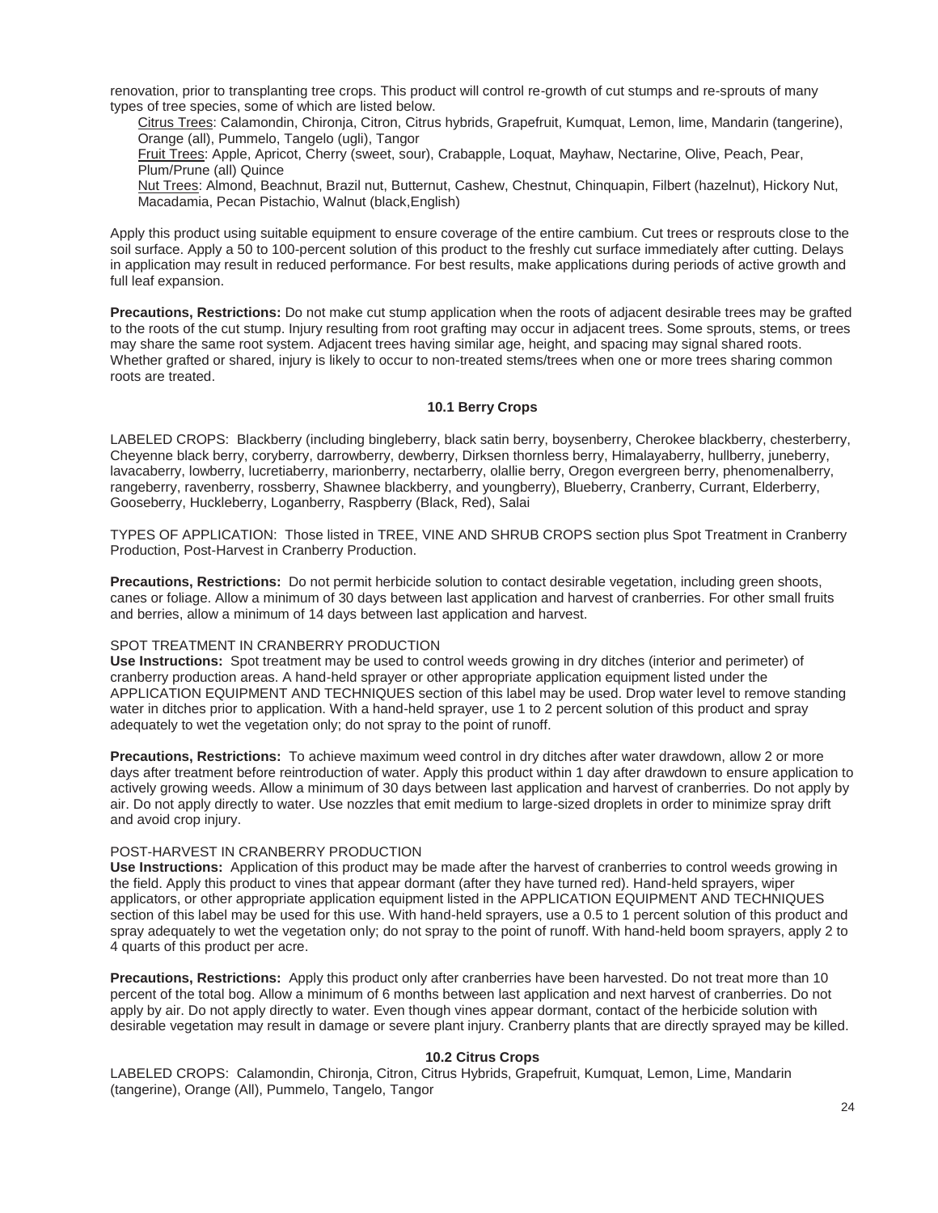renovation, prior to transplanting tree crops. This product will control re-growth of cut stumps and re-sprouts of many types of tree species, some of which are listed below.

<u>Citrus Trees</u>: Calamondin, Chironja, Citron, Citrus hybrids, Grapefruit, Kumquat, Lemon, lime, Mandarin (tangerine), Orange (all), Pummelo, Tangelo (ugli), Tangor

<u>Fruit Trees</u>: Apple, Apricot, Cherry (sweet, sour), Crabapple, Loquat, Mayhaw, Nectarine, Olive, Peach, Pear, Plum/Prune (all) Quince

<u>Nut Trees</u>: Almond, Beachnut, Brazil nut, Butternut, Cashew, Chestnut, Chinquapin, Filbert (hazelnut), Hickory Nut, Macadamia, Pecan Pistachio, Walnut (black,English)

Apply this product using suitable equipment to ensure coverage of the entire cambium. Cut trees or resprouts close to the soil surface. Apply a 50 to 100-percent solution of this product to the freshly cut surface immediately after cutting. Delays in application may result in reduced performance. For best results, make applications during periods of active growth and full leaf expansion.

**Precautions, Restrictions:** Do not make cut stump application when the roots of adjacent desirable trees may be grafted to the roots of the cut stump. Injury resulting from root grafting may occur in adjacent trees. Some sprouts, stems, or trees may share the same root system. Adjacent trees having similar age, height, and spacing may signal shared roots. Whether grafted or shared, injury is likely to occur to non-treated stems/trees when one or more trees sharing common roots are treated.

### 10.1 Berry Crops

LABELED CROPS: Blackberry (including bingleberry, black satin berry, boysenberry, Cherokee blackberry, chesterberry, Cheyenne black berry, coryberry, darrowberry, dewberry, Dirksen thornless berry, Himalayaberry, hullberry, juneberry, lavacaberry, lowberry, lucretiaberry, marionberry, nectarberry, olallie berry, Oregon evergreen berry, phenomenalberry, rangeberry, ravenberry, rossberry, Shawnee blackberry, and youngberry), Blueberry, Cranberry, Currant, Elderberry, Gooseberry, Huckleberry, Loganberry, Raspberry (Black, Red), Salai

TYPES OF APPLICATION: Those listed in TREE, VINE AND SHRUB CROPS section plus Spot Treatment in Cranberry Production, Post-Harvest in Cranberry Production.

**Precautions, Restrictions:** Do not permit herbicide solution to contact desirable vegetation, including green shoots, canes or foliage. Allow a minimum of 30 days between last application and harvest of cranberries. For other small fruits and berries, allow a minimum of 14 days between last application and harvest.

SPOT TREATMENT IN CRANBERRY PRODUCTION

**Use Instructions:** Spot treatment may be used to control weeds growing in dry ditches (interior and perimeter) of cranberry production areas. A hand-held sprayer or other appropriate application equipment listed under the APPLICATION EQUIPMENT AND TECHNIQUES section of this label may be used. Drop water level to remove standing water in ditches prior to application. With a hand-held sprayer, use 1 to 2 percent solution of this product and spray adequately to wet the vegetation only; do not spray to the point of runoff.

**Precautions, Restrictions:** To achieve maximum weed control in dry ditches after water drawdown, allow 2 or more days after treatment before reintroduction of water. Apply this product within 1 day after drawdown to ensure application to actively growing weeds. Allow a minimum of 30 days between last application and harvest of cranberries. Do not apply by air. Do not apply directly to water. Use nozzles that emit medium to large-sized droplets in order to minimize spray drift and avoid crop injury.

POST-HARVEST IN CRANBERRY PRODUCTION

**Use Instructions:** Application of this product may be made after the harvest of cranberries to control weeds growing in the field. Apply this product to vines that appear dormant (after they have turned red). Hand-held sprayers, wiper applicators, or other appropriate application equipment listed in the APPLICATION EQUIPMENT AND TECHNIQUES section of this label may be used for this use. With hand-held sprayers, use a 0.5 to 1 percent solution of this product and spray adequately to wet the vegetation only; do not spray to the point of runoff. With hand-held boom sprayers, apply 2 to 4 quarts of this product per acre.

**Precautions, Restrictions:** Apply this product only after cranberries have been harvested. Do not treat more than 10 percent of the total bog. Allow a minimum of 6 months between last application and next harvest of cranberries. Do not apply by air. Do not apply directly to water. Even though vines appear dormant, contact of the herbicide solution with desirable vegetation may result in damage or severe plant injury. Cranberry plants that are directly sprayed may be killed.

### 10.2 Citrus Crops

LABELED CROPS: Calamondin, Chironja, Citron, Citrus Hybrids, Grapefruit, Kumquat, Lemon, Lime, Mandarin (tangerine), Orange (All), Pummelo, Tangelo, Tangor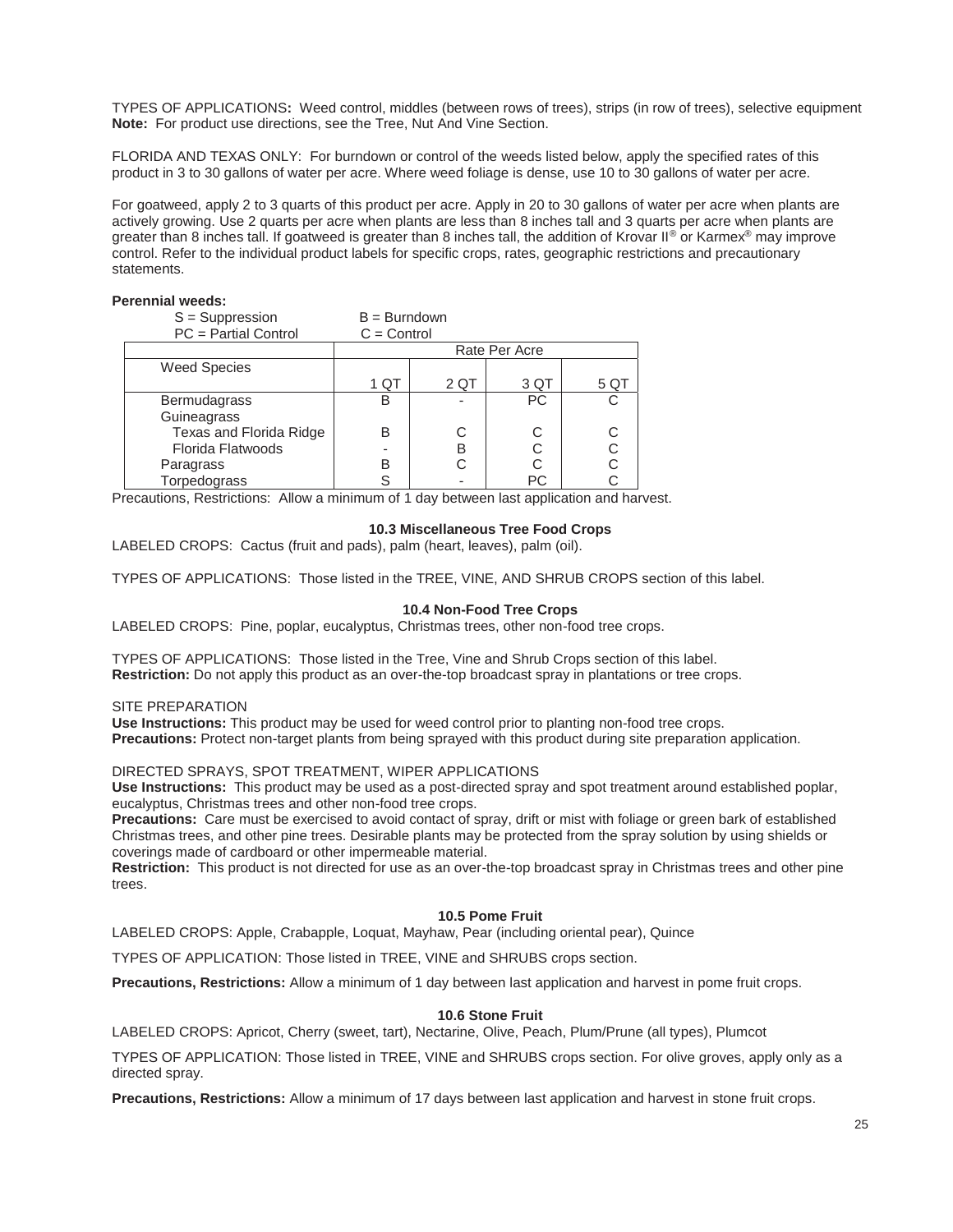TYPES OF APPLICATIONS**:** Weed control, middles (between rows of trees), strips (in row of trees), selective equipment
**Note:** For product use directions, see the Tree, Nut And Vine Section.

FLORIDA AND TEXAS ONLY: For burndown or control of the weeds listed below, apply the specified rates of this product in 3 to 30 gallons of water per acre. Where weed foliage is dense, use 10 to 30 gallons of water per acre.

For goatweed, apply 2 to 3 quarts of this product per acre. Apply in 20 to 30 gallons of water per acre when plants are actively growing. Use 2 quarts per acre when plants are less than 8 inches tall and 3 quarts per acre when plants are greater than 8 inches tall. If goatweed is greater than 8 inches tall, the addition of Krovar II® or Karmex® may improve control. Refer to the individual product labels for specific crops, rates, geographic restrictions and precautionary statements.

**Perennial weeds:**

S = Suppression B = Burndown
PC = Partial Control C = Control

| Weed Species | Rate Per Acre | | | |
|---|---|---|---|---|
| | 1 QT | 2 QT | 3 QT | 5 QT |
| Bermudagrass | B | - | PC | C |
| Guineagrass | | | | |
| Texas and Florida Ridge | B | C | C | C |
| Florida Flatwoods | - | B | C | C |
| Paragrass | B | C | C | C |
| Torpedograss | S | - | PC | C |

Precautions, Restrictions: Allow a minimum of 1 day between last application and harvest.

### 10.3 Miscellaneous Tree Food Crops

LABELED CROPS: Cactus (fruit and pads), palm (heart, leaves), palm (oil).

TYPES OF APPLICATIONS: Those listed in the TREE, VINE, AND SHRUB CROPS section of this label.

### 10.4 Non-Food Tree Crops

LABELED CROPS: Pine, poplar, eucalyptus, Christmas trees, other non-food tree crops.

TYPES OF APPLICATIONS: Those listed in the Tree, Vine and Shrub Crops section of this label.
**Restriction:** Do not apply this product as an over-the-top broadcast spray in plantations or tree crops.

SITE PREPARATION
**Use Instructions:** This product may be used for weed control prior to planting non-food tree crops.
**Precautions:** Protect non-target plants from being sprayed with this product during site preparation application.

DIRECTED SPRAYS, SPOT TREATMENT, WIPER APPLICATIONS
**Use Instructions:** This product may be used as a post-directed spray and spot treatment around established poplar, eucalyptus, Christmas trees and other non-food tree crops.
**Precautions:** Care must be exercised to avoid contact of spray, drift or mist with foliage or green bark of established Christmas trees, and other pine trees. Desirable plants may be protected from the spray solution by using shields or coverings made of cardboard or other impermeable material.
**Restriction:** This product is not directed for use as an over-the-top broadcast spray in Christmas trees and other pine trees.

### 10.5 Pome Fruit

LABELED CROPS: Apple, Crabapple, Loquat, Mayhaw, Pear (including oriental pear), Quince

TYPES OF APPLICATION: Those listed in TREE, VINE and SHRUBS crops section.

**Precautions, Restrictions:** Allow a minimum of 1 day between last application and harvest in pome fruit crops.

### 10.6 Stone Fruit

LABELED CROPS: Apricot, Cherry (sweet, tart), Nectarine, Olive, Peach, Plum/Prune (all types), Plumcot

TYPES OF APPLICATION: Those listed in TREE, VINE and SHRUBS crops section. For olive groves, apply only as a directed spray.

**Precautions, Restrictions:** Allow a minimum of 17 days between last application and harvest in stone fruit crops.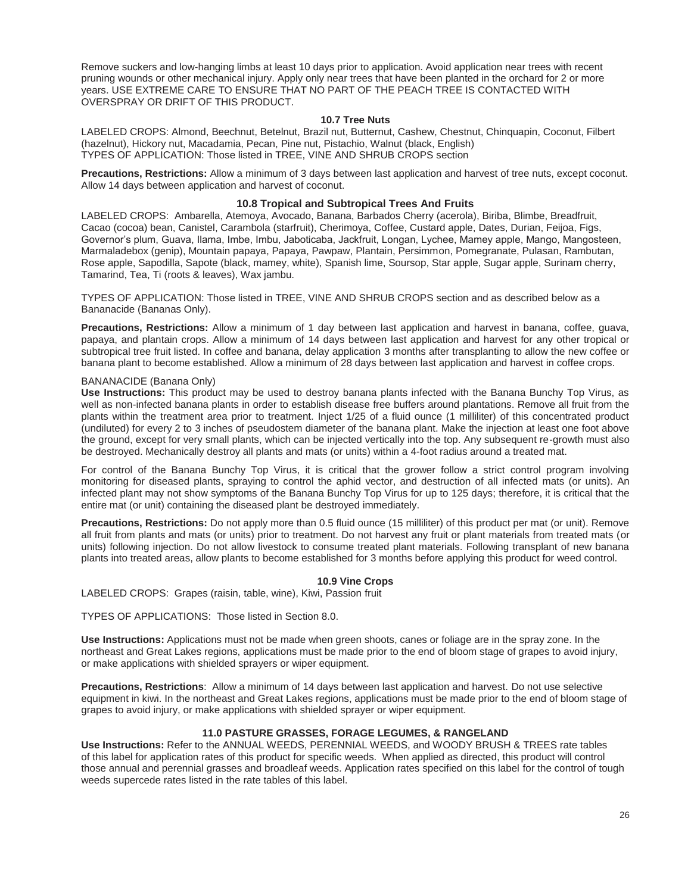Remove suckers and low-hanging limbs at least 10 days prior to application. Avoid application near trees with recent pruning wounds or other mechanical injury. Apply only near trees that have been planted in the orchard for 2 or more years. USE EXTREME CARE TO ENSURE THAT NO PART OF THE PEACH TREE IS CONTACTED WITH OVERSPRAY OR DRIFT OF THIS PRODUCT.

### 10.7 Tree Nuts

LABELED CROPS: Almond, Beechnut, Betelnut, Brazil nut, Butternut, Cashew, Chestnut, Chinquapin, Coconut, Filbert (hazelnut), Hickory nut, Macadamia, Pecan, Pine nut, Pistachio, Walnut (black, English)
TYPES OF APPLICATION: Those listed in TREE, VINE AND SHRUB CROPS section

**Precautions, Restrictions:** Allow a minimum of 3 days between last application and harvest of tree nuts, except coconut. Allow 14 days between application and harvest of coconut.

### 10.8 Tropical and Subtropical Trees And Fruits

LABELED CROPS: Ambarella, Atemoya, Avocado, Banana, Barbados Cherry (acerola), Biriba, Blimbe, Breadfruit, Cacao (cocoa) bean, Canistel, Carambola (starfruit), Cherimoya, Coffee, Custard apple, Dates, Durian, Feijoa, Figs, Governor's plum, Guava, Ilama, Imbe, Imbu, Jaboticaba, Jackfruit, Longan, Lychee, Mamey apple, Mango, Mangosteen, Marmaladebox (genip), Mountain papaya, Papaya, Pawpaw, Plantain, Persimmon, Pomegranate, Pulasan, Rambutan, Rose apple, Sapodilla, Sapote (black, mamey, white), Spanish lime, Soursop, Star apple, Sugar apple, Surinam cherry, Tamarind, Tea, Ti (roots & leaves), Wax jambu.

TYPES OF APPLICATION: Those listed in TREE, VINE AND SHRUB CROPS section and as described below as a Bananacide (Bananas Only).

**Precautions, Restrictions:** Allow a minimum of 1 day between last application and harvest in banana, coffee, guava, papaya, and plantain crops. Allow a minimum of 14 days between last application and harvest for any other tropical or subtropical tree fruit listed. In coffee and banana, delay application 3 months after transplanting to allow the new coffee or banana plant to become established. Allow a minimum of 28 days between last application and harvest in coffee crops.

BANANACIDE (Banana Only)

**Use Instructions:** This product may be used to destroy banana plants infected with the Banana Bunchy Top Virus, as well as non-infected banana plants in order to establish disease free buffers around plantations. Remove all fruit from the plants within the treatment area prior to treatment. Inject 1/25 of a fluid ounce (1 milliliter) of this concentrated product (undiluted) for every 2 to 3 inches of pseudostem diameter of the banana plant. Make the injection at least one foot above the ground, except for very small plants, which can be injected vertically into the top. Any subsequent re-growth must also be destroyed. Mechanically destroy all plants and mats (or units) within a 4-foot radius around a treated mat.

For control of the Banana Bunchy Top Virus, it is critical that the grower follow a strict control program involving monitoring for diseased plants, spraying to control the aphid vector, and destruction of all infected mats (or units). An infected plant may not show symptoms of the Banana Bunchy Top Virus for up to 125 days; therefore, it is critical that the entire mat (or unit) containing the diseased plant be destroyed immediately.

**Precautions, Restrictions:** Do not apply more than 0.5 fluid ounce (15 milliliter) of this product per mat (or unit). Remove all fruit from plants and mats (or units) prior to treatment. Do not harvest any fruit or plant materials from treated mats (or units) following injection. Do not allow livestock to consume treated plant materials. Following transplant of new banana plants into treated areas, allow plants to become established for 3 months before applying this product for weed control.

### 10.9 Vine Crops

LABELED CROPS: Grapes (raisin, table, wine), Kiwi, Passion fruit

TYPES OF APPLICATIONS: Those listed in Section 8.0.

**Use Instructions:** Applications must not be made when green shoots, canes or foliage are in the spray zone. In the northeast and Great Lakes regions, applications must be made prior to the end of bloom stage of grapes to avoid injury, or make applications with shielded sprayers or wiper equipment.

**Precautions, Restrictions**: Allow a minimum of 14 days between last application and harvest. Do not use selective equipment in kiwi. In the northeast and Great Lakes regions, applications must be made prior to the end of bloom stage of grapes to avoid injury, or make applications with shielded sprayer or wiper equipment.

## 11.0 PASTURE GRASSES, FORAGE LEGUMES, & RANGELAND

**Use Instructions:** Refer to the ANNUAL WEEDS, PERENNIAL WEEDS, and WOODY BRUSH & TREES rate tables of this label for application rates of this product for specific weeds. When applied as directed, this product will control those annual and perennial grasses and broadleaf weeds. Application rates specified on this label for the control of tough weeds supercede rates listed in the rate tables of this label.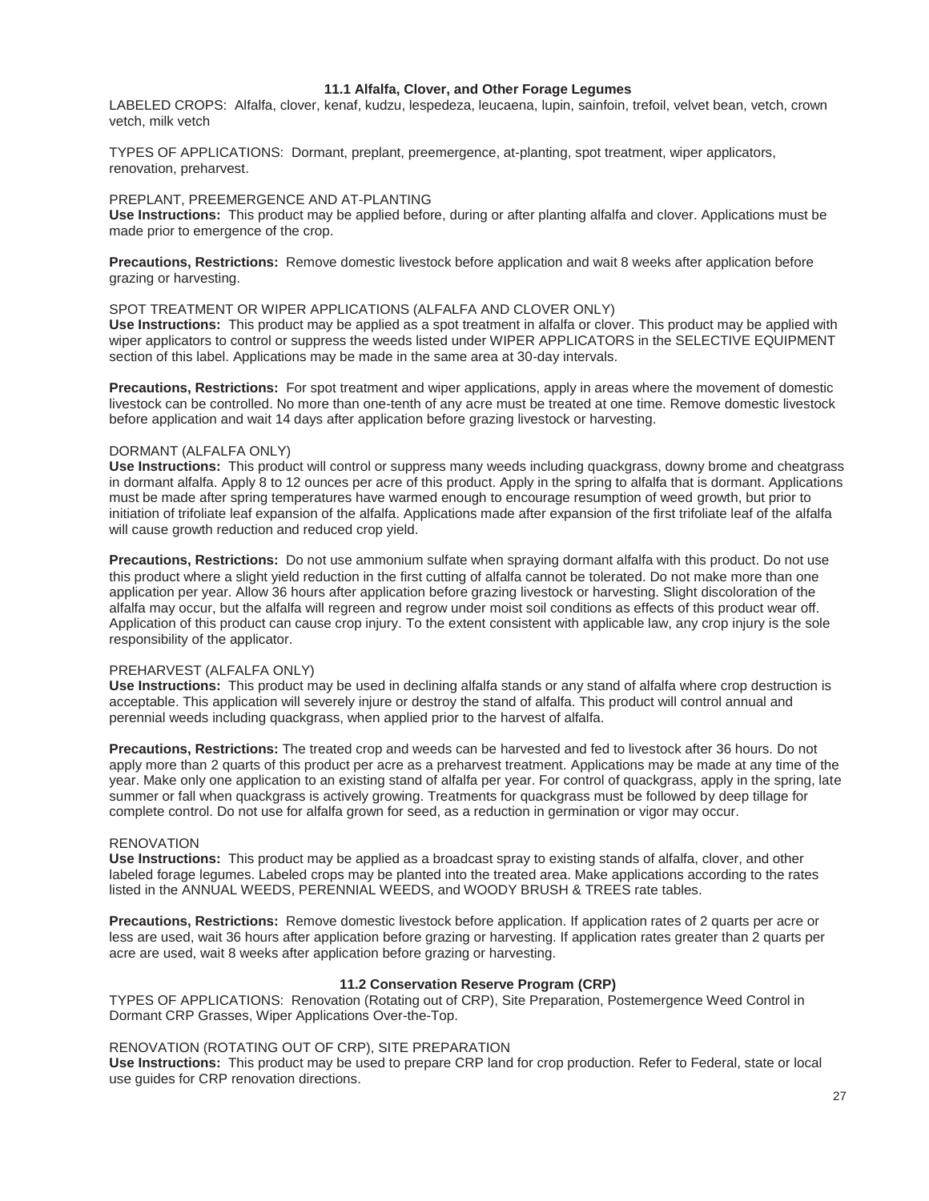### 11.1 Alfalfa, Clover, and Other Forage Legumes

LABELED CROPS: Alfalfa, clover, kenaf, kudzu, lespedeza, leucaena, lupin, sainfoin, trefoil, velvet bean, vetch, crown vetch, milk vetch

TYPES OF APPLICATIONS: Dormant, preplant, preemergence, at-planting, spot treatment, wiper applicators, renovation, preharvest.

PREPLANT, PREEMERGENCE AND AT-PLANTING

**Use Instructions:** This product may be applied before, during or after planting alfalfa and clover. Applications must be made prior to emergence of the crop.

**Precautions, Restrictions:** Remove domestic livestock before application and wait 8 weeks after application before grazing or harvesting.

SPOT TREATMENT OR WIPER APPLICATIONS (ALFALFA AND CLOVER ONLY)

**Use Instructions:** This product may be applied as a spot treatment in alfalfa or clover. This product may be applied with wiper applicators to control or suppress the weeds listed under WIPER APPLICATORS in the SELECTIVE EQUIPMENT section of this label. Applications may be made in the same area at 30-day intervals.

**Precautions, Restrictions:** For spot treatment and wiper applications, apply in areas where the movement of domestic livestock can be controlled. No more than one-tenth of any acre must be treated at one time. Remove domestic livestock before application and wait 14 days after application before grazing livestock or harvesting.

DORMANT (ALFALFA ONLY)

**Use Instructions:** This product will control or suppress many weeds including quackgrass, downy brome and cheatgrass in dormant alfalfa. Apply 8 to 12 ounces per acre of this product. Apply in the spring to alfalfa that is dormant. Applications must be made after spring temperatures have warmed enough to encourage resumption of weed growth, but prior to initiation of trifoliate leaf expansion of the alfalfa. Applications made after expansion of the first trifoliate leaf of the alfalfa will cause growth reduction and reduced crop yield.

**Precautions, Restrictions:** Do not use ammonium sulfate when spraying dormant alfalfa with this product. Do not use this product where a slight yield reduction in the first cutting of alfalfa cannot be tolerated. Do not make more than one application per year. Allow 36 hours after application before grazing livestock or harvesting. Slight discoloration of the alfalfa may occur, but the alfalfa will regreen and regrow under moist soil conditions as effects of this product wear off. Application of this product can cause crop injury. To the extent consistent with applicable law, any crop injury is the sole responsibility of the applicator.

PREHARVEST (ALFALFA ONLY)

**Use Instructions:** This product may be used in declining alfalfa stands or any stand of alfalfa where crop destruction is acceptable. This application will severely injure or destroy the stand of alfalfa. This product will control annual and perennial weeds including quackgrass, when applied prior to the harvest of alfalfa.

**Precautions, Restrictions:** The treated crop and weeds can be harvested and fed to livestock after 36 hours. Do not apply more than 2 quarts of this product per acre as a preharvest treatment. Applications may be made at any time of the year. Make only one application to an existing stand of alfalfa per year. For control of quackgrass, apply in the spring, late summer or fall when quackgrass is actively growing. Treatments for quackgrass must be followed by deep tillage for complete control. Do not use for alfalfa grown for seed, as a reduction in germination or vigor may occur.

RENOVATION

**Use Instructions:** This product may be applied as a broadcast spray to existing stands of alfalfa, clover, and other labeled forage legumes. Labeled crops may be planted into the treated area. Make applications according to the rates listed in the ANNUAL WEEDS, PERENNIAL WEEDS, and WOODY BRUSH & TREES rate tables.

**Precautions, Restrictions:** Remove domestic livestock before application. If application rates of 2 quarts per acre or less are used, wait 36 hours after application before grazing or harvesting. If application rates greater than 2 quarts per acre are used, wait 8 weeks after application before grazing or harvesting.

### 11.2 Conservation Reserve Program (CRP)

TYPES OF APPLICATIONS: Renovation (Rotating out of CRP), Site Preparation, Postemergence Weed Control in Dormant CRP Grasses, Wiper Applications Over-the-Top.

RENOVATION (ROTATING OUT OF CRP), SITE PREPARATION

**Use Instructions:** This product may be used to prepare CRP land for crop production. Refer to Federal, state or local use guides for CRP renovation directions.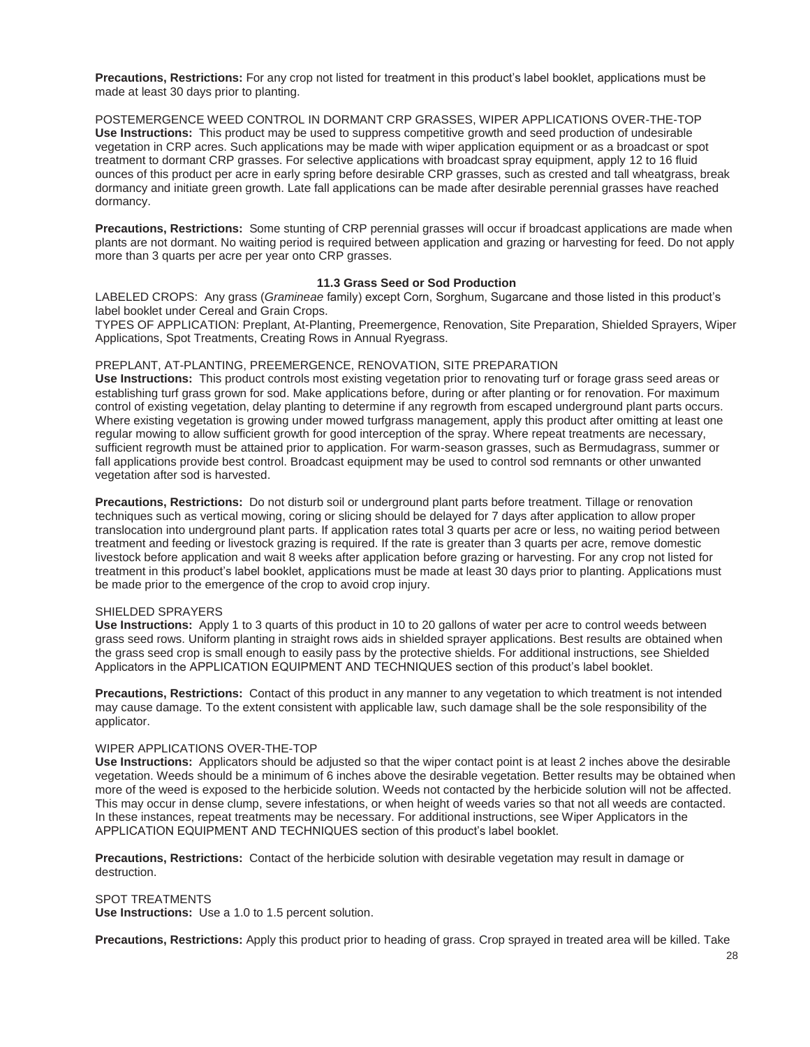**Precautions, Restrictions:** For any crop not listed for treatment in this product's label booklet, applications must be made at least 30 days prior to planting.

POSTEMERGENCE WEED CONTROL IN DORMANT CRP GRASSES, WIPER APPLICATIONS OVER-THE-TOP

**Use Instructions:** This product may be used to suppress competitive growth and seed production of undesirable vegetation in CRP acres. Such applications may be made with wiper application equipment or as a broadcast or spot treatment to dormant CRP grasses. For selective applications with broadcast spray equipment, apply 12 to 16 fluid ounces of this product per acre in early spring before desirable CRP grasses, such as crested and tall wheatgrass, break dormancy and initiate green growth. Late fall applications can be made after desirable perennial grasses have reached dormancy.

**Precautions, Restrictions:** Some stunting of CRP perennial grasses will occur if broadcast applications are made when plants are not dormant. No waiting period is required between application and grazing or harvesting for feed. Do not apply more than 3 quarts per acre per year onto CRP grasses.

### 11.3 Grass Seed or Sod Production

LABELED CROPS: Any grass (*Gramineae* family) except Corn, Sorghum, Sugarcane and those listed in this product's label booklet under Cereal and Grain Crops.

TYPES OF APPLICATION: Preplant, At-Planting, Preemergence, Renovation, Site Preparation, Shielded Sprayers, Wiper Applications, Spot Treatments, Creating Rows in Annual Ryegrass.

PREPLANT, AT-PLANTING, PREEMERGENCE, RENOVATION, SITE PREPARATION

**Use Instructions:** This product controls most existing vegetation prior to renovating turf or forage grass seed areas or establishing turf grass grown for sod. Make applications before, during or after planting or for renovation. For maximum control of existing vegetation, delay planting to determine if any regrowth from escaped underground plant parts occurs. Where existing vegetation is growing under mowed turfgrass management, apply this product after omitting at least one regular mowing to allow sufficient growth for good interception of the spray. Where repeat treatments are necessary, sufficient regrowth must be attained prior to application. For warm-season grasses, such as Bermudagrass, summer or fall applications provide best control. Broadcast equipment may be used to control sod remnants or other unwanted vegetation after sod is harvested.

**Precautions, Restrictions:** Do not disturb soil or underground plant parts before treatment. Tillage or renovation techniques such as vertical mowing, coring or slicing should be delayed for 7 days after application to allow proper translocation into underground plant parts. If application rates total 3 quarts per acre or less, no waiting period between treatment and feeding or livestock grazing is required. If the rate is greater than 3 quarts per acre, remove domestic livestock before application and wait 8 weeks after application before grazing or harvesting. For any crop not listed for treatment in this product's label booklet, applications must be made at least 30 days prior to planting. Applications must be made prior to the emergence of the crop to avoid crop injury.

SHIELDED SPRAYERS

**Use Instructions:** Apply 1 to 3 quarts of this product in 10 to 20 gallons of water per acre to control weeds between grass seed rows. Uniform planting in straight rows aids in shielded sprayer applications. Best results are obtained when the grass seed crop is small enough to easily pass by the protective shields. For additional instructions, see Shielded Applicators in the APPLICATION EQUIPMENT AND TECHNIQUES section of this product's label booklet.

**Precautions, Restrictions:** Contact of this product in any manner to any vegetation to which treatment is not intended may cause damage. To the extent consistent with applicable law, such damage shall be the sole responsibility of the applicator.

WIPER APPLICATIONS OVER-THE-TOP

**Use Instructions:** Applicators should be adjusted so that the wiper contact point is at least 2 inches above the desirable vegetation. Weeds should be a minimum of 6 inches above the desirable vegetation. Better results may be obtained when more of the weed is exposed to the herbicide solution. Weeds not contacted by the herbicide solution will not be affected. This may occur in dense clump, severe infestations, or when height of weeds varies so that not all weeds are contacted. In these instances, repeat treatments may be necessary. For additional instructions, see Wiper Applicators in the APPLICATION EQUIPMENT AND TECHNIQUES section of this product's label booklet.

**Precautions, Restrictions:** Contact of the herbicide solution with desirable vegetation may result in damage or destruction.

SPOT TREATMENTS

**Use Instructions:** Use a 1.0 to 1.5 percent solution.

**Precautions, Restrictions:** Apply this product prior to heading of grass. Crop sprayed in treated area will be killed. Take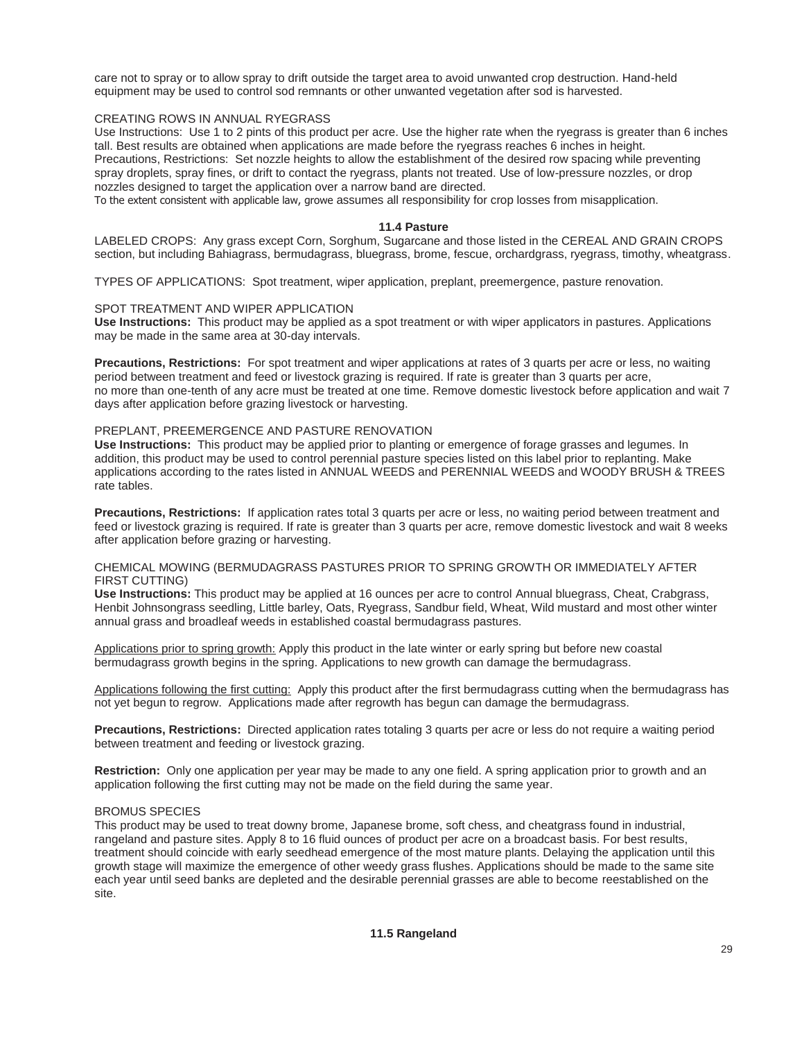care not to spray or to allow spray to drift outside the target area to avoid unwanted crop destruction. Hand-held equipment may be used to control sod remnants or other unwanted vegetation after sod is harvested.

CREATING ROWS IN ANNUAL RYEGRASS

Use Instructions: Use 1 to 2 pints of this product per acre. Use the higher rate when the ryegrass is greater than 6 inches tall. Best results are obtained when applications are made before the ryegrass reaches 6 inches in height.
Precautions, Restrictions: Set nozzle heights to allow the establishment of the desired row spacing while preventing spray droplets, spray fines, or drift to contact the ryegrass, plants not treated. Use of low-pressure nozzles, or drop nozzles designed to target the application over a narrow band are directed.
To the extent consistent with applicable law, growe assumes all responsibility for crop losses from misapplication.

## 11.4 Pasture

LABELED CROPS: Any grass except Corn, Sorghum, Sugarcane and those listed in the CEREAL AND GRAIN CROPS section, but including Bahiagrass, bermudagrass, bluegrass, brome, fescue, orchardgrass, ryegrass, timothy, wheatgrass.

TYPES OF APPLICATIONS: Spot treatment, wiper application, preplant, preemergence, pasture renovation.

SPOT TREATMENT AND WIPER APPLICATION

**Use Instructions:** This product may be applied as a spot treatment or with wiper applicators in pastures. Applications may be made in the same area at 30-day intervals.

**Precautions, Restrictions:** For spot treatment and wiper applications at rates of 3 quarts per acre or less, no waiting period between treatment and feed or livestock grazing is required. If rate is greater than 3 quarts per acre, no more than one-tenth of any acre must be treated at one time. Remove domestic livestock before application and wait 7 days after application before grazing livestock or harvesting.

PREPLANT, PREEMERGENCE AND PASTURE RENOVATION

**Use Instructions:** This product may be applied prior to planting or emergence of forage grasses and legumes. In addition, this product may be used to control perennial pasture species listed on this label prior to replanting. Make applications according to the rates listed in ANNUAL WEEDS and PERENNIAL WEEDS and WOODY BRUSH & TREES rate tables.

**Precautions, Restrictions:** If application rates total 3 quarts per acre or less, no waiting period between treatment and feed or livestock grazing is required. If rate is greater than 3 quarts per acre, remove domestic livestock and wait 8 weeks after application before grazing or harvesting.

CHEMICAL MOWING (BERMUDAGRASS PASTURES PRIOR TO SPRING GROWTH OR IMMEDIATELY AFTER FIRST CUTTING)

**Use Instructions:** This product may be applied at 16 ounces per acre to control Annual bluegrass, Cheat, Crabgrass, Henbit Johnsongrass seedling, Little barley, Oats, Ryegrass, Sandbur field, Wheat, Wild mustard and most other winter annual grass and broadleaf weeds in established coastal bermudagrass pastures.

Applications prior to spring growth: Apply this product in the late winter or early spring but before new coastal bermudagrass growth begins in the spring. Applications to new growth can damage the bermudagrass.

Applications following the first cutting: Apply this product after the first bermudagrass cutting when the bermudagrass has not yet begun to regrow. Applications made after regrowth has begun can damage the bermudagrass.

**Precautions, Restrictions:** Directed application rates totaling 3 quarts per acre or less do not require a waiting period between treatment and feeding or livestock grazing.

**Restriction:** Only one application per year may be made to any one field. A spring application prior to growth and an application following the first cutting may not be made on the field during the same year.

BROMUS SPECIES

This product may be used to treat downy brome, Japanese brome, soft chess, and cheatgrass found in industrial, rangeland and pasture sites. Apply 8 to 16 fluid ounces of product per acre on a broadcast basis. For best results, treatment should coincide with early seedhead emergence of the most mature plants. Delaying the application until this growth stage will maximize the emergence of other weedy grass flushes. Applications should be made to the same site each year until seed banks are depleted and the desirable perennial grasses are able to become reestablished on the site.

## 11.5 Rangeland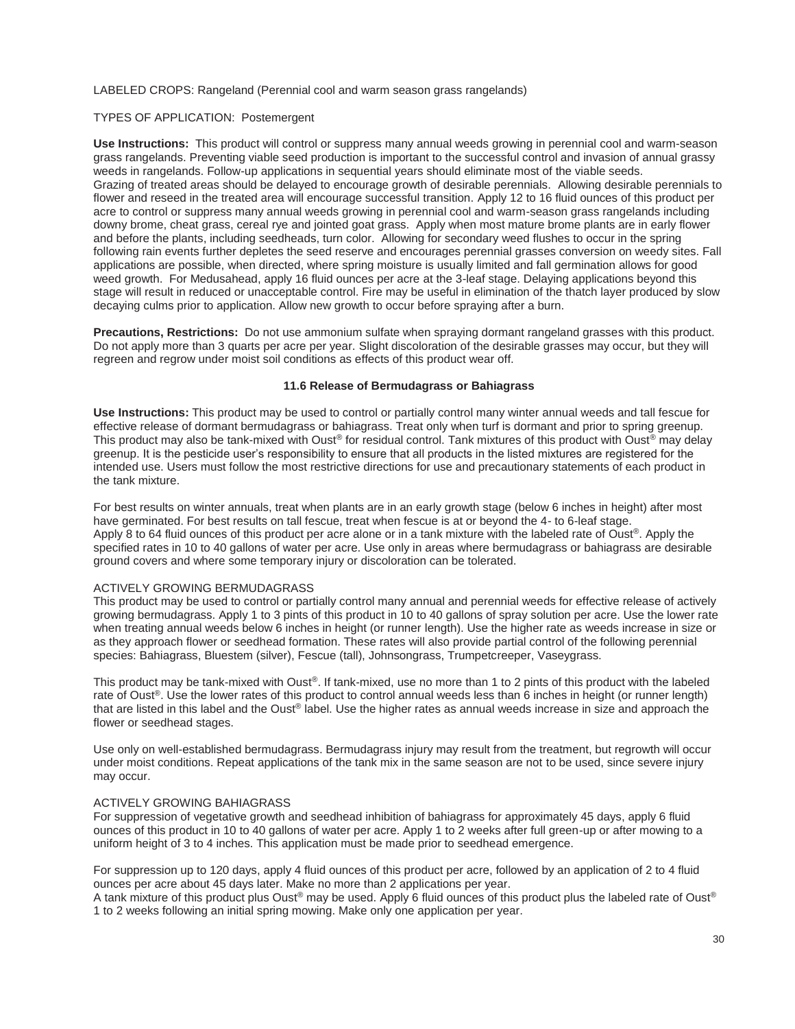LABELED CROPS: Rangeland (Perennial cool and warm season grass rangelands)

TYPES OF APPLICATION: Postemergent

**Use Instructions:** This product will control or suppress many annual weeds growing in perennial cool and warm-season grass rangelands. Preventing viable seed production is important to the successful control and invasion of annual grassy weeds in rangelands. Follow-up applications in sequential years should eliminate most of the viable seeds. Grazing of treated areas should be delayed to encourage growth of desirable perennials. Allowing desirable perennials to flower and reseed in the treated area will encourage successful transition. Apply 12 to 16 fluid ounces of this product per acre to control or suppress many annual weeds growing in perennial cool and warm-season grass rangelands including downy brome, cheat grass, cereal rye and jointed goat grass. Apply when most mature brome plants are in early flower and before the plants, including seedheads, turn color. Allowing for secondary weed flushes to occur in the spring following rain events further depletes the seed reserve and encourages perennial grasses conversion on weedy sites. Fall applications are possible, when directed, where spring moisture is usually limited and fall germination allows for good weed growth. For Medusahead, apply 16 fluid ounces per acre at the 3-leaf stage. Delaying applications beyond this stage will result in reduced or unacceptable control. Fire may be useful in elimination of the thatch layer produced by slow decaying culms prior to application. Allow new growth to occur before spraying after a burn.

**Precautions, Restrictions:** Do not use ammonium sulfate when spraying dormant rangeland grasses with this product. Do not apply more than 3 quarts per acre per year. Slight discoloration of the desirable grasses may occur, but they will regreen and regrow under moist soil conditions as effects of this product wear off.

### 11.6 Release of Bermudagrass or Bahiagrass

**Use Instructions:** This product may be used to control or partially control many winter annual weeds and tall fescue for effective release of dormant bermudagrass or bahiagrass. Treat only when turf is dormant and prior to spring greenup. This product may also be tank-mixed with Oust® for residual control. Tank mixtures of this product with Oust® may delay greenup. It is the pesticide user's responsibility to ensure that all products in the listed mixtures are registered for the intended use. Users must follow the most restrictive directions for use and precautionary statements of each product in the tank mixture.

For best results on winter annuals, treat when plants are in an early growth stage (below 6 inches in height) after most have germinated. For best results on tall fescue, treat when fescue is at or beyond the 4- to 6-leaf stage. Apply 8 to 64 fluid ounces of this product per acre alone or in a tank mixture with the labeled rate of Oust®. Apply the specified rates in 10 to 40 gallons of water per acre. Use only in areas where bermudagrass or bahiagrass are desirable ground covers and where some temporary injury or discoloration can be tolerated.

ACTIVELY GROWING BERMUDAGRASS

This product may be used to control or partially control many annual and perennial weeds for effective release of actively growing bermudagrass. Apply 1 to 3 pints of this product in 10 to 40 gallons of spray solution per acre. Use the lower rate when treating annual weeds below 6 inches in height (or runner length). Use the higher rate as weeds increase in size or as they approach flower or seedhead formation. These rates will also provide partial control of the following perennial species: Bahiagrass, Bluestem (silver), Fescue (tall), Johnsongrass, Trumpetcreeper, Vaseygrass.

This product may be tank-mixed with Oust®. If tank-mixed, use no more than 1 to 2 pints of this product with the labeled rate of Oust®. Use the lower rates of this product to control annual weeds less than 6 inches in height (or runner length) that are listed in this label and the Oust® label. Use the higher rates as annual weeds increase in size and approach the flower or seedhead stages.

Use only on well-established bermudagrass. Bermudagrass injury may result from the treatment, but regrowth will occur under moist conditions. Repeat applications of the tank mix in the same season are not to be used, since severe injury may occur.

ACTIVELY GROWING BAHIAGRASS

For suppression of vegetative growth and seedhead inhibition of bahiagrass for approximately 45 days, apply 6 fluid ounces of this product in 10 to 40 gallons of water per acre. Apply 1 to 2 weeks after full green-up or after mowing to a uniform height of 3 to 4 inches. This application must be made prior to seedhead emergence.

For suppression up to 120 days, apply 4 fluid ounces of this product per acre, followed by an application of 2 to 4 fluid ounces per acre about 45 days later. Make no more than 2 applications per year.
A tank mixture of this product plus Oust® may be used. Apply 6 fluid ounces of this product plus the labeled rate of Oust® 1 to 2 weeks following an initial spring mowing. Make only one application per year.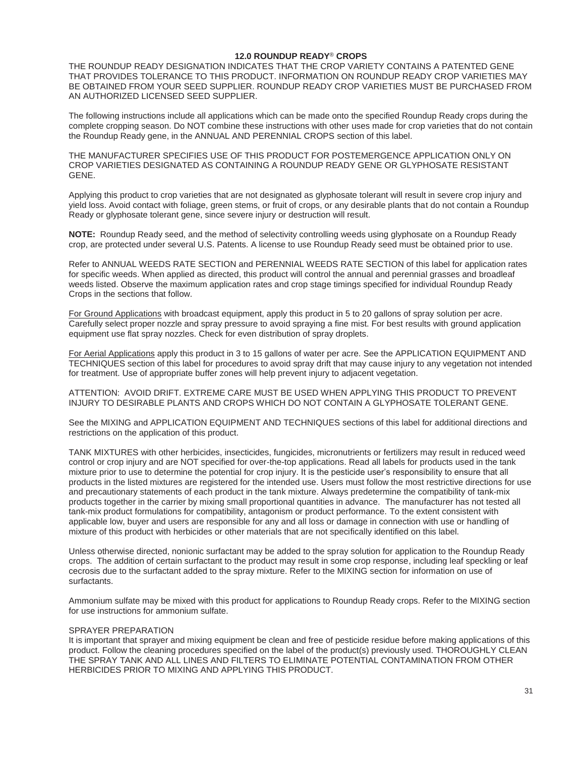## 12.0 ROUNDUP READY® CROPS

THE ROUNDUP READY DESIGNATION INDICATES THAT THE CROP VARIETY CONTAINS A PATENTED GENE THAT PROVIDES TOLERANCE TO THIS PRODUCT. INFORMATION ON ROUNDUP READY CROP VARIETIES MAY BE OBTAINED FROM YOUR SEED SUPPLIER. ROUNDUP READY CROP VARIETIES MUST BE PURCHASED FROM AN AUTHORIZED LICENSED SEED SUPPLIER.

The following instructions include all applications which can be made onto the specified Roundup Ready crops during the complete cropping season. Do NOT combine these instructions with other uses made for crop varieties that do not contain the Roundup Ready gene, in the ANNUAL AND PERENNIAL CROPS section of this label.

THE MANUFACTURER SPECIFIES USE OF THIS PRODUCT FOR POSTEMERGENCE APPLICATION ONLY ON CROP VARIETIES DESIGNATED AS CONTAINING A ROUNDUP READY GENE OR GLYPHOSATE RESISTANT GENE.

Applying this product to crop varieties that are not designated as glyphosate tolerant will result in severe crop injury and yield loss. Avoid contact with foliage, green stems, or fruit of crops, or any desirable plants that do not contain a Roundup Ready or glyphosate tolerant gene, since severe injury or destruction will result.

**NOTE:** Roundup Ready seed, and the method of selectivity controlling weeds using glyphosate on a Roundup Ready crop, are protected under several U.S. Patents. A license to use Roundup Ready seed must be obtained prior to use.

Refer to ANNUAL WEEDS RATE SECTION and PERENNIAL WEEDS RATE SECTION of this label for application rates for specific weeds. When applied as directed, this product will control the annual and perennial grasses and broadleaf weeds listed. Observe the maximum application rates and crop stage timings specified for individual Roundup Ready Crops in the sections that follow.

For Ground Applications with broadcast equipment, apply this product in 5 to 20 gallons of spray solution per acre. Carefully select proper nozzle and spray pressure to avoid spraying a fine mist. For best results with ground application equipment use flat spray nozzles. Check for even distribution of spray droplets.

For Aerial Applications apply this product in 3 to 15 gallons of water per acre. See the APPLICATION EQUIPMENT AND TECHNIQUES section of this label for procedures to avoid spray drift that may cause injury to any vegetation not intended for treatment. Use of appropriate buffer zones will help prevent injury to adjacent vegetation.

ATTENTION: AVOID DRIFT. EXTREME CARE MUST BE USED WHEN APPLYING THIS PRODUCT TO PREVENT INJURY TO DESIRABLE PLANTS AND CROPS WHICH DO NOT CONTAIN A GLYPHOSATE TOLERANT GENE.

See the MIXING and APPLICATION EQUIPMENT AND TECHNIQUES sections of this label for additional directions and restrictions on the application of this product.

TANK MIXTURES with other herbicides, insecticides, fungicides, micronutrients or fertilizers may result in reduced weed control or crop injury and are NOT specified for over-the-top applications. Read all labels for products used in the tank mixture prior to use to determine the potential for crop injury. It is the pesticide user's responsibility to ensure that all products in the listed mixtures are registered for the intended use. Users must follow the most restrictive directions for use and precautionary statements of each product in the tank mixture. Always predetermine the compatibility of tank-mix products together in the carrier by mixing small proportional quantities in advance. The manufacturer has not tested all tank-mix product formulations for compatibility, antagonism or product performance. To the extent consistent with applicable low, buyer and users are responsible for any and all loss or damage in connection with use or handling of mixture of this product with herbicides or other materials that are not specifically identified on this label.

Unless otherwise directed, nonionic surfactant may be added to the spray solution for application to the Roundup Ready crops. The addition of certain surfactant to the product may result in some crop response, including leaf speckling or leaf cecrosis due to the surfactant added to the spray mixture. Refer to the MIXING section for information on use of surfactants.

Ammonium sulfate may be mixed with this product for applications to Roundup Ready crops. Refer to the MIXING section for use instructions for ammonium sulfate.

SPRAYER PREPARATION

It is important that sprayer and mixing equipment be clean and free of pesticide residue before making applications of this product. Follow the cleaning procedures specified on the label of the product(s) previously used. THOROUGHLY CLEAN THE SPRAY TANK AND ALL LINES AND FILTERS TO ELIMINATE POTENTIAL CONTAMINATION FROM OTHER HERBICIDES PRIOR TO MIXING AND APPLYING THIS PRODUCT.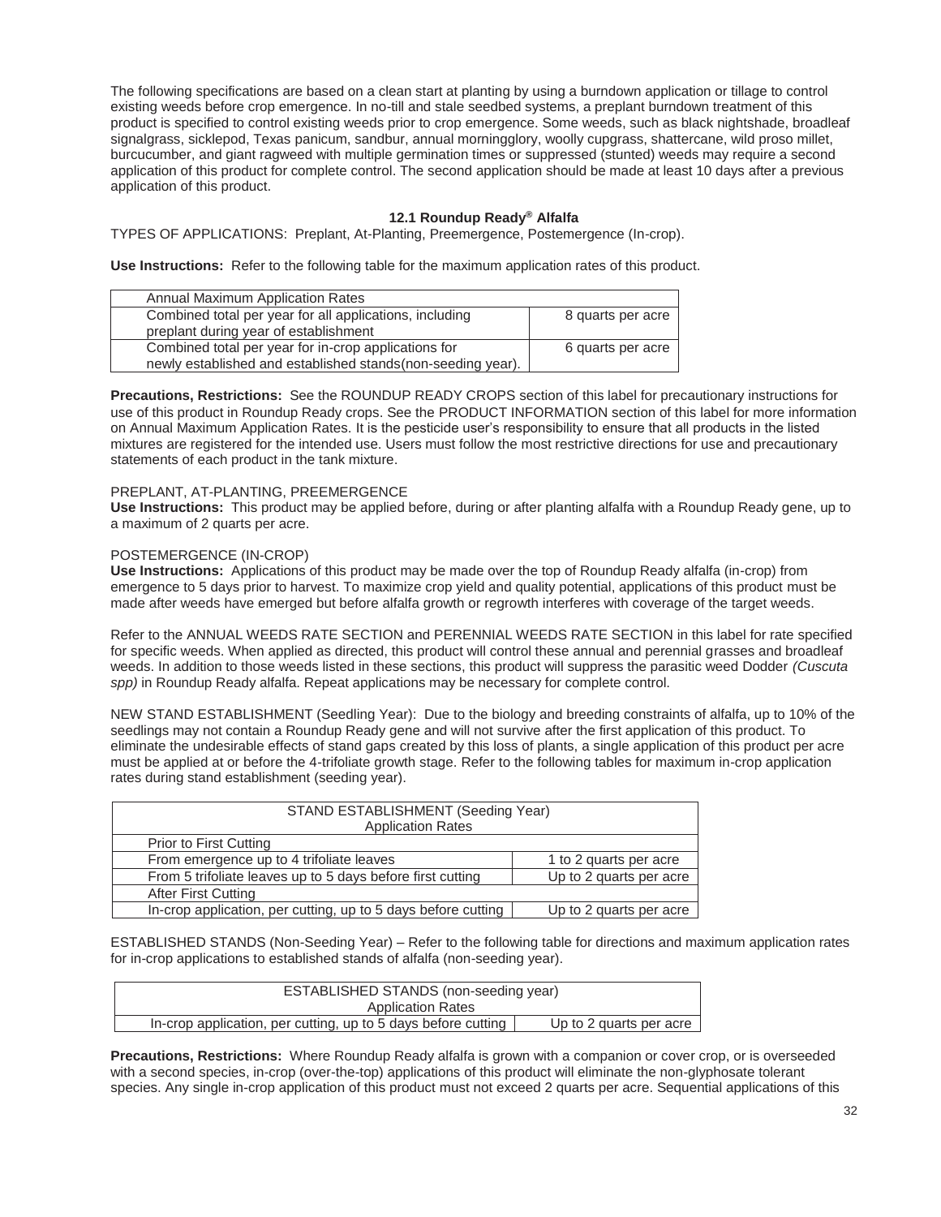The following specifications are based on a clean start at planting by using a burndown application or tillage to control existing weeds before crop emergence. In no-till and stale seedbed systems, a preplant burndown treatment of this product is specified to control existing weeds prior to crop emergence. Some weeds, such as black nightshade, broadleaf signalgrass, sicklepod, Texas panicum, sandbur, annual morningglory, woolly cupgrass, shattercane, wild proso millet, burcucumber, and giant ragweed with multiple germination times or suppressed (stunted) weeds may require a second application of this product for complete control. The second application should be made at least 10 days after a previous application of this product.

### 12.1 Roundup Ready® Alfalfa

TYPES OF APPLICATIONS: Preplant, At-Planting, Preemergence, Postemergence (In-crop).

**Use Instructions:** Refer to the following table for the maximum application rates of this product.

| Annual Maximum Application Rates | |
|---|---|
| Combined total per year for all applications, including preplant during year of establishment | 8 quarts per acre |
| Combined total per year for in-crop applications for newly established and established stands(non-seeding year). | 6 quarts per acre |

**Precautions, Restrictions:** See the ROUNDUP READY CROPS section of this label for precautionary instructions for use of this product in Roundup Ready crops. See the PRODUCT INFORMATION section of this label for more information on Annual Maximum Application Rates. It is the pesticide user's responsibility to ensure that all products in the listed mixtures are registered for the intended use. Users must follow the most restrictive directions for use and precautionary statements of each product in the tank mixture.

PREPLANT, AT-PLANTING, PREEMERGENCE

**Use Instructions:** This product may be applied before, during or after planting alfalfa with a Roundup Ready gene, up to a maximum of 2 quarts per acre.

POSTEMERGENCE (IN-CROP)

**Use Instructions:** Applications of this product may be made over the top of Roundup Ready alfalfa (in-crop) from emergence to 5 days prior to harvest. To maximize crop yield and quality potential, applications of this product must be made after weeds have emerged but before alfalfa growth or regrowth interferes with coverage of the target weeds.

Refer to the ANNUAL WEEDS RATE SECTION and PERENNIAL WEEDS RATE SECTION in this label for rate specified for specific weeds. When applied as directed, this product will control these annual and perennial grasses and broadleaf weeds. In addition to those weeds listed in these sections, this product will suppress the parasitic weed Dodder *(Cuscuta spp)* in Roundup Ready alfalfa. Repeat applications may be necessary for complete control.

NEW STAND ESTABLISHMENT (Seedling Year): Due to the biology and breeding constraints of alfalfa, up to 10% of the seedlings may not contain a Roundup Ready gene and will not survive after the first application of this product. To eliminate the undesirable effects of stand gaps created by this loss of plants, a single application of this product per acre must be applied at or before the 4-trifoliate growth stage. Refer to the following tables for maximum in-crop application rates during stand establishment (seeding year).

| STAND ESTABLISHMENT (Seeding Year) Application Rates | |
|---|---|
| Prior to First Cutting | |
| From emergence up to 4 trifoliate leaves | 1 to 2 quarts per acre |
| From 5 trifoliate leaves up to 5 days before first cutting | Up to 2 quarts per acre |
| After First Cutting | |
| In-crop application, per cutting, up to 5 days before cutting | Up to 2 quarts per acre |

ESTABLISHED STANDS (Non-Seeding Year) – Refer to the following table for directions and maximum application rates for in-crop applications to established stands of alfalfa (non-seeding year).

| ESTABLISHED STANDS (non-seeding year) Application Rates | |
|---|---|
| In-crop application, per cutting, up to 5 days before cutting | Up to 2 quarts per acre |

**Precautions, Restrictions:** Where Roundup Ready alfalfa is grown with a companion or cover crop, or is overseeded with a second species, in-crop (over-the-top) applications of this product will eliminate the non-glyphosate tolerant species. Any single in-crop application of this product must not exceed 2 quarts per acre. Sequential applications of this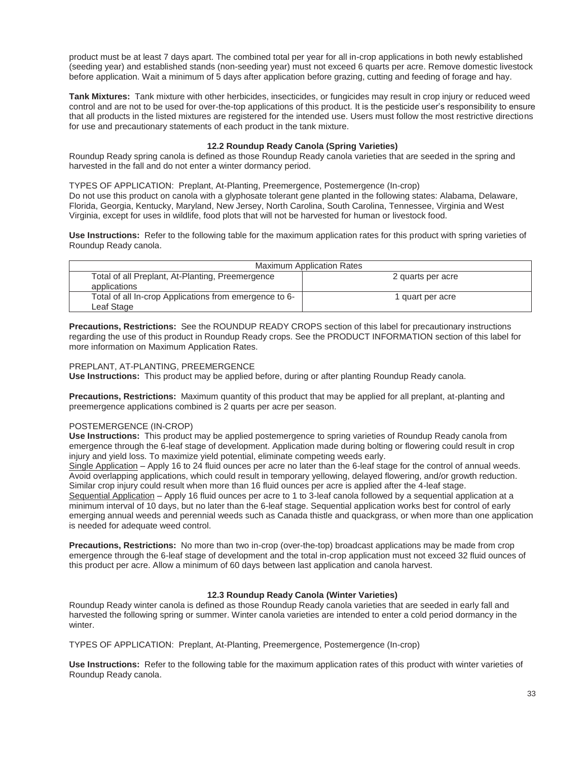product must be at least 7 days apart. The combined total per year for all in-crop applications in both newly established (seeding year) and established stands (non-seeding year) must not exceed 6 quarts per acre. Remove domestic livestock before application. Wait a minimum of 5 days after application before grazing, cutting and feeding of forage and hay.

**Tank Mixtures:** Tank mixture with other herbicides, insecticides, or fungicides may result in crop injury or reduced weed control and are not to be used for over-the-top applications of this product. It is the pesticide user's responsibility to ensure that all products in the listed mixtures are registered for the intended use. Users must follow the most restrictive directions for use and precautionary statements of each product in the tank mixture.

### 12.2 Roundup Ready Canola (Spring Varieties)

Roundup Ready spring canola is defined as those Roundup Ready canola varieties that are seeded in the spring and harvested in the fall and do not enter a winter dormancy period.

TYPES OF APPLICATION: Preplant, At-Planting, Preemergence, Postemergence (In-crop)
Do not use this product on canola with a glyphosate tolerant gene planted in the following states: Alabama, Delaware, Florida, Georgia, Kentucky, Maryland, New Jersey, North Carolina, South Carolina, Tennessee, Virginia and West Virginia, except for uses in wildlife, food plots that will not be harvested for human or livestock food.

**Use Instructions:** Refer to the following table for the maximum application rates for this product with spring varieties of Roundup Ready canola.

| Maximum Application Rates | |
|---|---|
| Total of all Preplant, At-Planting, Preemergence applications | 2 quarts per acre |
| Total of all In-crop Applications from emergence to 6-Leaf Stage | 1 quart per acre |

**Precautions, Restrictions:** See the ROUNDUP READY CROPS section of this label for precautionary instructions regarding the use of this product in Roundup Ready crops. See the PRODUCT INFORMATION section of this label for more information on Maximum Application Rates.

PREPLANT, AT-PLANTING, PREEMERGENCE
**Use Instructions:** This product may be applied before, during or after planting Roundup Ready canola.

**Precautions, Restrictions:** Maximum quantity of this product that may be applied for all preplant, at-planting and preemergence applications combined is 2 quarts per acre per season.

POSTEMERGENCE (IN-CROP)
**Use Instructions:** This product may be applied postemergence to spring varieties of Roundup Ready canola from emergence through the 6-leaf stage of development. Application made during bolting or flowering could result in crop injury and yield loss. To maximize yield potential, eliminate competing weeds early.
Single Application – Apply 16 to 24 fluid ounces per acre no later than the 6-leaf stage for the control of annual weeds. Avoid overlapping applications, which could result in temporary yellowing, delayed flowering, and/or growth reduction. Similar crop injury could result when more than 16 fluid ounces per acre is applied after the 4-leaf stage.
Sequential Application – Apply 16 fluid ounces per acre to 1 to 3-leaf canola followed by a sequential application at a minimum interval of 10 days, but no later than the 6-leaf stage. Sequential application works best for control of early emerging annual weeds and perennial weeds such as Canada thistle and quackgrass, or when more than one application is needed for adequate weed control.

**Precautions, Restrictions:** No more than two in-crop (over-the-top) broadcast applications may be made from crop emergence through the 6-leaf stage of development and the total in-crop application must not exceed 32 fluid ounces of this product per acre. Allow a minimum of 60 days between last application and canola harvest.

### 12.3 Roundup Ready Canola (Winter Varieties)

Roundup Ready winter canola is defined as those Roundup Ready canola varieties that are seeded in early fall and harvested the following spring or summer. Winter canola varieties are intended to enter a cold period dormancy in the winter.

TYPES OF APPLICATION: Preplant, At-Planting, Preemergence, Postemergence (In-crop)

**Use Instructions:** Refer to the following table for the maximum application rates of this product with winter varieties of Roundup Ready canola.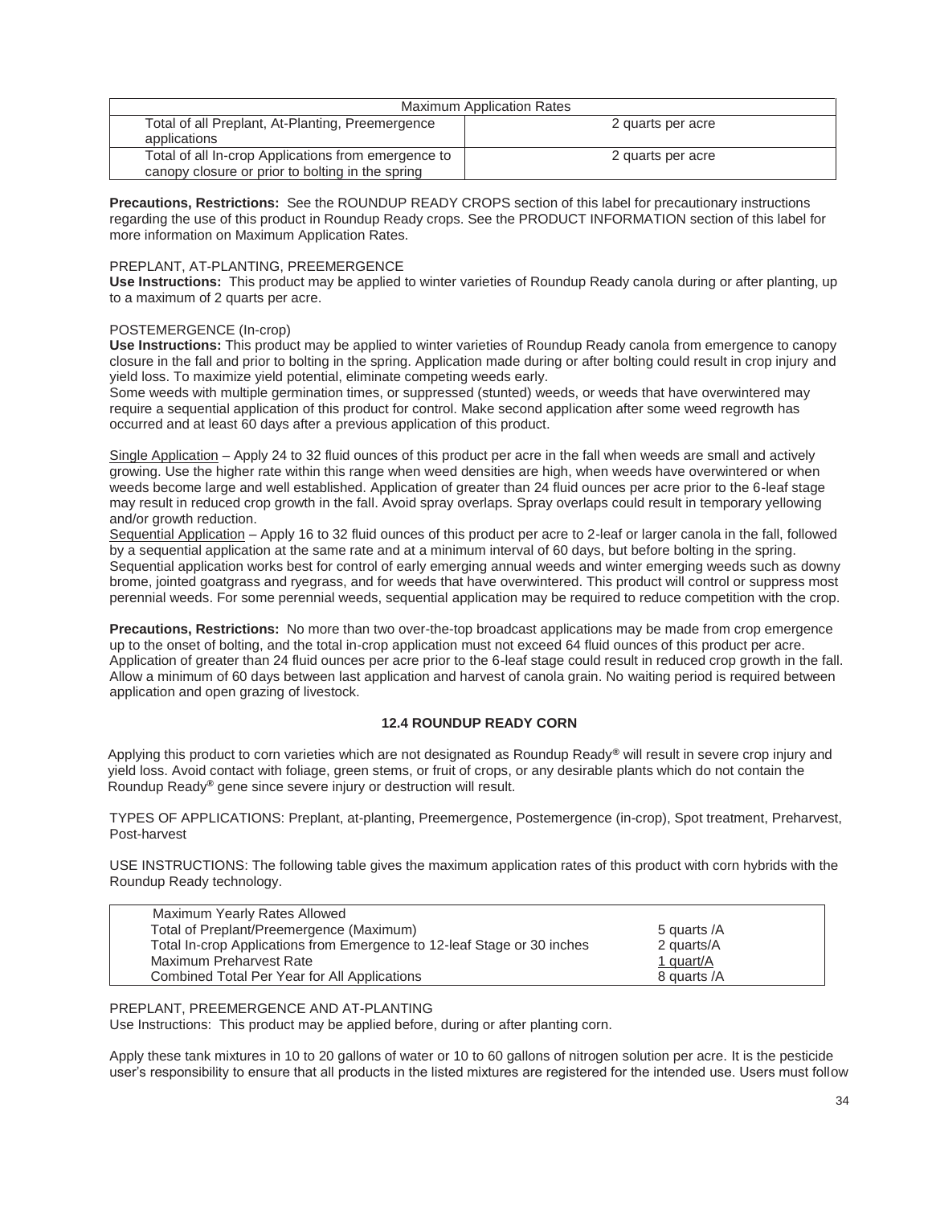| Maximum Application Rates | |
|---|---|
| Total of all Preplant, At-Planting, Preemergence applications | 2 quarts per acre |
| Total of all In-crop Applications from emergence to canopy closure or prior to bolting in the spring | 2 quarts per acre |

**Precautions, Restrictions:** See the ROUNDUP READY CROPS section of this label for precautionary instructions regarding the use of this product in Roundup Ready crops. See the PRODUCT INFORMATION section of this label for more information on Maximum Application Rates.

PREPLANT, AT-PLANTING, PREEMERGENCE

**Use Instructions:** This product may be applied to winter varieties of Roundup Ready canola during or after planting, up to a maximum of 2 quarts per acre.

POSTEMERGENCE (In-crop)

**Use Instructions:** This product may be applied to winter varieties of Roundup Ready canola from emergence to canopy closure in the fall and prior to bolting in the spring. Application made during or after bolting could result in crop injury and yield loss. To maximize yield potential, eliminate competing weeds early.

Some weeds with multiple germination times, or suppressed (stunted) weeds, or weeds that have overwintered may require a sequential application of this product for control. Make second application after some weed regrowth has occurred and at least 60 days after a previous application of this product.

Single Application – Apply 24 to 32 fluid ounces of this product per acre in the fall when weeds are small and actively growing. Use the higher rate within this range when weed densities are high, when weeds have overwintered or when weeds become large and well established. Application of greater than 24 fluid ounces per acre prior to the 6-leaf stage may result in reduced crop growth in the fall. Avoid spray overlaps. Spray overlaps could result in temporary yellowing and/or growth reduction.

Sequential Application – Apply 16 to 32 fluid ounces of this product per acre to 2-leaf or larger canola in the fall, followed by a sequential application at the same rate and at a minimum interval of 60 days, but before bolting in the spring. Sequential application works best for control of early emerging annual weeds and winter emerging weeds such as downy brome, jointed goatgrass and ryegrass, and for weeds that have overwintered. This product will control or suppress most perennial weeds. For some perennial weeds, sequential application may be required to reduce competition with the crop.

**Precautions, Restrictions:** No more than two over-the-top broadcast applications may be made from crop emergence up to the onset of bolting, and the total in-crop application must not exceed 64 fluid ounces of this product per acre. Application of greater than 24 fluid ounces per acre prior to the 6-leaf stage could result in reduced crop growth in the fall. Allow a minimum of 60 days between last application and harvest of canola grain. No waiting period is required between application and open grazing of livestock.

### 12.4 ROUNDUP READY CORN

Applying this product to corn varieties which are not designated as Roundup Ready® will result in severe crop injury and yield loss. Avoid contact with foliage, green stems, or fruit of crops, or any desirable plants which do not contain the Roundup Ready® gene since severe injury or destruction will result.

TYPES OF APPLICATIONS: Preplant, at-planting, Preemergence, Postemergence (in-crop), Spot treatment, Preharvest, Post-harvest

USE INSTRUCTIONS: The following table gives the maximum application rates of this product with corn hybrids with the Roundup Ready technology.

| Maximum Yearly Rates Allowed | |
|---|---|
| Total of Preplant/Preemergence (Maximum) | 5 quarts /A |
| Total In-crop Applications from Emergence to 12-leaf Stage or 30 inches | 2 quarts/A |
| Maximum Preharvest Rate | 1 quart/A |
| Combined Total Per Year for All Applications | 8 quarts /A |

PREPLANT, PREEMERGENCE AND AT-PLANTING

Use Instructions: This product may be applied before, during or after planting corn.

Apply these tank mixtures in 10 to 20 gallons of water or 10 to 60 gallons of nitrogen solution per acre. It is the pesticide user's responsibility to ensure that all products in the listed mixtures are registered for the intended use. Users must follow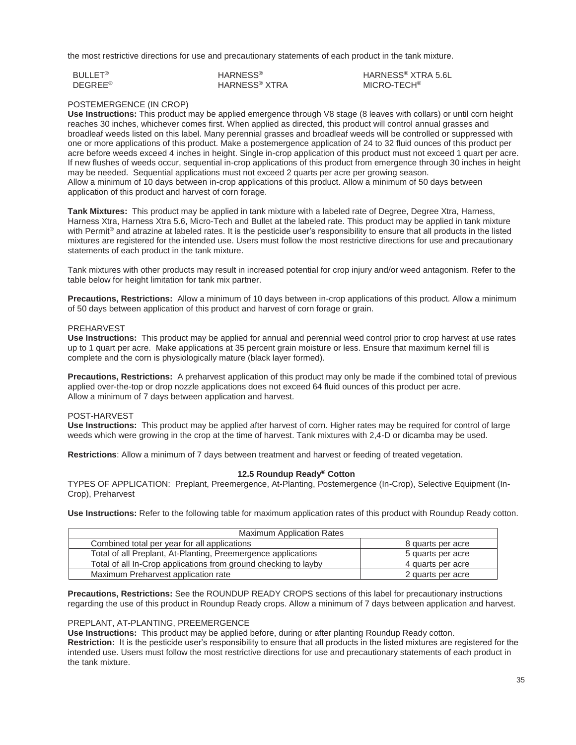the most restrictive directions for use and precautionary statements of each product in the tank mixture.

| | | |
|---|---|---|
| BULLET® | HARNESS® | HARNESS® XTRA 5.6L |
| DEGREE® | HARNESS® XTRA | MICRO-TECH® |

POSTEMERGENCE (IN CROP)

**Use Instructions:** This product may be applied emergence through V8 stage (8 leaves with collars) or until corn height reaches 30 inches, whichever comes first. When applied as directed, this product will control annual grasses and broadleaf weeds listed on this label. Many perennial grasses and broadleaf weeds will be controlled or suppressed with one or more applications of this product. Make a postemergence application of 24 to 32 fluid ounces of this product per acre before weeds exceed 4 inches in height. Single in-crop application of this product must not exceed 1 quart per acre. If new flushes of weeds occur, sequential in-crop applications of this product from emergence through 30 inches in height may be needed. Sequential applications must not exceed 2 quarts per acre per growing season.
Allow a minimum of 10 days between in-crop applications of this product. Allow a minimum of 50 days between application of this product and harvest of corn forage.

**Tank Mixtures:** This product may be applied in tank mixture with a labeled rate of Degree, Degree Xtra, Harness, Harness Xtra, Harness Xtra 5.6, Micro-Tech and Bullet at the labeled rate. This product may be applied in tank mixture with Permit® and atrazine at labeled rates. It is the pesticide user's responsibility to ensure that all products in the listed mixtures are registered for the intended use. Users must follow the most restrictive directions for use and precautionary statements of each product in the tank mixture.

Tank mixtures with other products may result in increased potential for crop injury and/or weed antagonism. Refer to the table below for height limitation for tank mix partner.

**Precautions, Restrictions:** Allow a minimum of 10 days between in-crop applications of this product. Allow a minimum of 50 days between application of this product and harvest of corn forage or grain.

PREHARVEST

**Use Instructions:** This product may be applied for annual and perennial weed control prior to crop harvest at use rates up to 1 quart per acre. Make applications at 35 percent grain moisture or less. Ensure that maximum kernel fill is complete and the corn is physiologically mature (black layer formed).

**Precautions, Restrictions:** A preharvest application of this product may only be made if the combined total of previous applied over-the-top or drop nozzle applications does not exceed 64 fluid ounces of this product per acre.
Allow a minimum of 7 days between application and harvest.

POST-HARVEST

**Use Instructions:** This product may be applied after harvest of corn. Higher rates may be required for control of large weeds which were growing in the crop at the time of harvest. Tank mixtures with 2,4-D or dicamba may be used.

**Restrictions**: Allow a minimum of 7 days between treatment and harvest or feeding of treated vegetation.

### 12.5 Roundup Ready® Cotton

TYPES OF APPLICATION: Preplant, Preemergence, At-Planting, Postemergence (In-Crop), Selective Equipment (In-Crop), Preharvest

**Use Instructions:** Refer to the following table for maximum application rates of this product with Roundup Ready cotton.

| Maximum Application Rates | |
|---|---|
| Combined total per year for all applications | 8 quarts per acre |
| Total of all Preplant, At-Planting, Preemergence applications | 5 quarts per acre |
| Total of all In-Crop applications from ground checking to layby | 4 quarts per acre |
| Maximum Preharvest application rate | 2 quarts per acre |

**Precautions, Restrictions:** See the ROUNDUP READY CROPS sections of this label for precautionary instructions regarding the use of this product in Roundup Ready crops. Allow a minimum of 7 days between application and harvest.

PREPLANT, AT-PLANTING, PREEMERGENCE

**Use Instructions:** This product may be applied before, during or after planting Roundup Ready cotton.
**Restriction:** It is the pesticide user's responsibility to ensure that all products in the listed mixtures are registered for the intended use. Users must follow the most restrictive directions for use and precautionary statements of each product in the tank mixture.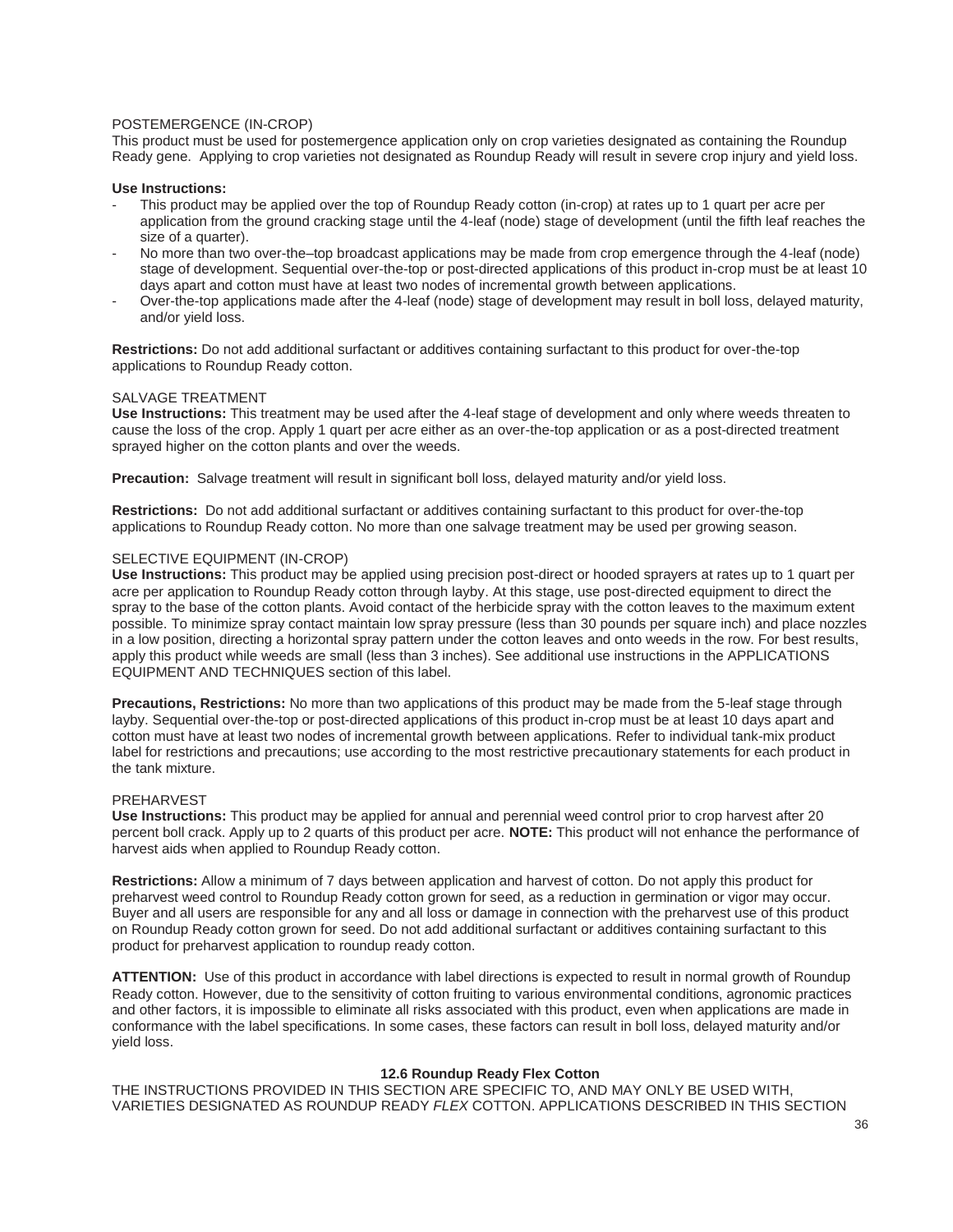POSTEMERGENCE (IN-CROP)

This product must be used for postemergence application only on crop varieties designated as containing the Roundup Ready gene. Applying to crop varieties not designated as Roundup Ready will result in severe crop injury and yield loss.

**Use Instructions:**

- This product may be applied over the top of Roundup Ready cotton (in-crop) at rates up to 1 quart per acre per application from the ground cracking stage until the 4-leaf (node) stage of development (until the fifth leaf reaches the size of a quarter).
- No more than two over-the–top broadcast applications may be made from crop emergence through the 4-leaf (node) stage of development. Sequential over-the-top or post-directed applications of this product in-crop must be at least 10 days apart and cotton must have at least two nodes of incremental growth between applications.
- Over-the-top applications made after the 4-leaf (node) stage of development may result in boll loss, delayed maturity, and/or yield loss.

**Restrictions:** Do not add additional surfactant or additives containing surfactant to this product for over-the-top applications to Roundup Ready cotton.

SALVAGE TREATMENT

**Use Instructions:** This treatment may be used after the 4-leaf stage of development and only where weeds threaten to cause the loss of the crop. Apply 1 quart per acre either as an over-the-top application or as a post-directed treatment sprayed higher on the cotton plants and over the weeds.

**Precaution:** Salvage treatment will result in significant boll loss, delayed maturity and/or yield loss.

**Restrictions:** Do not add additional surfactant or additives containing surfactant to this product for over-the-top applications to Roundup Ready cotton. No more than one salvage treatment may be used per growing season.

SELECTIVE EQUIPMENT (IN-CROP)

**Use Instructions:** This product may be applied using precision post-direct or hooded sprayers at rates up to 1 quart per acre per application to Roundup Ready cotton through layby. At this stage, use post-directed equipment to direct the spray to the base of the cotton plants. Avoid contact of the herbicide spray with the cotton leaves to the maximum extent possible. To minimize spray contact maintain low spray pressure (less than 30 pounds per square inch) and place nozzles in a low position, directing a horizontal spray pattern under the cotton leaves and onto weeds in the row. For best results, apply this product while weeds are small (less than 3 inches). See additional use instructions in the APPLICATIONS EQUIPMENT AND TECHNIQUES section of this label.

**Precautions, Restrictions:** No more than two applications of this product may be made from the 5-leaf stage through layby. Sequential over-the-top or post-directed applications of this product in-crop must be at least 10 days apart and cotton must have at least two nodes of incremental growth between applications. Refer to individual tank-mix product label for restrictions and precautions; use according to the most restrictive precautionary statements for each product in the tank mixture.

PREHARVEST

**Use Instructions:** This product may be applied for annual and perennial weed control prior to crop harvest after 20 percent boll crack. Apply up to 2 quarts of this product per acre. **NOTE:** This product will not enhance the performance of harvest aids when applied to Roundup Ready cotton.

**Restrictions:** Allow a minimum of 7 days between application and harvest of cotton. Do not apply this product for preharvest weed control to Roundup Ready cotton grown for seed, as a reduction in germination or vigor may occur. Buyer and all users are responsible for any and all loss or damage in connection with the preharvest use of this product on Roundup Ready cotton grown for seed. Do not add additional surfactant or additives containing surfactant to this product for preharvest application to roundup ready cotton.

**ATTENTION:** Use of this product in accordance with label directions is expected to result in normal growth of Roundup Ready cotton. However, due to the sensitivity of cotton fruiting to various environmental conditions, agronomic practices and other factors, it is impossible to eliminate all risks associated with this product, even when applications are made in conformance with the label specifications. In some cases, these factors can result in boll loss, delayed maturity and/or yield loss.

### 12.6 Roundup Ready Flex Cotton

THE INSTRUCTIONS PROVIDED IN THIS SECTION ARE SPECIFIC TO, AND MAY ONLY BE USED WITH, VARIETIES DESIGNATED AS ROUNDUP READY *FLEX* COTTON. APPLICATIONS DESCRIBED IN THIS SECTION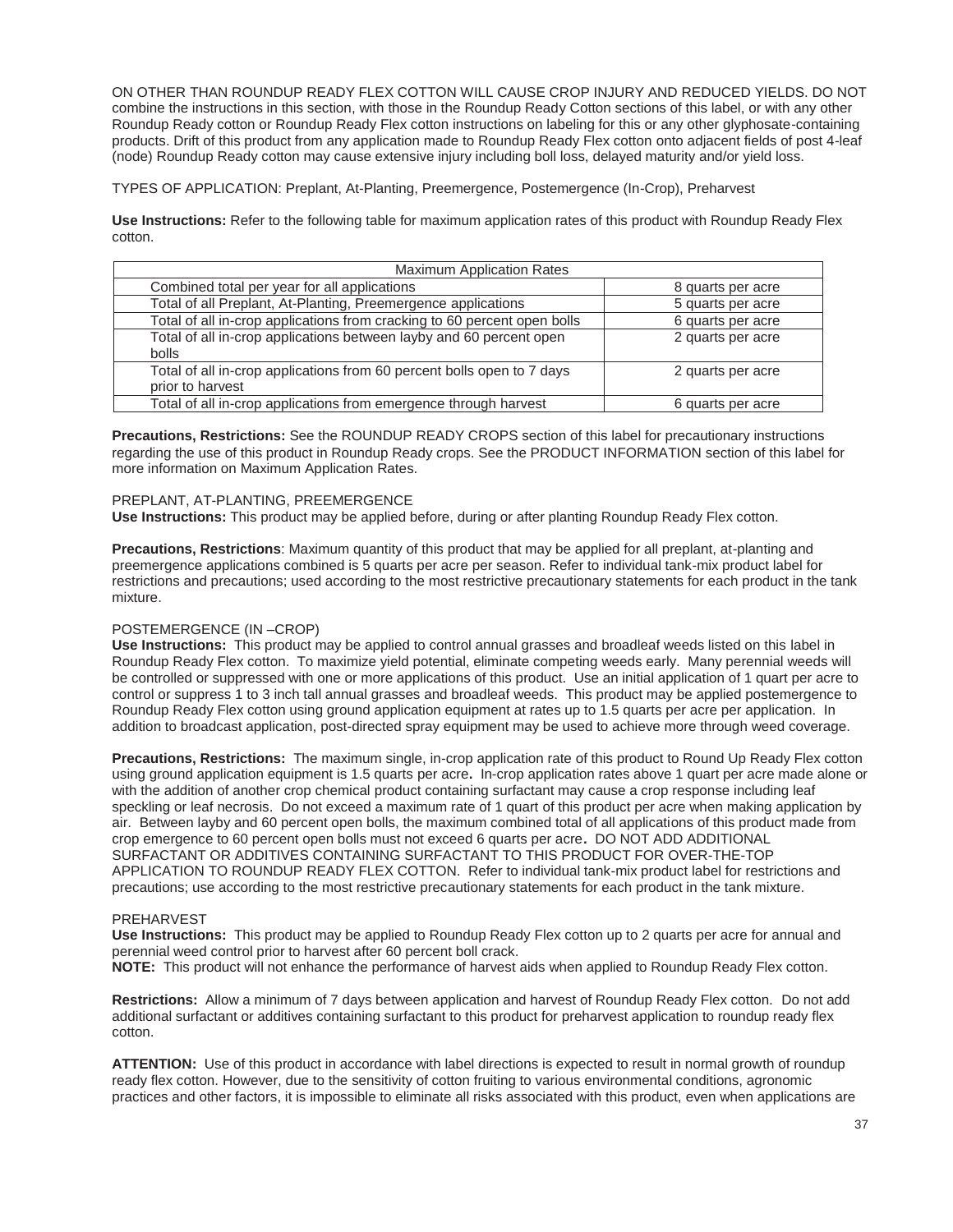ON OTHER THAN ROUNDUP READY FLEX COTTON WILL CAUSE CROP INJURY AND REDUCED YIELDS. DO NOT combine the instructions in this section, with those in the Roundup Ready Cotton sections of this label, or with any other Roundup Ready cotton or Roundup Ready Flex cotton instructions on labeling for this or any other glyphosate-containing products. Drift of this product from any application made to Roundup Ready Flex cotton onto adjacent fields of post 4-leaf (node) Roundup Ready cotton may cause extensive injury including boll loss, delayed maturity and/or yield loss.

TYPES OF APPLICATION: Preplant, At-Planting, Preemergence, Postemergence (In-Crop), Preharvest

**Use Instructions:** Refer to the following table for maximum application rates of this product with Roundup Ready Flex cotton.

| Maximum Application Rates | |
|---|---|
| Combined total per year for all applications | 8 quarts per acre |
| Total of all Preplant, At-Planting, Preemergence applications | 5 quarts per acre |
| Total of all in-crop applications from cracking to 60 percent open bolls | 6 quarts per acre |
| Total of all in-crop applications between layby and 60 percent open bolls | 2 quarts per acre |
| Total of all in-crop applications from 60 percent bolls open to 7 days prior to harvest | 2 quarts per acre |
| Total of all in-crop applications from emergence through harvest | 6 quarts per acre |

**Precautions, Restrictions:** See the ROUNDUP READY CROPS section of this label for precautionary instructions regarding the use of this product in Roundup Ready crops. See the PRODUCT INFORMATION section of this label for more information on Maximum Application Rates.

PREPLANT, AT-PLANTING, PREEMERGENCE

**Use Instructions:** This product may be applied before, during or after planting Roundup Ready Flex cotton.

**Precautions, Restrictions**: Maximum quantity of this product that may be applied for all preplant, at-planting and preemergence applications combined is 5 quarts per acre per season. Refer to individual tank-mix product label for restrictions and precautions; used according to the most restrictive precautionary statements for each product in the tank mixture.

POSTEMERGENCE (IN –CROP)

**Use Instructions:** This product may be applied to control annual grasses and broadleaf weeds listed on this label in Roundup Ready Flex cotton. To maximize yield potential, eliminate competing weeds early. Many perennial weeds will be controlled or suppressed with one or more applications of this product. Use an initial application of 1 quart per acre to control or suppress 1 to 3 inch tall annual grasses and broadleaf weeds. This product may be applied postemergence to Roundup Ready Flex cotton using ground application equipment at rates up to 1.5 quarts per acre per application. In addition to broadcast application, post-directed spray equipment may be used to achieve more through weed coverage.

**Precautions, Restrictions:** The maximum single, in-crop application rate of this product to Round Up Ready Flex cotton using ground application equipment is 1.5 quarts per acre**.** In-crop application rates above 1 quart per acre made alone or with the addition of another crop chemical product containing surfactant may cause a crop response including leaf speckling or leaf necrosis. Do not exceed a maximum rate of 1 quart of this product per acre when making application by air. Between layby and 60 percent open bolls, the maximum combined total of all applications of this product made from crop emergence to 60 percent open bolls must not exceed 6 quarts per acre**.** DO NOT ADD ADDITIONAL SURFACTANT OR ADDITIVES CONTAINING SURFACTANT TO THIS PRODUCT FOR OVER-THE-TOP APPLICATION TO ROUNDUP READY FLEX COTTON. Refer to individual tank-mix product label for restrictions and precautions; use according to the most restrictive precautionary statements for each product in the tank mixture.

PREHARVEST

**Use Instructions:** This product may be applied to Roundup Ready Flex cotton up to 2 quarts per acre for annual and perennial weed control prior to harvest after 60 percent boll crack.

**NOTE:** This product will not enhance the performance of harvest aids when applied to Roundup Ready Flex cotton.

**Restrictions:** Allow a minimum of 7 days between application and harvest of Roundup Ready Flex cotton. Do not add additional surfactant or additives containing surfactant to this product for preharvest application to roundup ready flex cotton.

**ATTENTION:** Use of this product in accordance with label directions is expected to result in normal growth of roundup ready flex cotton. However, due to the sensitivity of cotton fruiting to various environmental conditions, agronomic practices and other factors, it is impossible to eliminate all risks associated with this product, even when applications are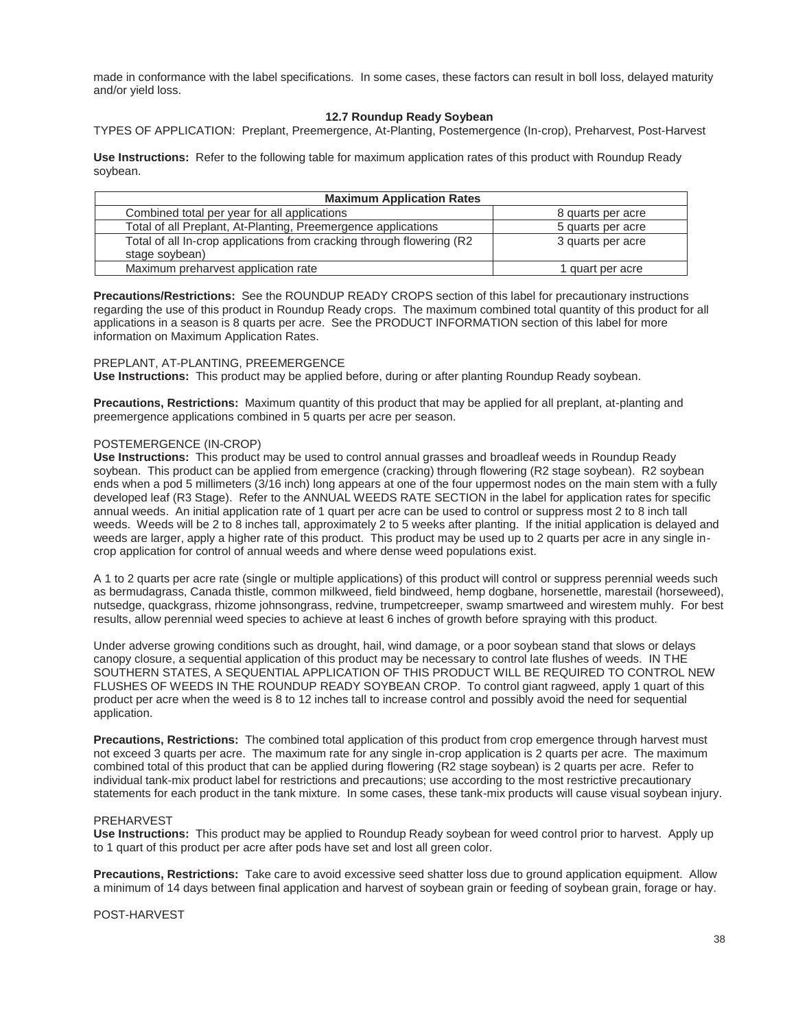made in conformance with the label specifications. In some cases, these factors can result in boll loss, delayed maturity and/or yield loss.

### 12.7 Roundup Ready Soybean

TYPES OF APPLICATION: Preplant, Preemergence, At-Planting, Postemergence (In-crop), Preharvest, Post-Harvest

**Use Instructions:** Refer to the following table for maximum application rates of this product with Roundup Ready soybean.

| Maximum Application Rates | |
|---|---|
| Combined total per year for all applications | 8 quarts per acre |
| Total of all Preplant, At-Planting, Preemergence applications | 5 quarts per acre |
| Total of all In-crop applications from cracking through flowering (R2 stage soybean) | 3 quarts per acre |
| Maximum preharvest application rate | 1 quart per acre |

**Precautions/Restrictions:** See the ROUNDUP READY CROPS section of this label for precautionary instructions regarding the use of this product in Roundup Ready crops. The maximum combined total quantity of this product for all applications in a season is 8 quarts per acre. See the PRODUCT INFORMATION section of this label for more information on Maximum Application Rates.

PREPLANT, AT-PLANTING, PREEMERGENCE

**Use Instructions:** This product may be applied before, during or after planting Roundup Ready soybean.

**Precautions, Restrictions:** Maximum quantity of this product that may be applied for all preplant, at-planting and preemergence applications combined in 5 quarts per acre per season.

POSTEMERGENCE (IN-CROP)

**Use Instructions:** This product may be used to control annual grasses and broadleaf weeds in Roundup Ready soybean. This product can be applied from emergence (cracking) through flowering (R2 stage soybean). R2 soybean ends when a pod 5 millimeters (3/16 inch) long appears at one of the four uppermost nodes on the main stem with a fully developed leaf (R3 Stage). Refer to the ANNUAL WEEDS RATE SECTION in the label for application rates for specific annual weeds. An initial application rate of 1 quart per acre can be used to control or suppress most 2 to 8 inch tall weeds. Weeds will be 2 to 8 inches tall, approximately 2 to 5 weeks after planting. If the initial application is delayed and weeds are larger, apply a higher rate of this product. This product may be used up to 2 quarts per acre in any single in-crop application for control of annual weeds and where dense weed populations exist.

A 1 to 2 quarts per acre rate (single or multiple applications) of this product will control or suppress perennial weeds such as bermudagrass, Canada thistle, common milkweed, field bindweed, hemp dogbane, horsenettle, marestail (horseweed), nutsedge, quackgrass, rhizome johnsongrass, redvine, trumpetcreeper, swamp smartweed and wirestem muhly. For best results, allow perennial weed species to achieve at least 6 inches of growth before spraying with this product.

Under adverse growing conditions such as drought, hail, wind damage, or a poor soybean stand that slows or delays canopy closure, a sequential application of this product may be necessary to control late flushes of weeds. IN THE SOUTHERN STATES, A SEQUENTIAL APPLICATION OF THIS PRODUCT WILL BE REQUIRED TO CONTROL NEW FLUSHES OF WEEDS IN THE ROUNDUP READY SOYBEAN CROP. To control giant ragweed, apply 1 quart of this product per acre when the weed is 8 to 12 inches tall to increase control and possibly avoid the need for sequential application.

**Precautions, Restrictions:** The combined total application of this product from crop emergence through harvest must not exceed 3 quarts per acre. The maximum rate for any single in-crop application is 2 quarts per acre. The maximum combined total of this product that can be applied during flowering (R2 stage soybean) is 2 quarts per acre. Refer to individual tank-mix product label for restrictions and precautions; use according to the most restrictive precautionary statements for each product in the tank mixture. In some cases, these tank-mix products will cause visual soybean injury.

PREHARVEST

**Use Instructions:** This product may be applied to Roundup Ready soybean for weed control prior to harvest. Apply up to 1 quart of this product per acre after pods have set and lost all green color.

**Precautions, Restrictions:** Take care to avoid excessive seed shatter loss due to ground application equipment. Allow a minimum of 14 days between final application and harvest of soybean grain or feeding of soybean grain, forage or hay.

POST-HARVEST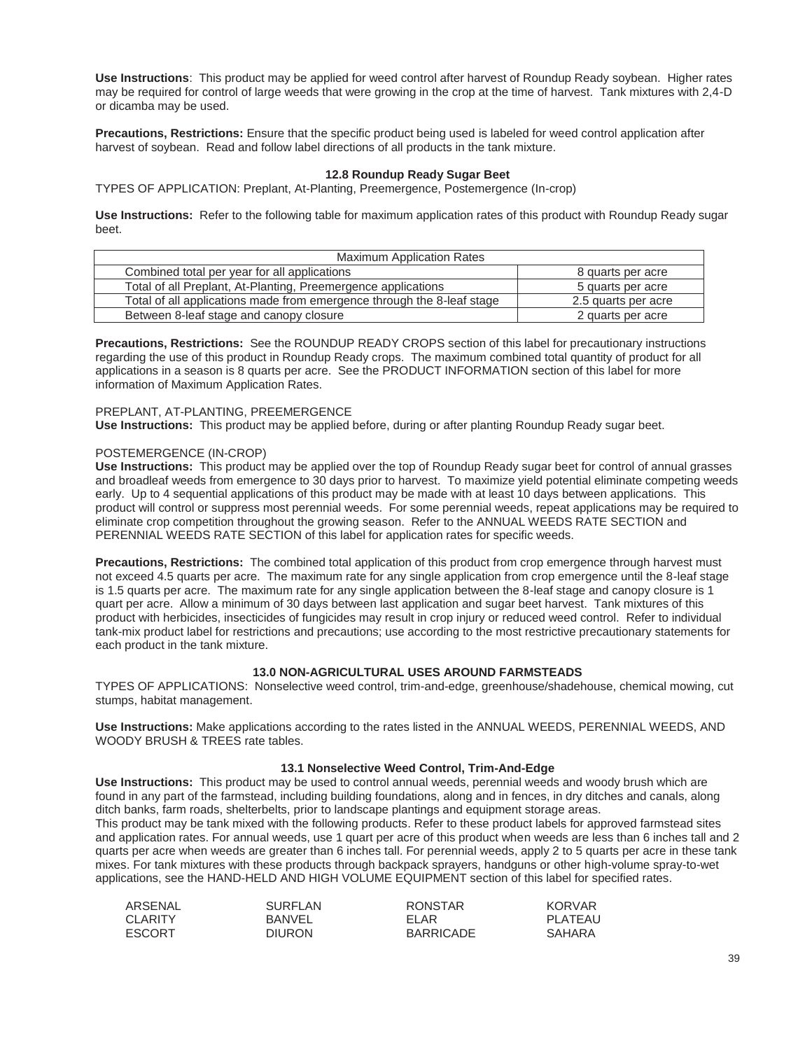**Use Instructions**: This product may be applied for weed control after harvest of Roundup Ready soybean. Higher rates may be required for control of large weeds that were growing in the crop at the time of harvest. Tank mixtures with 2,4-D or dicamba may be used.

**Precautions, Restrictions:** Ensure that the specific product being used is labeled for weed control application after harvest of soybean. Read and follow label directions of all products in the tank mixture.

### 12.8 Roundup Ready Sugar Beet

TYPES OF APPLICATION: Preplant, At-Planting, Preemergence, Postemergence (In-crop)

**Use Instructions:** Refer to the following table for maximum application rates of this product with Roundup Ready sugar beet.

| Maximum Application Rates | |
|---|---|
| Combined total per year for all applications | 8 quarts per acre |
| Total of all Preplant, At-Planting, Preemergence applications | 5 quarts per acre |
| Total of all applications made from emergence through the 8-leaf stage | 2.5 quarts per acre |
| Between 8-leaf stage and canopy closure | 2 quarts per acre |

**Precautions, Restrictions:** See the ROUNDUP READY CROPS section of this label for precautionary instructions regarding the use of this product in Roundup Ready crops. The maximum combined total quantity of product for all applications in a season is 8 quarts per acre. See the PRODUCT INFORMATION section of this label for more information of Maximum Application Rates.

PREPLANT, AT-PLANTING, PREEMERGENCE

**Use Instructions:** This product may be applied before, during or after planting Roundup Ready sugar beet.

POSTEMERGENCE (IN-CROP)

**Use Instructions:** This product may be applied over the top of Roundup Ready sugar beet for control of annual grasses and broadleaf weeds from emergence to 30 days prior to harvest. To maximize yield potential eliminate competing weeds early. Up to 4 sequential applications of this product may be made with at least 10 days between applications. This product will control or suppress most perennial weeds. For some perennial weeds, repeat applications may be required to eliminate crop competition throughout the growing season. Refer to the ANNUAL WEEDS RATE SECTION and PERENNIAL WEEDS RATE SECTION of this label for application rates for specific weeds.

**Precautions, Restrictions:** The combined total application of this product from crop emergence through harvest must not exceed 4.5 quarts per acre. The maximum rate for any single application from crop emergence until the 8-leaf stage is 1.5 quarts per acre. The maximum rate for any single application between the 8-leaf stage and canopy closure is 1 quart per acre. Allow a minimum of 30 days between last application and sugar beet harvest. Tank mixtures of this product with herbicides, insecticides of fungicides may result in crop injury or reduced weed control. Refer to individual tank-mix product label for restrictions and precautions; use according to the most restrictive precautionary statements for each product in the tank mixture.

## 13.0 NON-AGRICULTURAL USES AROUND FARMSTEADS

TYPES OF APPLICATIONS: Nonselective weed control, trim-and-edge, greenhouse/shadehouse, chemical mowing, cut stumps, habitat management.

**Use Instructions:** Make applications according to the rates listed in the ANNUAL WEEDS, PERENNIAL WEEDS, AND WOODY BRUSH & TREES rate tables.

### 13.1 Nonselective Weed Control, Trim-And-Edge

**Use Instructions:** This product may be used to control annual weeds, perennial weeds and woody brush which are found in any part of the farmstead, including building foundations, along and in fences, in dry ditches and canals, along ditch banks, farm roads, shelterbelts, prior to landscape plantings and equipment storage areas.
This product may be tank mixed with the following products. Refer to these product labels for approved farmstead sites and application rates. For annual weeds, use 1 quart per acre of this product when weeds are less than 6 inches tall and 2 quarts per acre when weeds are greater than 6 inches tall. For perennial weeds, apply 2 to 5 quarts per acre in these tank mixes. For tank mixtures with these products through backpack sprayers, handguns or other high-volume spray-to-wet applications, see the HAND-HELD AND HIGH VOLUME EQUIPMENT section of this label for specified rates.

| | | | |
|---|---|---|---|
| ARSENAL | SURFLAN | RONSTAR | KORVAR |
| CLARITY | BANVEL | ELAR | PLATEAU |
| ESCORT | DIURON | BARRICADE | SAHARA |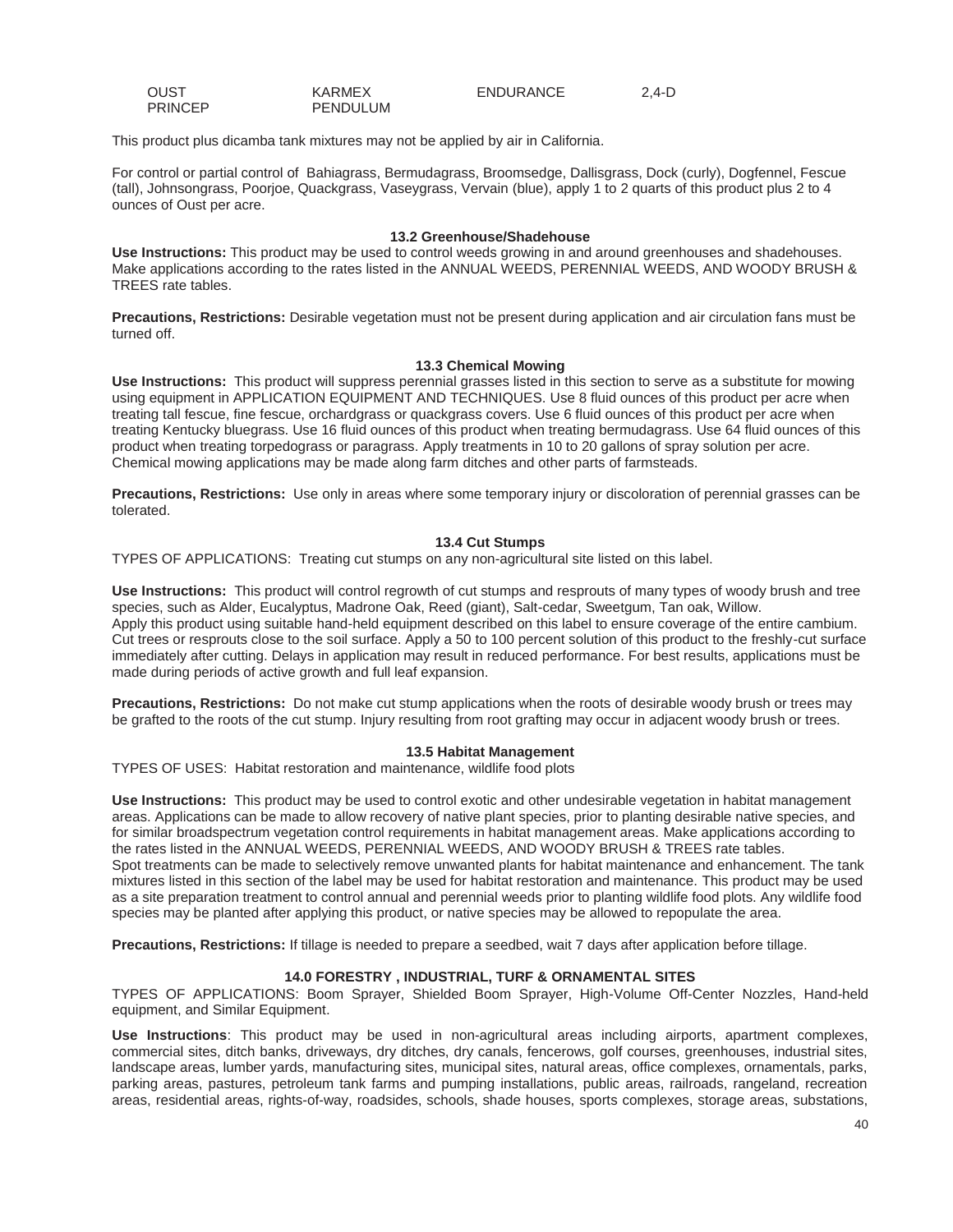| OUST | KARMEX | ENDURANCE | 2,4-D |
|---|---|---|---|
| PRINCEP | PENDULUM | | |

This product plus dicamba tank mixtures may not be applied by air in California.

For control or partial control of Bahiagrass, Bermudagrass, Broomsedge, Dallisgrass, Dock (curly), Dogfennel, Fescue (tall), Johnsongrass, Poorjoe, Quackgrass, Vaseygrass, Vervain (blue), apply 1 to 2 quarts of this product plus 2 to 4 ounces of Oust per acre.

### 13.2 Greenhouse/Shadehouse

**Use Instructions:** This product may be used to control weeds growing in and around greenhouses and shadehouses. Make applications according to the rates listed in the ANNUAL WEEDS, PERENNIAL WEEDS, AND WOODY BRUSH & TREES rate tables.

**Precautions, Restrictions:** Desirable vegetation must not be present during application and air circulation fans must be turned off.

### 13.3 Chemical Mowing

**Use Instructions:** This product will suppress perennial grasses listed in this section to serve as a substitute for mowing using equipment in APPLICATION EQUIPMENT AND TECHNIQUES. Use 8 fluid ounces of this product per acre when treating tall fescue, fine fescue, orchardgrass or quackgrass covers. Use 6 fluid ounces of this product per acre when treating Kentucky bluegrass. Use 16 fluid ounces of this product when treating bermudagrass. Use 64 fluid ounces of this product when treating torpedograss or paragrass. Apply treatments in 10 to 20 gallons of spray solution per acre. Chemical mowing applications may be made along farm ditches and other parts of farmsteads.

**Precautions, Restrictions:** Use only in areas where some temporary injury or discoloration of perennial grasses can be tolerated.

### 13.4 Cut Stumps

TYPES OF APPLICATIONS: Treating cut stumps on any non-agricultural site listed on this label.

**Use Instructions:** This product will control regrowth of cut stumps and resprouts of many types of woody brush and tree species, such as Alder, Eucalyptus, Madrone Oak, Reed (giant), Salt-cedar, Sweetgum, Tan oak, Willow.
Apply this product using suitable hand-held equipment described on this label to ensure coverage of the entire cambium. Cut trees or resprouts close to the soil surface. Apply a 50 to 100 percent solution of this product to the freshly-cut surface immediately after cutting. Delays in application may result in reduced performance. For best results, applications must be made during periods of active growth and full leaf expansion.

**Precautions, Restrictions:** Do not make cut stump applications when the roots of desirable woody brush or trees may be grafted to the roots of the cut stump. Injury resulting from root grafting may occur in adjacent woody brush or trees.

### 13.5 Habitat Management

TYPES OF USES: Habitat restoration and maintenance, wildlife food plots

**Use Instructions:** This product may be used to control exotic and other undesirable vegetation in habitat management areas. Applications can be made to allow recovery of native plant species, prior to planting desirable native species, and for similar broadspectrum vegetation control requirements in habitat management areas. Make applications according to the rates listed in the ANNUAL WEEDS, PERENNIAL WEEDS, AND WOODY BRUSH & TREES rate tables.
Spot treatments can be made to selectively remove unwanted plants for habitat maintenance and enhancement. The tank mixtures listed in this section of the label may be used for habitat restoration and maintenance. This product may be used as a site preparation treatment to control annual and perennial weeds prior to planting wildlife food plots. Any wildlife food species may be planted after applying this product, or native species may be allowed to repopulate the area.

**Precautions, Restrictions:** If tillage is needed to prepare a seedbed, wait 7 days after application before tillage.

## 14.0 FORESTRY , INDUSTRIAL, TURF & ORNAMENTAL SITES

TYPES OF APPLICATIONS: Boom Sprayer, Shielded Boom Sprayer, High-Volume Off-Center Nozzles, Hand-held equipment, and Similar Equipment.

**Use Instructions**: This product may be used in non-agricultural areas including airports, apartment complexes, commercial sites, ditch banks, driveways, dry ditches, dry canals, fencerows, golf courses, greenhouses, industrial sites, landscape areas, lumber yards, manufacturing sites, municipal sites, natural areas, office complexes, ornamentals, parks, parking areas, pastures, petroleum tank farms and pumping installations, public areas, railroads, rangeland, recreation areas, residential areas, rights-of-way, roadsides, schools, shade houses, sports complexes, storage areas, substations,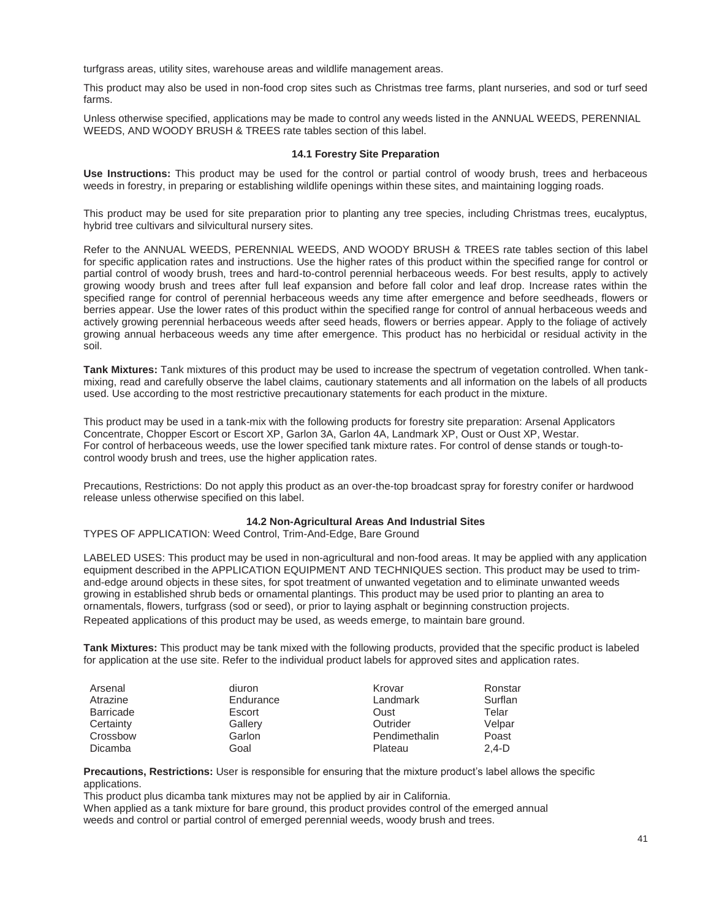turfgrass areas, utility sites, warehouse areas and wildlife management areas.

This product may also be used in non-food crop sites such as Christmas tree farms, plant nurseries, and sod or turf seed farms.

Unless otherwise specified, applications may be made to control any weeds listed in the ANNUAL WEEDS, PERENNIAL WEEDS, AND WOODY BRUSH & TREES rate tables section of this label.

### 14.1 Forestry Site Preparation

**Use Instructions:** This product may be used for the control or partial control of woody brush, trees and herbaceous weeds in forestry, in preparing or establishing wildlife openings within these sites, and maintaining logging roads.

This product may be used for site preparation prior to planting any tree species, including Christmas trees, eucalyptus, hybrid tree cultivars and silvicultural nursery sites.

Refer to the ANNUAL WEEDS, PERENNIAL WEEDS, AND WOODY BRUSH & TREES rate tables section of this label for specific application rates and instructions. Use the higher rates of this product within the specified range for control or partial control of woody brush, trees and hard-to-control perennial herbaceous weeds. For best results, apply to actively growing woody brush and trees after full leaf expansion and before fall color and leaf drop. Increase rates within the specified range for control of perennial herbaceous weeds any time after emergence and before seedheads, flowers or berries appear. Use the lower rates of this product within the specified range for control of annual herbaceous weeds and actively growing perennial herbaceous weeds after seed heads, flowers or berries appear. Apply to the foliage of actively growing annual herbaceous weeds any time after emergence. This product has no herbicidal or residual activity in the soil.

**Tank Mixtures:** Tank mixtures of this product may be used to increase the spectrum of vegetation controlled. When tank-mixing, read and carefully observe the label claims, cautionary statements and all information on the labels of all products used. Use according to the most restrictive precautionary statements for each product in the mixture.

This product may be used in a tank-mix with the following products for forestry site preparation: Arsenal Applicators Concentrate, Chopper Escort or Escort XP, Garlon 3A, Garlon 4A, Landmark XP, Oust or Oust XP, Westar.
For control of herbaceous weeds, use the lower specified tank mixture rates. For control of dense stands or tough-to-control woody brush and trees, use the higher application rates.

Precautions, Restrictions: Do not apply this product as an over-the-top broadcast spray for forestry conifer or hardwood release unless otherwise specified on this label.

### 14.2 Non-Agricultural Areas And Industrial Sites

TYPES OF APPLICATION: Weed Control, Trim-And-Edge, Bare Ground

LABELED USES: This product may be used in non-agricultural and non-food areas. It may be applied with any application equipment described in the APPLICATION EQUIPMENT AND TECHNIQUES section. This product may be used to trim-and-edge around objects in these sites, for spot treatment of unwanted vegetation and to eliminate unwanted weeds growing in established shrub beds or ornamental plantings. This product may be used prior to planting an area to ornamentals, flowers, turfgrass (sod or seed), or prior to laying asphalt or beginning construction projects.
Repeated applications of this product may be used, as weeds emerge, to maintain bare ground.

**Tank Mixtures:** This product may be tank mixed with the following products, provided that the specific product is labeled for application at the use site. Refer to the individual product labels for approved sites and application rates.

| | | | |
|---|---|---|---|
| Arsenal | diuron | Krovar | Ronstar |
| Atrazine | Endurance | Landmark | Surflan |
| Barricade | Escort | Oust | Telar |
| Certainty | Gallery | Outrider | Velpar |
| Crossbow | Garlon | Pendimethalin | Poast |
| Dicamba | Goal | Plateau | 2,4-D |

**Precautions, Restrictions:** User is responsible for ensuring that the mixture product's label allows the specific applications.
This product plus dicamba tank mixtures may not be applied by air in California.
When applied as a tank mixture for bare ground, this product provides control of the emerged annual weeds and control or partial control of emerged perennial weeds, woody brush and trees.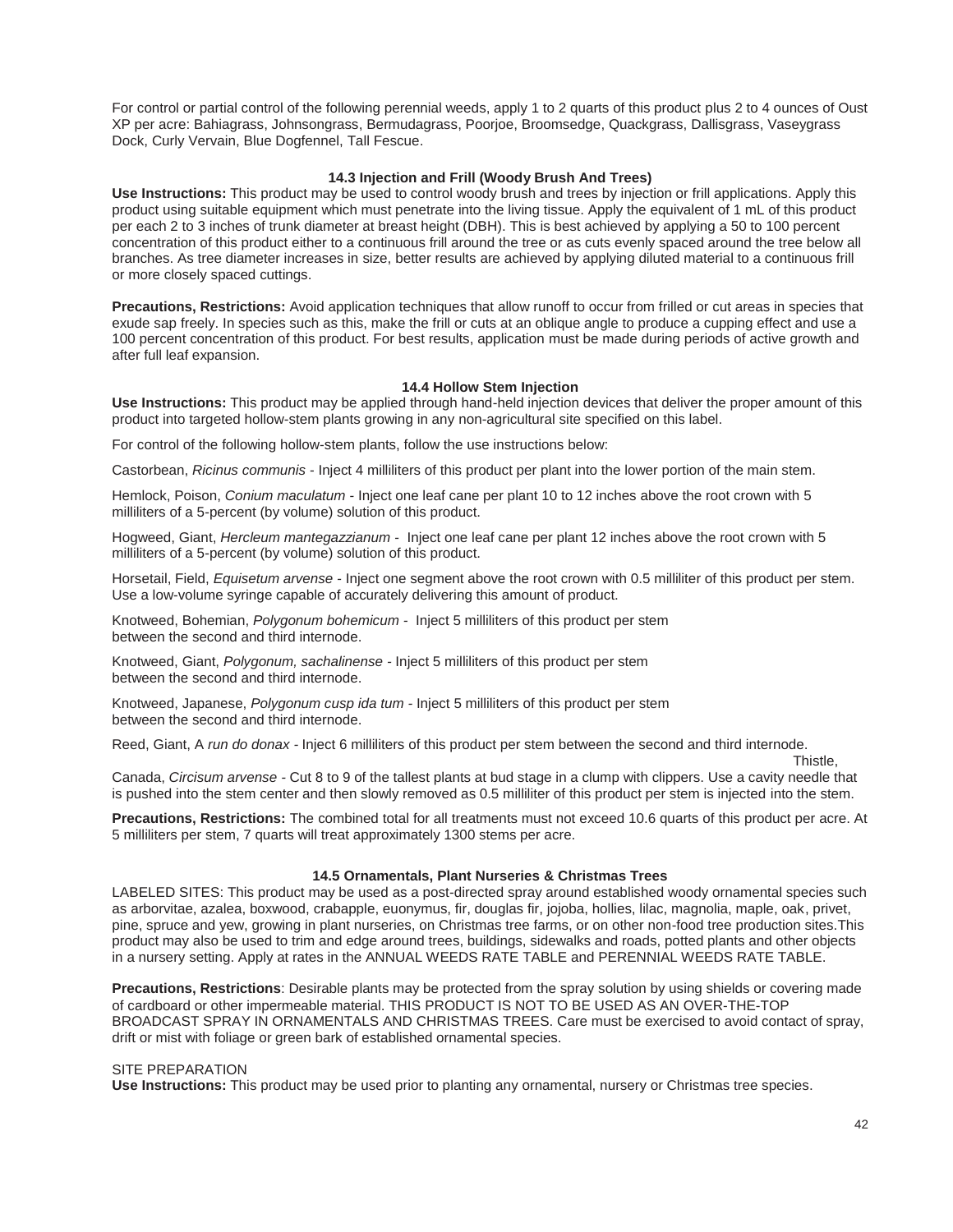For control or partial control of the following perennial weeds, apply 1 to 2 quarts of this product plus 2 to 4 ounces of Oust XP per acre: Bahiagrass, Johnsongrass, Bermudagrass, Poorjoe, Broomsedge, Quackgrass, Dallisgrass, Vaseygrass Dock, Curly Vervain, Blue Dogfennel, Tall Fescue.

### 14.3 Injection and Frill (Woody Brush And Trees)

**Use Instructions:** This product may be used to control woody brush and trees by injection or frill applications. Apply this product using suitable equipment which must penetrate into the living tissue. Apply the equivalent of 1 mL of this product per each 2 to 3 inches of trunk diameter at breast height (DBH). This is best achieved by applying a 50 to 100 percent concentration of this product either to a continuous frill around the tree or as cuts evenly spaced around the tree below all branches. As tree diameter increases in size, better results are achieved by applying diluted material to a continuous frill or more closely spaced cuttings.

**Precautions, Restrictions:** Avoid application techniques that allow runoff to occur from frilled or cut areas in species that exude sap freely. In species such as this, make the frill or cuts at an oblique angle to produce a cupping effect and use a 100 percent concentration of this product. For best results, application must be made during periods of active growth and after full leaf expansion.

### 14.4 Hollow Stem Injection

**Use Instructions:** This product may be applied through hand-held injection devices that deliver the proper amount of this product into targeted hollow-stem plants growing in any non-agricultural site specified on this label.

For control of the following hollow-stem plants, follow the use instructions below:

Castorbean, *Ricinus communis* - Inject 4 milliliters of this product per plant into the lower portion of the main stem.

Hemlock, Poison, *Conium maculatum* - Inject one leaf cane per plant 10 to 12 inches above the root crown with 5 milliliters of a 5-percent (by volume) solution of this product.

Hogweed, Giant, *Hercleum mantegazzianum* - Inject one leaf cane per plant 12 inches above the root crown with 5 milliliters of a 5-percent (by volume) solution of this product.

Horsetail, Field, *Equisetum arvense* - Inject one segment above the root crown with 0.5 milliliter of this product per stem. Use a low-volume syringe capable of accurately delivering this amount of product.

Knotweed, Bohemian, *Polygonum bohemicum* - Inject 5 milliliters of this product per stem between the second and third internode.

Knotweed, Giant, *Polygonum, sachalinense* - Inject 5 milliliters of this product per stem between the second and third internode.

Knotweed, Japanese, *Polygonum cusp ida tum* - Inject 5 milliliters of this product per stem between the second and third internode.

Reed, Giant, A *run do donax* - Inject 6 milliliters of this product per stem between the second and third internode.

Thistle, Canada, *Circisum arvense* - Cut 8 to 9 of the tallest plants at bud stage in a clump with clippers. Use a cavity needle that is pushed into the stem center and then slowly removed as 0.5 milliliter of this product per stem is injected into the stem.

**Precautions, Restrictions:** The combined total for all treatments must not exceed 10.6 quarts of this product per acre. At 5 milliliters per stem, 7 quarts will treat approximately 1300 stems per acre.

### 14.5 Ornamentals, Plant Nurseries & Christmas Trees

LABELED SITES: This product may be used as a post-directed spray around established woody ornamental species such as arborvitae, azalea, boxwood, crabapple, euonymus, fir, douglas fir, jojoba, hollies, lilac, magnolia, maple, oak, privet, pine, spruce and yew, growing in plant nurseries, on Christmas tree farms, or on other non-food tree production sites.This product may also be used to trim and edge around trees, buildings, sidewalks and roads, potted plants and other objects in a nursery setting. Apply at rates in the ANNUAL WEEDS RATE TABLE and PERENNIAL WEEDS RATE TABLE.

**Precautions, Restrictions**: Desirable plants may be protected from the spray solution by using shields or covering made of cardboard or other impermeable material. THIS PRODUCT IS NOT TO BE USED AS AN OVER-THE-TOP BROADCAST SPRAY IN ORNAMENTALS AND CHRISTMAS TREES. Care must be exercised to avoid contact of spray, drift or mist with foliage or green bark of established ornamental species.

SITE PREPARATION

**Use Instructions:** This product may be used prior to planting any ornamental, nursery or Christmas tree species.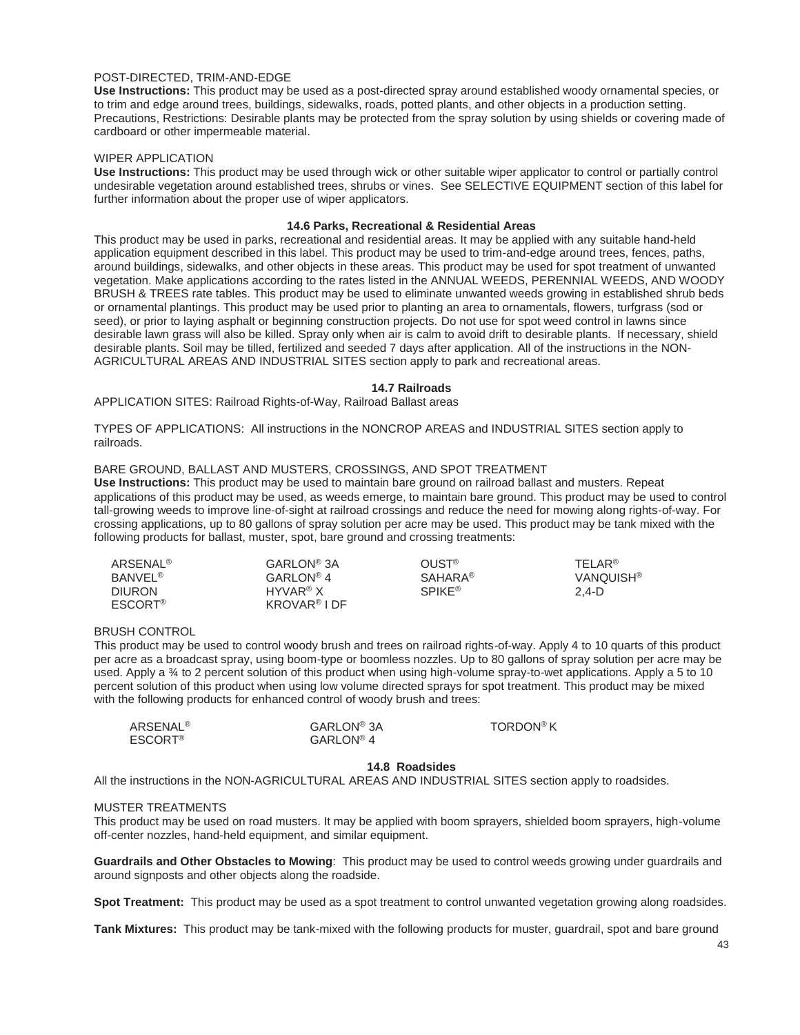POST-DIRECTED, TRIM-AND-EDGE

**Use Instructions:** This product may be used as a post-directed spray around established woody ornamental species, or to trim and edge around trees, buildings, sidewalks, roads, potted plants, and other objects in a production setting. Precautions, Restrictions: Desirable plants may be protected from the spray solution by using shields or covering made of cardboard or other impermeable material.

WIPER APPLICATION

**Use Instructions:** This product may be used through wick or other suitable wiper applicator to control or partially control undesirable vegetation around established trees, shrubs or vines. See SELECTIVE EQUIPMENT section of this label for further information about the proper use of wiper applicators.

### 14.6 Parks, Recreational & Residential Areas

This product may be used in parks, recreational and residential areas. It may be applied with any suitable hand-held application equipment described in this label. This product may be used to trim-and-edge around trees, fences, paths, around buildings, sidewalks, and other objects in these areas. This product may be used for spot treatment of unwanted vegetation. Make applications according to the rates listed in the ANNUAL WEEDS, PERENNIAL WEEDS, AND WOODY BRUSH & TREES rate tables. This product may be used to eliminate unwanted weeds growing in established shrub beds or ornamental plantings. This product may be used prior to planting an area to ornamentals, flowers, turfgrass (sod or seed), or prior to laying asphalt or beginning construction projects. Do not use for spot weed control in lawns since desirable lawn grass will also be killed. Spray only when air is calm to avoid drift to desirable plants. If necessary, shield desirable plants. Soil may be tilled, fertilized and seeded 7 days after application. All of the instructions in the NON-AGRICULTURAL AREAS AND INDUSTRIAL SITES section apply to park and recreational areas.

### 14.7 Railroads

APPLICATION SITES: Railroad Rights-of-Way, Railroad Ballast areas

TYPES OF APPLICATIONS: All instructions in the NONCROP AREAS and INDUSTRIAL SITES section apply to railroads.

BARE GROUND, BALLAST AND MUSTERS, CROSSINGS, AND SPOT TREATMENT

**Use Instructions:** This product may be used to maintain bare ground on railroad ballast and musters. Repeat applications of this product may be used, as weeds emerge, to maintain bare ground. This product may be used to control tall-growing weeds to improve line-of-sight at railroad crossings and reduce the need for mowing along rights-of-way. For crossing applications, up to 80 gallons of spray solution per acre may be used. This product may be tank mixed with the following products for ballast, muster, spot, bare ground and crossing treatments:

| | | | |
|---|---|---|---|
| ARSENAL® | GARLON® 3A | OUST® | TELAR® |
| BANVEL® | GARLON® 4 | SAHARA® | VANQUISH® |
| DIURON | HYVAR® X | SPIKE® | 2,4-D |
| ESCORT® | KROVAR® I DF | | |

BRUSH CONTROL

This product may be used to control woody brush and trees on railroad rights-of-way. Apply 4 to 10 quarts of this product per acre as a broadcast spray, using boom-type or boomless nozzles. Up to 80 gallons of spray solution per acre may be used. Apply a ¾ to 2 percent solution of this product when using high-volume spray-to-wet applications. Apply a 5 to 10 percent solution of this product when using low volume directed sprays for spot treatment. This product may be mixed with the following products for enhanced control of woody brush and trees:

| | | |
|---|---|---|
| ARSENAL® | GARLON® 3A | TORDON® K |
| ESCORT® | GARLON® 4 | |

### 14.8 Roadsides

All the instructions in the NON-AGRICULTURAL AREAS AND INDUSTRIAL SITES section apply to roadsides.

MUSTER TREATMENTS

This product may be used on road musters. It may be applied with boom sprayers, shielded boom sprayers, high-volume off-center nozzles, hand-held equipment, and similar equipment.

**Guardrails and Other Obstacles to Mowing**: This product may be used to control weeds growing under guardrails and around signposts and other objects along the roadside.

**Spot Treatment:** This product may be used as a spot treatment to control unwanted vegetation growing along roadsides.

**Tank Mixtures:** This product may be tank-mixed with the following products for muster, guardrail, spot and bare ground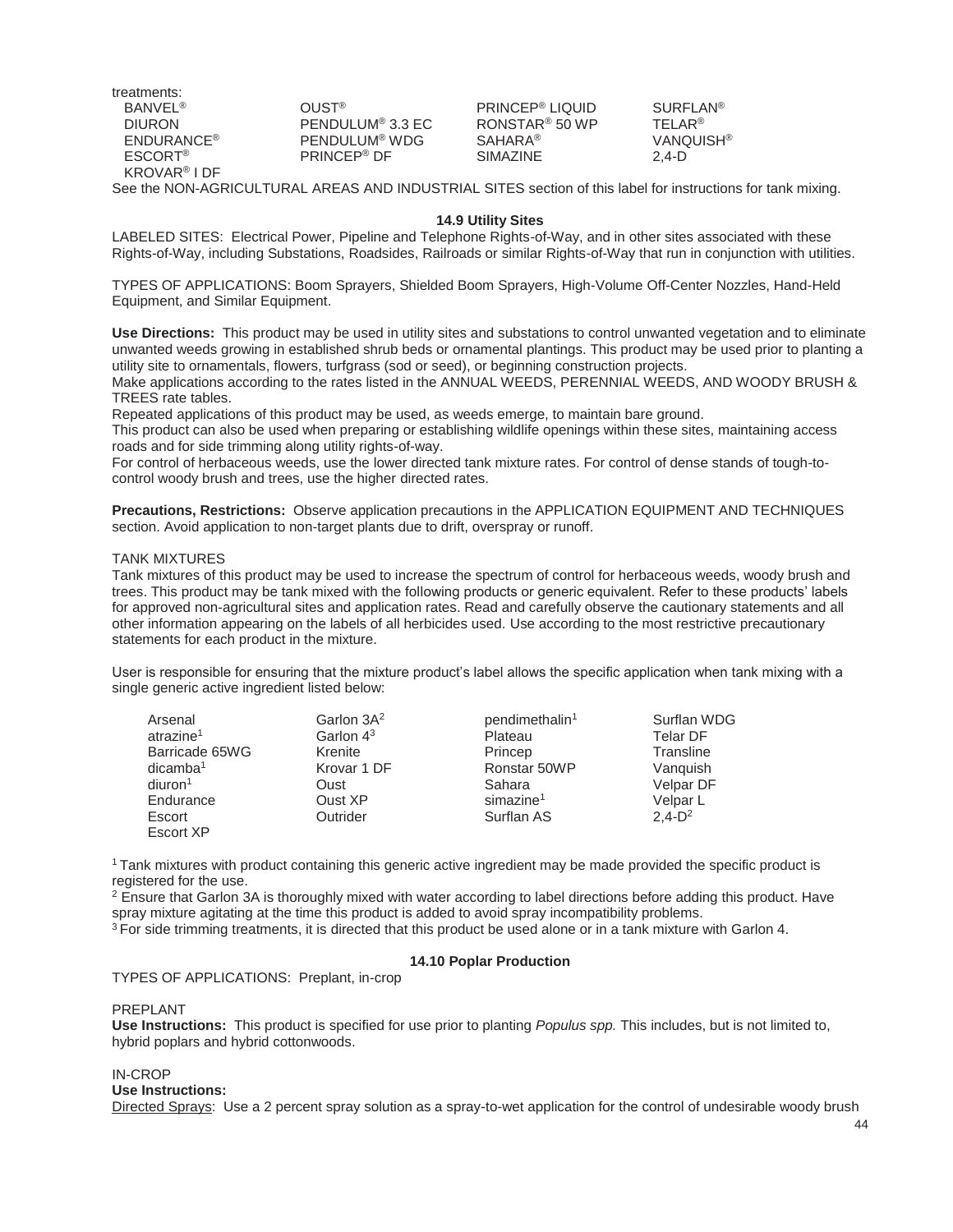treatments:

| | | | |
|---|---|---|---|
| BANVEL® | OUST® | PRINCEP® LIQUID | SURFLAN® |
| DIURON | PENDULUM® 3.3 EC | RONSTAR® 50 WP | TELAR® |
| ENDURANCE® | PENDULUM® WDG | SAHARA® | VANQUISH® |
| ESCORT® | PRINCEP® DF | SIMAZINE | 2,4-D |
| KROVAR® I DF | | | |

See the NON-AGRICULTURAL AREAS AND INDUSTRIAL SITES section of this label for instructions for tank mixing.

### 14.9 Utility Sites

LABELED SITES: Electrical Power, Pipeline and Telephone Rights-of-Way, and in other sites associated with these Rights-of-Way, including Substations, Roadsides, Railroads or similar Rights-of-Way that run in conjunction with utilities.

TYPES OF APPLICATIONS: Boom Sprayers, Shielded Boom Sprayers, High-Volume Off-Center Nozzles, Hand-Held Equipment, and Similar Equipment.

**Use Directions:** This product may be used in utility sites and substations to control unwanted vegetation and to eliminate unwanted weeds growing in established shrub beds or ornamental plantings. This product may be used prior to planting a utility site to ornamentals, flowers, turfgrass (sod or seed), or beginning construction projects.

Make applications according to the rates listed in the ANNUAL WEEDS, PERENNIAL WEEDS, AND WOODY BRUSH & TREES rate tables.

Repeated applications of this product may be used, as weeds emerge, to maintain bare ground.

This product can also be used when preparing or establishing wildlife openings within these sites, maintaining access roads and for side trimming along utility rights-of-way.

For control of herbaceous weeds, use the lower directed tank mixture rates. For control of dense stands of tough-to-control woody brush and trees, use the higher directed rates.

**Precautions, Restrictions:** Observe application precautions in the APPLICATION EQUIPMENT AND TECHNIQUES section. Avoid application to non-target plants due to drift, overspray or runoff.

TANK MIXTURES

Tank mixtures of this product may be used to increase the spectrum of control for herbaceous weeds, woody brush and trees. This product may be tank mixed with the following products or generic equivalent. Refer to these products' labels for approved non-agricultural sites and application rates. Read and carefully observe the cautionary statements and all other information appearing on the labels of all herbicides used. Use according to the most restrictive precautionary statements for each product in the mixture.

User is responsible for ensuring that the mixture product's label allows the specific application when tank mixing with a single generic active ingredient listed below:

| | | | |
|---|---|---|---|
| Arsenal | Garlon 3A[2] | pendimethalin[1] | Surflan WDG |
| atrazine[1] | Garlon 4[3] | Plateau | Telar DF |
| Barricade 65WG | Krenite | Princep | Transline |
| dicamba[1] | Krovar 1 DF | Ronstar 50WP | Vanquish |
| diuron[1] | Oust | Sahara | Velpar DF |
| Endurance | Oust XP | simazine[1] | Velpar L |
| Escort | Outrider | Surflan AS | 2,4-D[2] |
| Escort XP | | | |

[1] Tank mixtures with product containing this generic active ingredient may be made provided the specific product is registered for the use.

[2] Ensure that Garlon 3A is thoroughly mixed with water according to label directions before adding this product. Have spray mixture agitating at the time this product is added to avoid spray incompatibility problems.

[3] For side trimming treatments, it is directed that this product be used alone or in a tank mixture with Garlon 4.

### 14.10 Poplar Production

TYPES OF APPLICATIONS: Preplant, in-crop

PREPLANT

**Use Instructions:** This product is specified for use prior to planting *Populus spp.* This includes, but is not limited to, hybrid poplars and hybrid cottonwoods.

IN-CROP

**Use Instructions:**

Directed Sprays: Use a 2 percent spray solution as a spray-to-wet application for the control of undesirable woody brush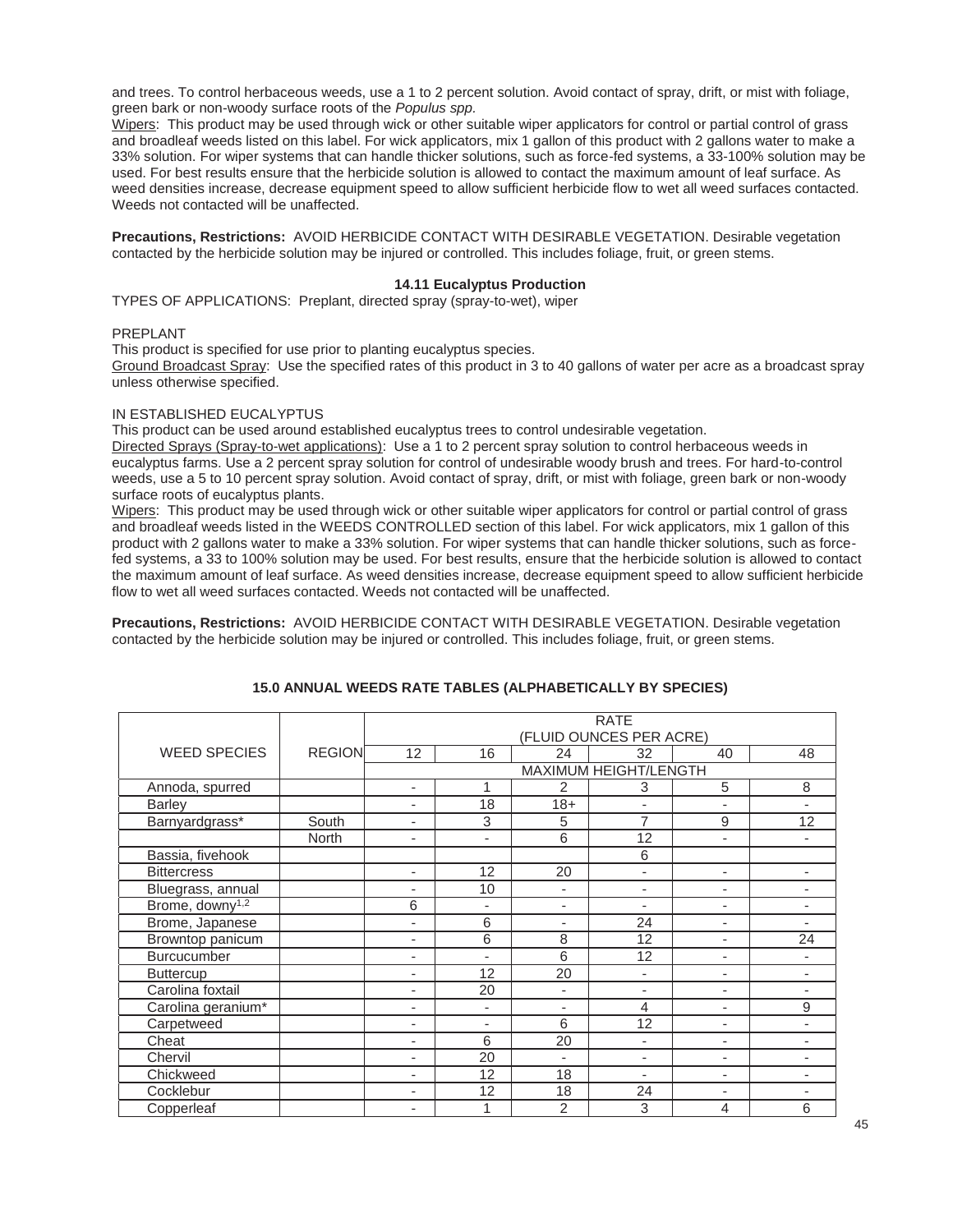and trees. To control herbaceous weeds, use a 1 to 2 percent solution. Avoid contact of spray, drift, or mist with foliage, green bark or non-woody surface roots of the *Populus spp.*

Wipers: This product may be used through wick or other suitable wiper applicators for control or partial control of grass and broadleaf weeds listed on this label. For wick applicators, mix 1 gallon of this product with 2 gallons water to make a 33% solution. For wiper systems that can handle thicker solutions, such as force-fed systems, a 33-100% solution may be used. For best results ensure that the herbicide solution is allowed to contact the maximum amount of leaf surface. As weed densities increase, decrease equipment speed to allow sufficient herbicide flow to wet all weed surfaces contacted. Weeds not contacted will be unaffected.

**Precautions, Restrictions:** AVOID HERBICIDE CONTACT WITH DESIRABLE VEGETATION. Desirable vegetation contacted by the herbicide solution may be injured or controlled. This includes foliage, fruit, or green stems.

### 14.11 Eucalyptus Production

TYPES OF APPLICATIONS: Preplant, directed spray (spray-to-wet), wiper

PREPLANT

This product is specified for use prior to planting eucalyptus species.

Ground Broadcast Spray: Use the specified rates of this product in 3 to 40 gallons of water per acre as a broadcast spray unless otherwise specified.

IN ESTABLISHED EUCALYPTUS

This product can be used around established eucalyptus trees to control undesirable vegetation.

Directed Sprays (Spray-to-wet applications): Use a 1 to 2 percent spray solution to control herbaceous weeds in eucalyptus farms. Use a 2 percent spray solution for control of undesirable woody brush and trees. For hard-to-control weeds, use a 5 to 10 percent spray solution. Avoid contact of spray, drift, or mist with foliage, green bark or non-woody surface roots of eucalyptus plants.

Wipers: This product may be used through wick or other suitable wiper applicators for control or partial control of grass and broadleaf weeds listed in the WEEDS CONTROLLED section of this label. For wick applicators, mix 1 gallon of this product with 2 gallons water to make a 33% solution. For wiper systems that can handle thicker solutions, such as force-fed systems, a 33 to 100% solution may be used. For best results, ensure that the herbicide solution is allowed to contact the maximum amount of leaf surface. As weed densities increase, decrease equipment speed to allow sufficient herbicide flow to wet all weed surfaces contacted. Weeds not contacted will be unaffected.

**Precautions, Restrictions:** AVOID HERBICIDE CONTACT WITH DESIRABLE VEGETATION. Desirable vegetation contacted by the herbicide solution may be injured or controlled. This includes foliage, fruit, or green stems.

## 15.0 ANNUAL WEEDS RATE TABLES (ALPHABETICALLY BY SPECIES)

| | | RATE (FLUID OUNCES PER ACRE) | | | | | |
|---|---|---|---|---|---|---|---|
| WEED SPECIES | REGION | 12 | 16 | 24 | 32 | 40 | 48 |
| | | MAXIMUM HEIGHT/LENGTH | | | | | |
| Annoda, spurred | | - | 1 | 2 | 3 | 5 | 8 |
| Barley | | - | 18 | 18+ | - | - | - |
| Barnyardgrass* | South | - | 3 | 5 | 7 | 9 | 12 |
| | North | - | - | 6 | 12 | - | - |
| Bassia, fivehook | | | | | 6 | | |
| Bittercress | | - | 12 | 20 | - | - | - |
| Bluegrass, annual | | - | 10 | - | - | - | - |
| Brome, downy[1,2] | | 6 | - | - | - | - | - |
| Brome, Japanese | | - | 6 | - | 24 | - | - |
| Browntop panicum | | - | 6 | 8 | 12 | - | 24 |
| Burcucumber | | - | - | 6 | 12 | - | - |
| Buttercup | | - | 12 | 20 | - | - | - |
| Carolina foxtail | | - | 20 | - | - | - | - |
| Carolina geranium* | | - | - | - | 4 | - | 9 |
| Carpetweed | | - | - | 6 | 12 | - | - |
| Cheat | | - | 6 | 20 | - | - | - |
| Chervil | | - | 20 | - | - | - | - |
| Chickweed | | - | 12 | 18 | - | - | - |
| Cocklebur | | - | 12 | 18 | 24 | - | - |
| Copperleaf | | - | 1 | 2 | 3 | 4 | 6 |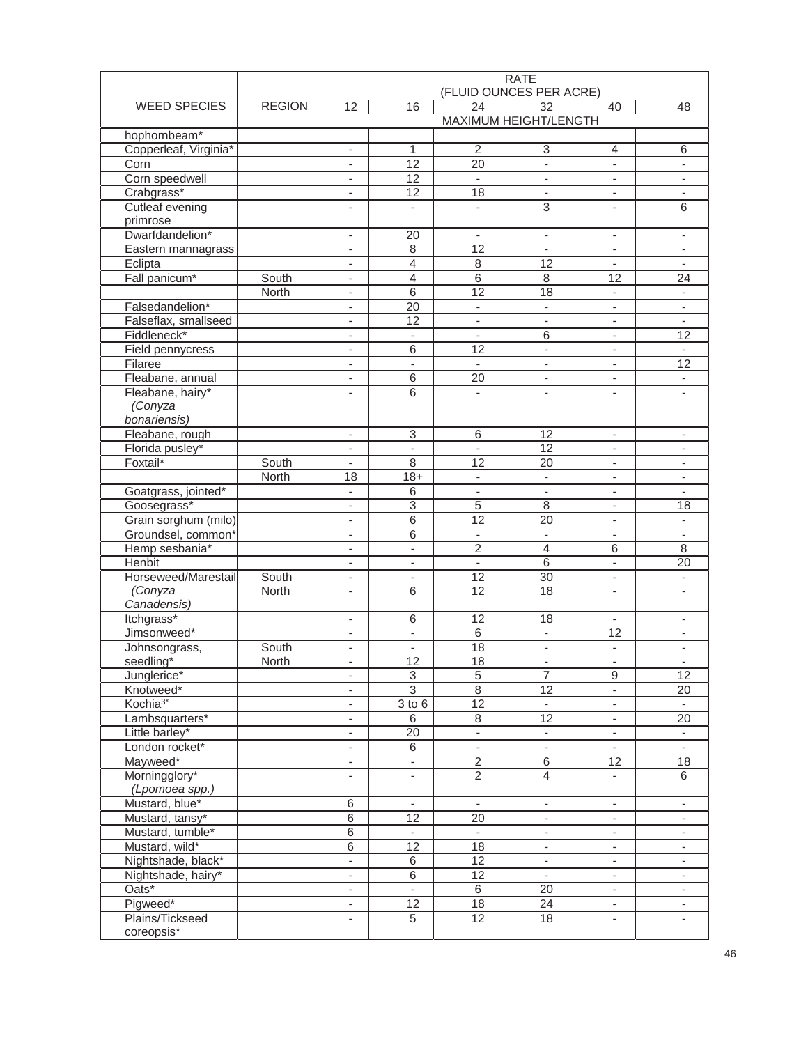| WEED SPECIES | REGION | RATE (FLUID OUNCES PER ACRE) | | | | | |
|---|---|---|---|---|---|---|---|
| | | 12 | 16 | 24 | 32 | 40 | 48 |
| | | MAXIMUM HEIGHT/LENGTH | | | | | |
| hophornbeam* | | | | | | | |
| Copperleaf, Virginia* | | - | 1 | 2 | 3 | 4 | 6 |
| Corn | | - | 12 | 20 | - | - | - |
| Corn speedwell | | - | 12 | - | - | - | - |
| Crabgrass* | | - | 12 | 18 | - | - | - |
| Cutleaf evening primrose | | - | - | - | 3 | - | 6 |
| Dwarfdandelion* | | - | 20 | - | - | - | - |
| Eastern mannagrass | | - | 8 | 12 | - | - | - |
| Eclipta | | - | 4 | 8 | 12 | - | - |
| Fall panicum* | South | - | 4 | 6 | 8 | 12 | 24 |
| | North | - | 6 | 12 | 18 | - | - |
| Falsedandelion* | | - | 20 | - | - | - | - |
| Falseflax, smallseed | | - | 12 | - | - | - | - |
| Fiddleneck* | | - | - | - | 6 | - | 12 |
| Field pennycress | | - | 6 | 12 | - | - | - |
| Filaree | | - | - | - | - | - | 12 |
| Fleabane, annual | | - | 6 | 20 | - | - | - |
| Fleabane, hairy* (*Conyza bonariensis*) | | - | 6 | - | - | - | - |
| Fleabane, rough | | - | 3 | 6 | 12 | - | - |
| Florida pusley* | | - | - | - | 12 | - | - |
| Foxtail* | South | - | 8 | 12 | 20 | - | - |
| | North | 18 | 18+ | - | - | - | - |
| Goatgrass, jointed* | | - | 6 | - | - | - | - |
| Goosegrass* | | - | 3 | 5 | 8 | - | 18 |
| Grain sorghum (milo) | | - | 6 | 12 | 20 | - | - |
| Groundsel, common* | | - | 6 | - | - | - | - |
| Hemp sesbania* | | - | - | 2 | 4 | 6 | 8 |
| Henbit | | - | - | - | 6 | - | 20 |
| Horseweed/Marestail (*Conyza Canadensis*) | South | - | - | 12 | 30 | - | - |
| | North | - | 6 | 12 | 18 | - | - |
| Itchgrass* | | - | 6 | 12 | 18 | - | - |
| Jimsonweed* | | - | - | 6 | - | 12 | - |
| Johnsongrass, seedling* | South | - | - | 18 | - | - | - |
| | North | - | 12 | 18 | - | - | - |
| Junglerice* | | - | 3 | 5 | 7 | 9 | 12 |
| Knotweed* | | - | 3 | 8 | 12 | - | 20 |
| Kochia[3]* | | - | 3 to 6 | 12 | - | - | - |
| Lambsquarters* | | - | 6 | 8 | 12 | - | 20 |
| Little barley* | | - | 20 | - | - | - | - |
| London rocket* | | - | 6 | - | - | - | - |
| Mayweed* | | - | - | 2 | 6 | 12 | 18 |
| Morningglory* (*Lpomoea spp.*) | | - | - | 2 | 4 | - | 6 |
| Mustard, blue* | | 6 | - | - | - | - | - |
| Mustard, tansy* | | 6 | 12 | 20 | - | - | - |
| Mustard, tumble* | | 6 | - | - | - | - | - |
| Mustard, wild* | | 6 | 12 | 18 | - | - | - |
| Nightshade, black* | | - | 6 | 12 | - | - | - |
| Nightshade, hairy* | | - | 6 | 12 | - | - | - |
| Oats* | | - | - | 6 | 20 | - | - |
| Pigweed* | | - | 12 | 18 | 24 | - | - |
| Plains/Tickseed coreopsis* | | - | 5 | 12 | 18 | - | - |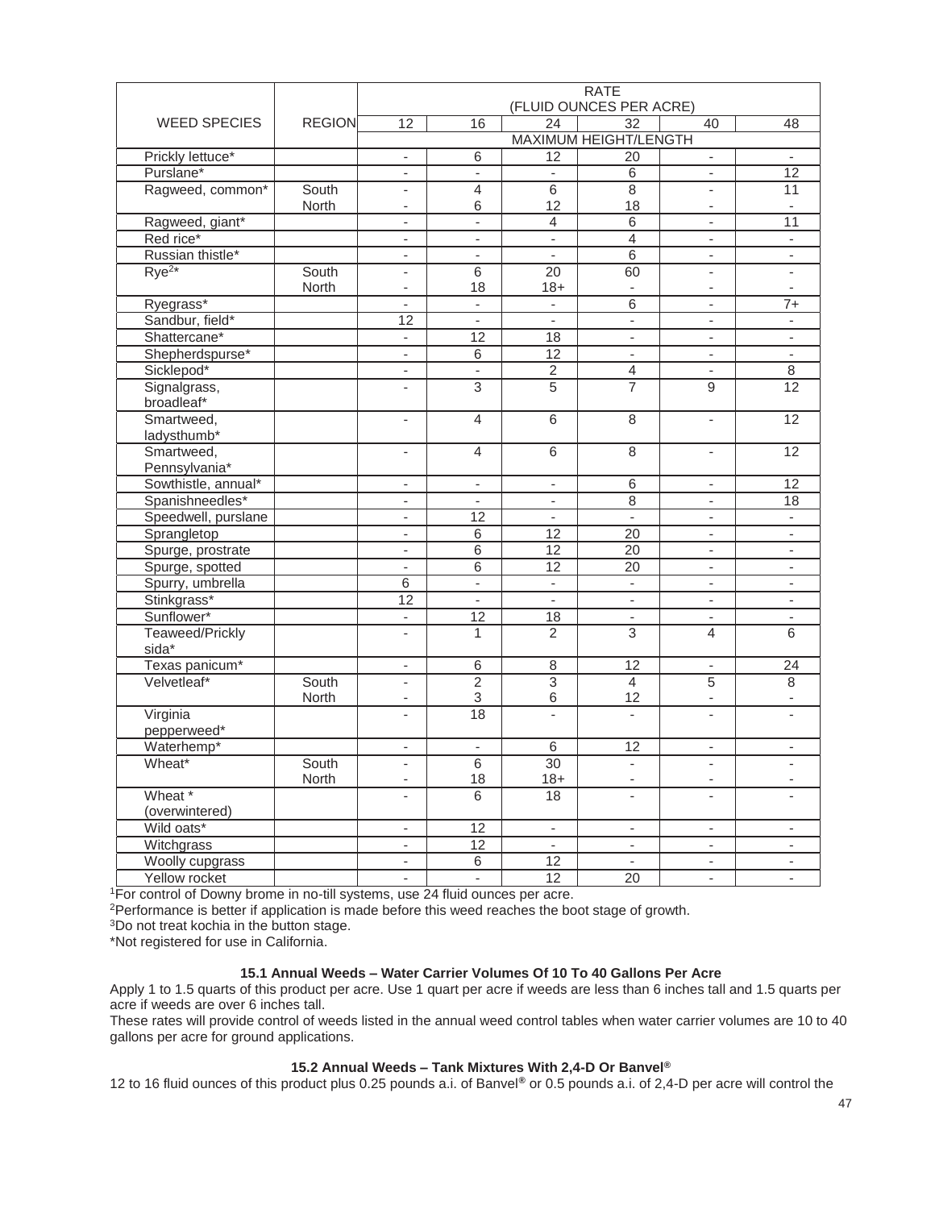| WEED SPECIES | REGION | RATE (FLUID OUNCES PER ACRE) | | | | | |
|---|---|---|---|---|---|---|---|
| | | 12 | 16 | 24 | 32 | 40 | 48 |
| | | MAXIMUM HEIGHT/LENGTH | | | | | |
| Prickly lettuce* | | - | 6 | 12 | 20 | - | - |
| Purslane* | | - | - | - | 6 | - | 12 |
| Ragweed, common* | South | - | 4 | 6 | 8 | - | 11 |
| | North | - | 6 | 12 | 18 | - | - |
| Ragweed, giant* | | - | - | 4 | 6 | - | 11 |
| Red rice* | | - | - | - | 4 | - | - |
| Russian thistle* | | - | - | - | 6 | - | - |
| Rye[2]* | South | - | 6 | 20 | 60 | - | - |
| | North | - | 18 | 18+ | - | - | - |
| Ryegrass* | | - | - | - | 6 | - | 7+ |
| Sandbur, field* | | 12 | - | - | - | - | - |
| Shattercane* | | - | 12 | 18 | - | - | - |
| Shepherdspurse* | | - | 6 | 12 | - | - | - |
| Sicklepod* | | - | - | 2 | 4 | - | 8 |
| Signalgrass, broadleaf* | | - | 3 | 5 | 7 | 9 | 12 |
| Smartweed, ladysthumb* | | - | 4 | 6 | 8 | - | 12 |
| Smartweed, Pennsylvania* | | - | 4 | 6 | 8 | - | 12 |
| Sowthistle, annual* | | - | - | - | 6 | - | 12 |
| Spanishneedles* | | - | - | - | 8 | - | 18 |
| Speedwell, purslane | | - | 12 | - | - | - | - |
| Sprangletop | | - | 6 | 12 | 20 | - | - |
| Spurge, prostrate | | - | 6 | 12 | 20 | - | - |
| Spurge, spotted | | - | 6 | 12 | 20 | - | - |
| Spurry, umbrella | | 6 | - | - | - | - | - |
| Stinkgrass* | | 12 | - | - | - | - | - |
| Sunflower* | | - | 12 | 18 | - | - | - |
| Teaweed/Prickly sida* | | - | 1 | 2 | 3 | 4 | 6 |
| Texas panicum* | | - | 6 | 8 | 12 | - | 24 |
| Velvetleaf* | South | - | 2 | 3 | 4 | 5 | 8 |
| | North | - | 3 | 6 | 12 | - | - |
| Virginia pepperweed* | | - | 18 | - | - | - | - |
| Waterhemp* | | - | - | 6 | 12 | - | - |
| Wheat* | South | - | 6 | 30 | - | - | - |
| | North | - | 18 | 18+ | - | - | - |
| Wheat * (overwintered) | | - | 6 | 18 | - | - | - |
| Wild oats* | | - | 12 | - | - | - | - |
| Witchgrass | | - | 12 | - | - | - | - |
| Woolly cupgrass | | - | 6 | 12 | - | - | - |
| Yellow rocket | | - | - | 12 | 20 | - | - |

[1]For control of Downy brome in no-till systems, use 24 fluid ounces per acre.
[2]Performance is better if application is made before this weed reaches the boot stage of growth.
[3]Do not treat kochia in the button stage.
*Not registered for use in California.

#### 15.1 Annual Weeds – Water Carrier Volumes Of 10 To 40 Gallons Per Acre

Apply 1 to 1.5 quarts of this product per acre. Use 1 quart per acre if weeds are less than 6 inches tall and 1.5 quarts per acre if weeds are over 6 inches tall.

These rates will provide control of weeds listed in the annual weed control tables when water carrier volumes are 10 to 40 gallons per acre for ground applications.

#### 15.2 Annual Weeds – Tank Mixtures With 2,4-D Or Banvel®

12 to 16 fluid ounces of this product plus 0.25 pounds a.i. of Banvel® or 0.5 pounds a.i. of 2,4-D per acre will control the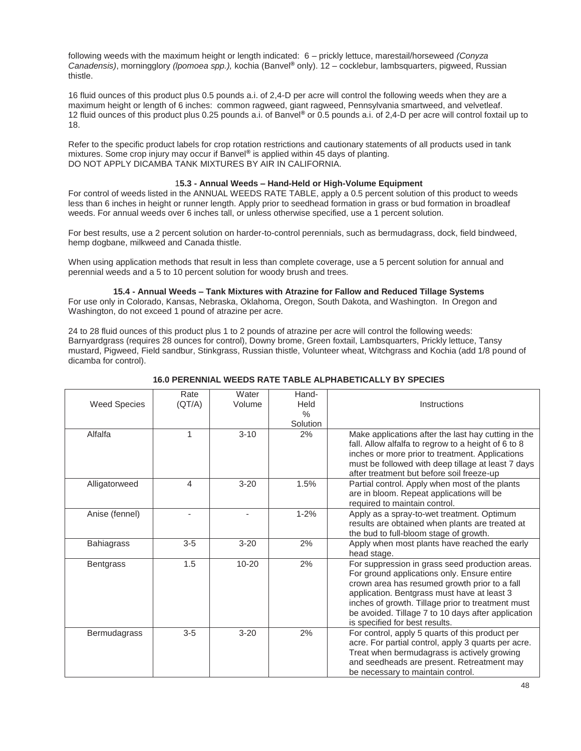following weeds with the maximum height or length indicated: 6 – prickly lettuce, marestail/horseweed *(Conyza Canadensis)*, morningglory *(Ipomoea spp.),* kochia (Banvel® only). 12 – cocklebur, lambsquarters, pigweed, Russian thistle.

16 fluid ounces of this product plus 0.5 pounds a.i. of 2,4-D per acre will control the following weeds when they are a maximum height or length of 6 inches: common ragweed, giant ragweed, Pennsylvania smartweed, and velvetleaf. 12 fluid ounces of this product plus 0.25 pounds a.i. of Banvel® or 0.5 pounds a.i. of 2,4-D per acre will control foxtail up to 18.

Refer to the specific product labels for crop rotation restrictions and cautionary statements of all products used in tank mixtures. Some crop injury may occur if Banvel® is applied within 45 days of planting.
DO NOT APPLY DICAMBA TANK MIXTURES BY AIR IN CALIFORNIA.

**15.3 - Annual Weeds – Hand-Held or High-Volume Equipment**

For control of weeds listed in the ANNUAL WEEDS RATE TABLE, apply a 0.5 percent solution of this product to weeds less than 6 inches in height or runner length. Apply prior to seedhead formation in grass or bud formation in broadleaf weeds. For annual weeds over 6 inches tall, or unless otherwise specified, use a 1 percent solution.

For best results, use a 2 percent solution on harder-to-control perennials, such as bermudagrass, dock, field bindweed, hemp dogbane, milkweed and Canada thistle.

When using application methods that result in less than complete coverage, use a 5 percent solution for annual and perennial weeds and a 5 to 10 percent solution for woody brush and trees.

**15.4 - Annual Weeds – Tank Mixtures with Atrazine for Fallow and Reduced Tillage Systems**

For use only in Colorado, Kansas, Nebraska, Oklahoma, Oregon, South Dakota, and Washington. In Oregon and Washington, do not exceed 1 pound of atrazine per acre.

24 to 28 fluid ounces of this product plus 1 to 2 pounds of atrazine per acre will control the following weeds: Barnyardgrass (requires 28 ounces for control), Downy brome, Green foxtail, Lambsquarters, Prickly lettuce, Tansy mustard, Pigweed, Field sandbur, Stinkgrass, Russian thistle, Volunteer wheat, Witchgrass and Kochia (add 1/8 pound of dicamba for control).

**16.0 PERENNIAL WEEDS RATE TABLE ALPHABETICALLY BY SPECIES**

| Weed Species | Rate (QT/A) | Water Volume | Hand-Held % Solution | Instructions |
|---|---|---|---|---|
| Alfalfa | 1 | 3-10 | 2% | Make applications after the last hay cutting in the fall. Allow alfalfa to regrow to a height of 6 to 8 inches or more prior to treatment. Applications must be followed with deep tillage at least 7 days after treatment but before soil freeze-up |
| Alligatorweed | 4 | 3-20 | 1.5% | Partial control. Apply when most of the plants are in bloom. Repeat applications will be required to maintain control. |
| Anise (fennel) | - | - | 1-2% | Apply as a spray-to-wet treatment. Optimum results are obtained when plants are treated at the bud to full-bloom stage of growth. |
| Bahiagrass | 3-5 | 3-20 | 2% | Apply when most plants have reached the early head stage. |
| Bentgrass | 1.5 | 10-20 | 2% | For suppression in grass seed production areas. For ground applications only. Ensure entire crown area has resumed growth prior to a fall application. Bentgrass must have at least 3 inches of growth. Tillage prior to treatment must be avoided. Tillage 7 to 10 days after application is specified for best results. |
| Bermudagrass | 3-5 | 3-20 | 2% | For control, apply 5 quarts of this product per acre. For partial control, apply 3 quarts per acre. Treat when bermudagrass is actively growing and seedheads are present. Retreatment may be necessary to maintain control. |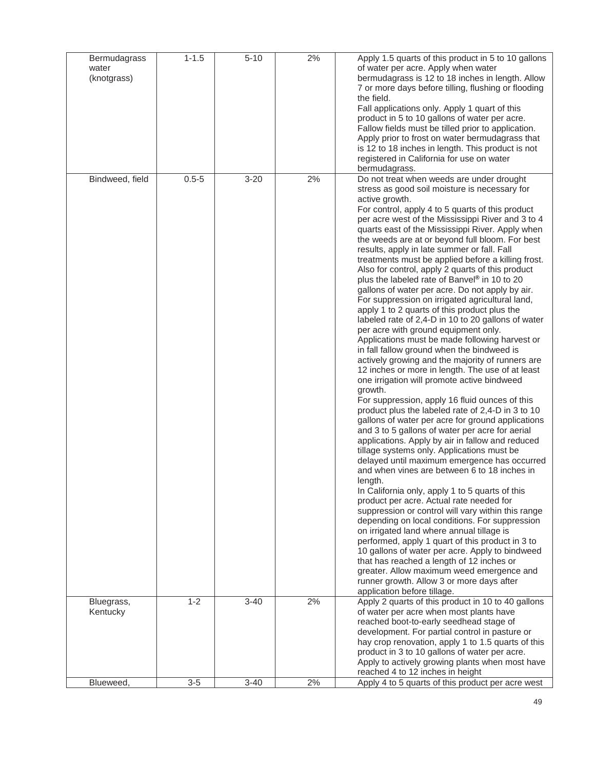| Bermudagrass water (knotgrass) | 1-1.5 | 5-10 | 2% | Apply 1.5 quarts of this product in 5 to 10 gallons of water per acre. Apply when water bermudagrass is 12 to 18 inches in length. Allow 7 or more days before tilling, flushing or flooding the field.<br>Fall applications only. Apply 1 quart of this product in 5 to 10 gallons of water per acre. Fallow fields must be tilled prior to application. Apply prior to frost on water bermudagrass that is 12 to 18 inches in length. This product is not registered in California for use on water bermudagrass. |
|---|---|---|---|---|
| Bindweed, field | 0.5-5 | 3-20 | 2% | Do not treat when weeds are under drought stress as good soil moisture is necessary for active growth.<br>For control, apply 4 to 5 quarts of this product per acre west of the Mississippi River and 3 to 4 quarts east of the Mississippi River. Apply when the weeds are at or beyond full bloom. For best results, apply in late summer or fall. Fall treatments must be applied before a killing frost.<br>Also for control, apply 2 quarts of this product plus the labeled rate of Banvel® in 10 to 20 gallons of water per acre. Do not apply by air.<br>For suppression on irrigated agricultural land, apply 1 to 2 quarts of this product plus the labeled rate of 2,4-D in 10 to 20 gallons of water per acre with ground equipment only. Applications must be made following harvest or in fall fallow ground when the bindweed is actively growing and the majority of runners are 12 inches or more in length. The use of at least one irrigation will promote active bindweed growth.<br>For suppression, apply 16 fluid ounces of this product plus the labeled rate of 2,4-D in 3 to 10 gallons of water per acre for ground applications and 3 to 5 gallons of water per acre for aerial applications. Apply by air in fallow and reduced tillage systems only. Applications must be delayed until maximum emergence has occurred and when vines are between 6 to 18 inches in length.<br>In California only, apply 1 to 5 quarts of this product per acre. Actual rate needed for suppression or control will vary within this range depending on local conditions. For suppression on irrigated land where annual tillage is performed, apply 1 quart of this product in 3 to 10 gallons of water per acre. Apply to bindweed that has reached a length of 12 inches or greater. Allow maximum weed emergence and runner growth. Allow 3 or more days after application before tillage. |
| Bluegrass, Kentucky | 1-2 | 3-40 | 2% | Apply 2 quarts of this product in 10 to 40 gallons of water per acre when most plants have reached boot-to-early seedhead stage of development. For partial control in pasture or hay crop renovation, apply 1 to 1.5 quarts of this product in 3 to 10 gallons of water per acre. Apply to actively growing plants when most have reached 4 to 12 inches in height |
| Blueweed, | 3-5 | 3-40 | 2% | Apply 4 to 5 quarts of this product per acre west |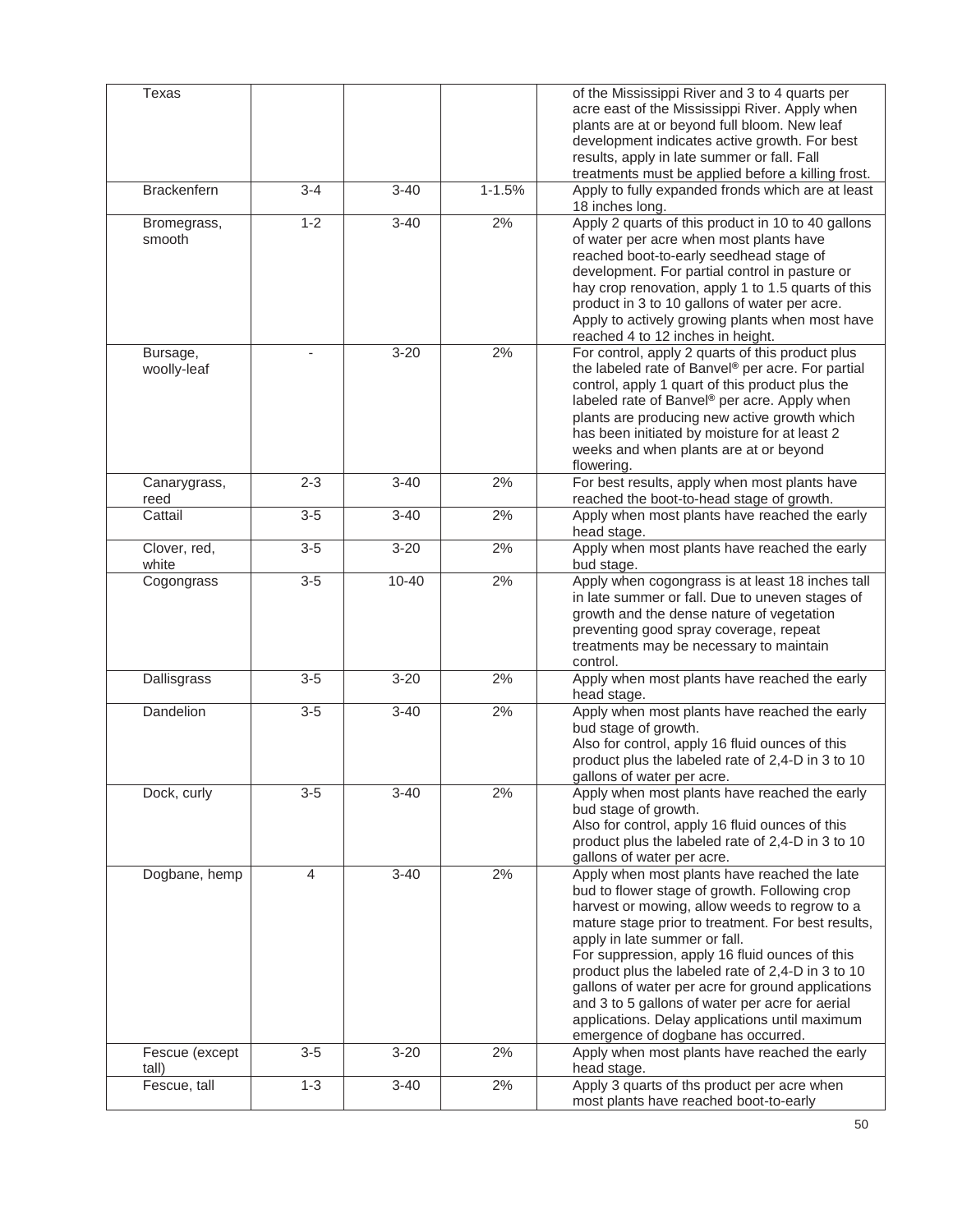| | | | | |
|---|---|---|---|---|
| Texas | | | | of the Mississippi River and 3 to 4 quarts per acre east of the Mississippi River. Apply when plants are at or beyond full bloom. New leaf development indicates active growth. For best results, apply in late summer or fall. Fall treatments must be applied before a killing frost. |
| Brackenfern | 3-4 | 3-40 | 1-1.5% | Apply to fully expanded fronds which are at least 18 inches long. |
| Bromegrass, smooth | 1-2 | 3-40 | 2% | Apply 2 quarts of this product in 10 to 40 gallons of water per acre when most plants have reached boot-to-early seedhead stage of development. For partial control in pasture or hay crop renovation, apply 1 to 1.5 quarts of this product in 3 to 10 gallons of water per acre. Apply to actively growing plants when most have reached 4 to 12 inches in height. |
| Bursage, woolly-leaf | - | 3-20 | 2% | For control, apply 2 quarts of this product plus the labeled rate of Banvel® per acre. For partial control, apply 1 quart of this product plus the labeled rate of Banvel® per acre. Apply when plants are producing new active growth which has been initiated by moisture for at least 2 weeks and when plants are at or beyond flowering. |
| Canarygrass, reed | 2-3 | 3-40 | 2% | For best results, apply when most plants have reached the boot-to-head stage of growth. |
| Cattail | 3-5 | 3-40 | 2% | Apply when most plants have reached the early head stage. |
| Clover, red, white | 3-5 | 3-20 | 2% | Apply when most plants have reached the early bud stage. |
| Cogongrass | 3-5 | 10-40 | 2% | Apply when cogongrass is at least 18 inches tall in late summer or fall. Due to uneven stages of growth and the dense nature of vegetation preventing good spray coverage, repeat treatments may be necessary to maintain control. |
| Dallisgrass | 3-5 | 3-20 | 2% | Apply when most plants have reached the early head stage. |
| Dandelion | 3-5 | 3-40 | 2% | Apply when most plants have reached the early bud stage of growth. Also for control, apply 16 fluid ounces of this product plus the labeled rate of 2,4-D in 3 to 10 gallons of water per acre. |
| Dock, curly | 3-5 | 3-40 | 2% | Apply when most plants have reached the early bud stage of growth. Also for control, apply 16 fluid ounces of this product plus the labeled rate of 2,4-D in 3 to 10 gallons of water per acre. |
| Dogbane, hemp | 4 | 3-40 | 2% | Apply when most plants have reached the late bud to flower stage of growth. Following crop harvest or mowing, allow weeds to regrow to a mature stage prior to treatment. For best results, apply in late summer or fall. For suppression, apply 16 fluid ounces of this product plus the labeled rate of 2,4-D in 3 to 10 gallons of water per acre for ground applications and 3 to 5 gallons of water per acre for aerial applications. Delay applications until maximum emergence of dogbane has occurred. |
| Fescue (except tall) | 3-5 | 3-20 | 2% | Apply when most plants have reached the early head stage. |
| Fescue, tall | 1-3 | 3-40 | 2% | Apply 3 quarts of ths product per acre when most plants have reached boot-to-early |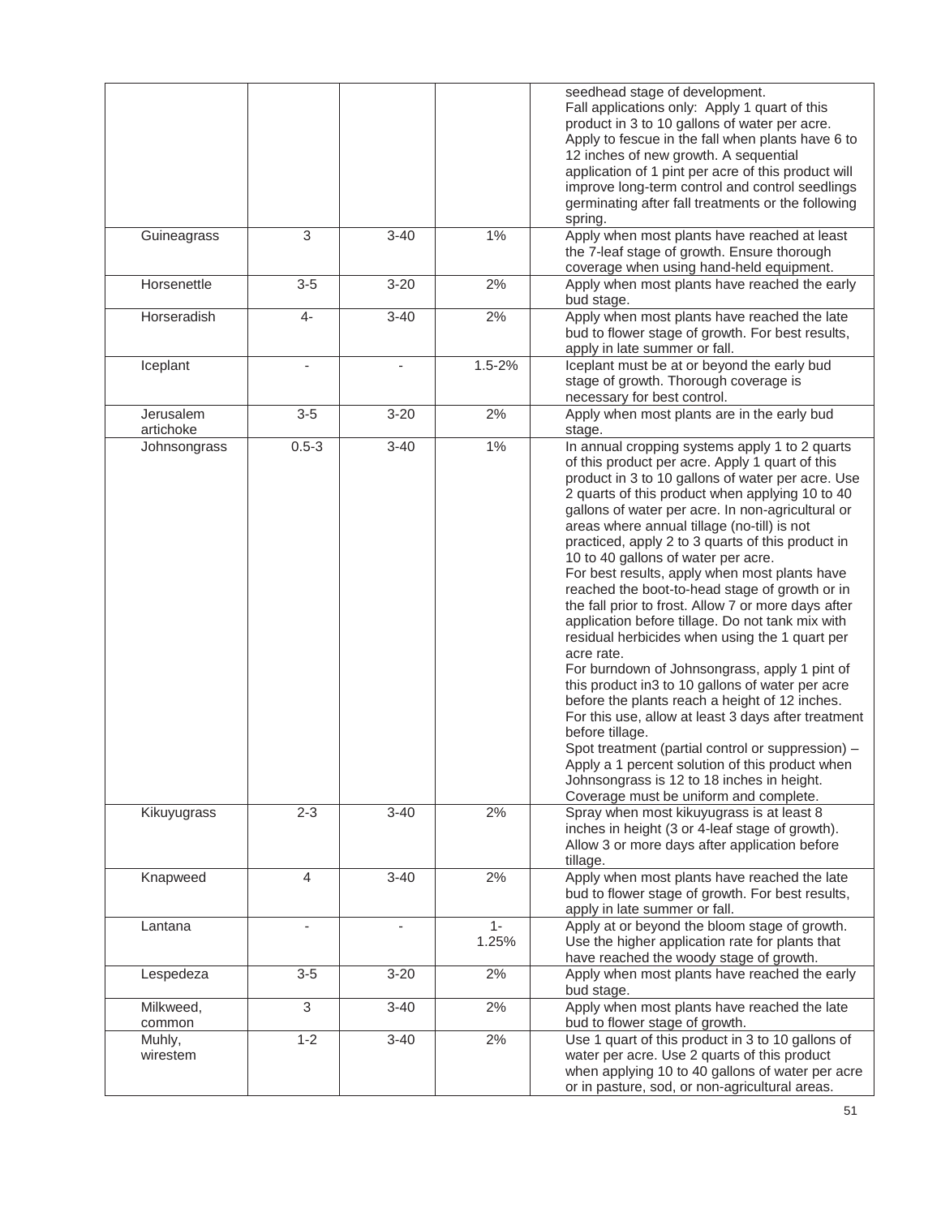|  |  |  |  | seedhead stage of development.<br>Fall applications only: Apply 1 quart of this product in 3 to 10 gallons of water per acre. Apply to fescue in the fall when plants have 6 to 12 inches of new growth. A sequential application of 1 pint per acre of this product will improve long-term control and control seedlings germinating after fall treatments or the following spring. |
|---|---|---|---|---|
| Guineagrass | 3 | 3-40 | 1% | Apply when most plants have reached at least the 7-leaf stage of growth. Ensure thorough coverage when using hand-held equipment. |
| Horsenettle | 3-5 | 3-20 | 2% | Apply when most plants have reached the early bud stage. |
| Horseradish | 4- | 3-40 | 2% | Apply when most plants have reached the late bud to flower stage of growth. For best results, apply in late summer or fall. |
| Iceplant | - | - | 1.5-2% | Iceplant must be at or beyond the early bud stage of growth. Thorough coverage is necessary for best control. |
| Jerusalem artichoke | 3-5 | 3-20 | 2% | Apply when most plants are in the early bud stage. |
| Johnsongrass | 0.5-3 | 3-40 | 1% | In annual cropping systems apply 1 to 2 quarts of this product per acre. Apply 1 quart of this product in 3 to 10 gallons of water per acre. Use 2 quarts of this product when applying 10 to 40 gallons of water per acre. In non-agricultural or areas where annual tillage (no-till) is not practiced, apply 2 to 3 quarts of this product in 10 to 40 gallons of water per acre.<br>For best results, apply when most plants have reached the boot-to-head stage of growth or in the fall prior to frost. Allow 7 or more days after application before tillage. Do not tank mix with residual herbicides when using the 1 quart per acre rate.<br>For burndown of Johnsongrass, apply 1 pint of this product in3 to 10 gallons of water per acre before the plants reach a height of 12 inches. For this use, allow at least 3 days after treatment before tillage.<br>Spot treatment (partial control or suppression) – Apply a 1 percent solution of this product when Johnsongrass is 12 to 18 inches in height. Coverage must be uniform and complete. |
| Kikuyugrass | 2-3 | 3-40 | 2% | Spray when most kikuyugrass is at least 8 inches in height (3 or 4-leaf stage of growth). Allow 3 or more days after application before tillage. |
| Knapweed | 4 | 3-40 | 2% | Apply when most plants have reached the late bud to flower stage of growth. For best results, apply in late summer or fall. |
| Lantana | - | - | 1-1.25% | Apply at or beyond the bloom stage of growth. Use the higher application rate for plants that have reached the woody stage of growth. |
| Lespedeza | 3-5 | 3-20 | 2% | Apply when most plants have reached the early bud stage. |
| Milkweed, common | 3 | 3-40 | 2% | Apply when most plants have reached the late bud to flower stage of growth. |
| Muhly, wirestem | 1-2 | 3-40 | 2% | Use 1 quart of this product in 3 to 10 gallons of water per acre. Use 2 quarts of this product when applying 10 to 40 gallons of water per acre or in pasture, sod, or non-agricultural areas. |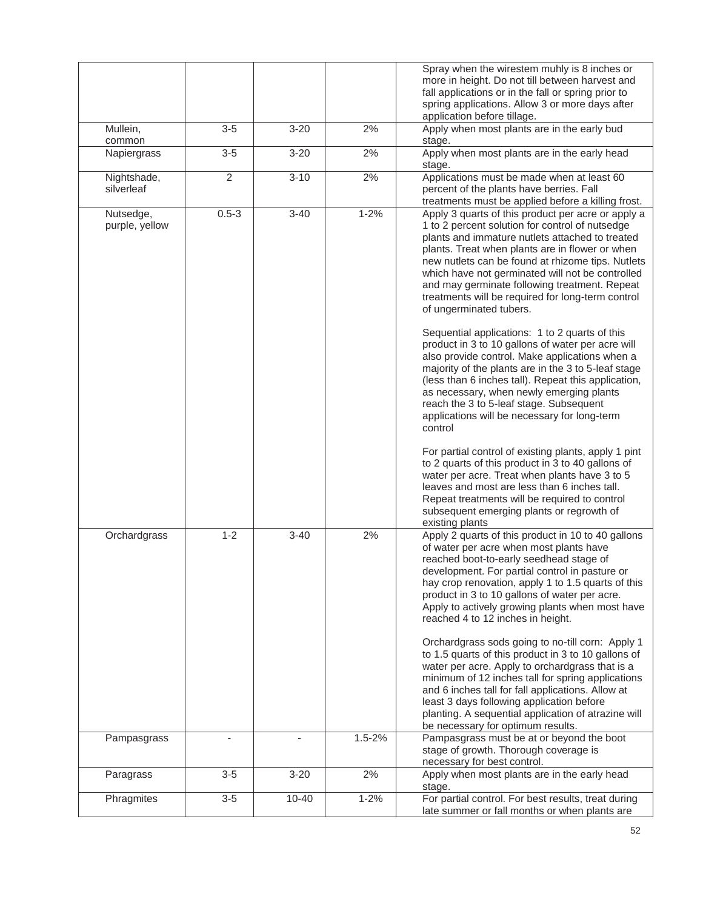| | | | | |
|---|---|---|---|---|
| | | | | Spray when the wirestem muhly is 8 inches or more in height. Do not till between harvest and fall applications or in the fall or spring prior to spring applications. Allow 3 or more days after application before tillage. |
| Mullein, common | 3-5 | 3-20 | 2% | Apply when most plants are in the early bud stage. |
| Napiergrass | 3-5 | 3-20 | 2% | Apply when most plants are in the early head stage. |
| Nightshade, silverleaf | 2 | 3-10 | 2% | Applications must be made when at least 60 percent of the plants have berries. Fall treatments must be applied before a killing frost. |
| Nutsedge, purple, yellow | 0.5-3 | 3-40 | 1-2% | Apply 3 quarts of this product per acre or apply a 1 to 2 percent solution for control of nutsedge plants and immature nutlets attached to treated plants. Treat when plants are in flower or when new nutlets can be found at rhizome tips. Nutlets which have not germinated will not be controlled and may germinate following treatment. Repeat treatments will be required for long-term control of ungerminated tubers.<br><br>Sequential applications: 1 to 2 quarts of this product in 3 to 10 gallons of water per acre will also provide control. Make applications when a majority of the plants are in the 3 to 5-leaf stage (less than 6 inches tall). Repeat this application, as necessary, when newly emerging plants reach the 3 to 5-leaf stage. Subsequent applications will be necessary for long-term control<br><br>For partial control of existing plants, apply 1 pint to 2 quarts of this product in 3 to 40 gallons of water per acre. Treat when plants have 3 to 5 leaves and most are less than 6 inches tall. Repeat treatments will be required to control subsequent emerging plants or regrowth of existing plants |
| Orchardgrass | 1-2 | 3-40 | 2% | Apply 2 quarts of this product in 10 to 40 gallons of water per acre when most plants have reached boot-to-early seedhead stage of development. For partial control in pasture or hay crop renovation, apply 1 to 1.5 quarts of this product in 3 to 10 gallons of water per acre. Apply to actively growing plants when most have reached 4 to 12 inches in height.<br><br>Orchardgrass sods going to no-till corn: Apply 1 to 1.5 quarts of this product in 3 to 10 gallons of water per acre. Apply to orchardgrass that is a minimum of 12 inches tall for spring applications and 6 inches tall for fall applications. Allow at least 3 days following application before planting. A sequential application of atrazine will be necessary for optimum results. |
| Pampasgrass | - | - | 1.5-2% | Pampasgrass must be at or beyond the boot stage of growth. Thorough coverage is necessary for best control. |
| Paragrass | 3-5 | 3-20 | 2% | Apply when most plants are in the early head stage. |
| Phragmites | 3-5 | 10-40 | 1-2% | For partial control. For best results, treat during late summer or fall months or when plants are |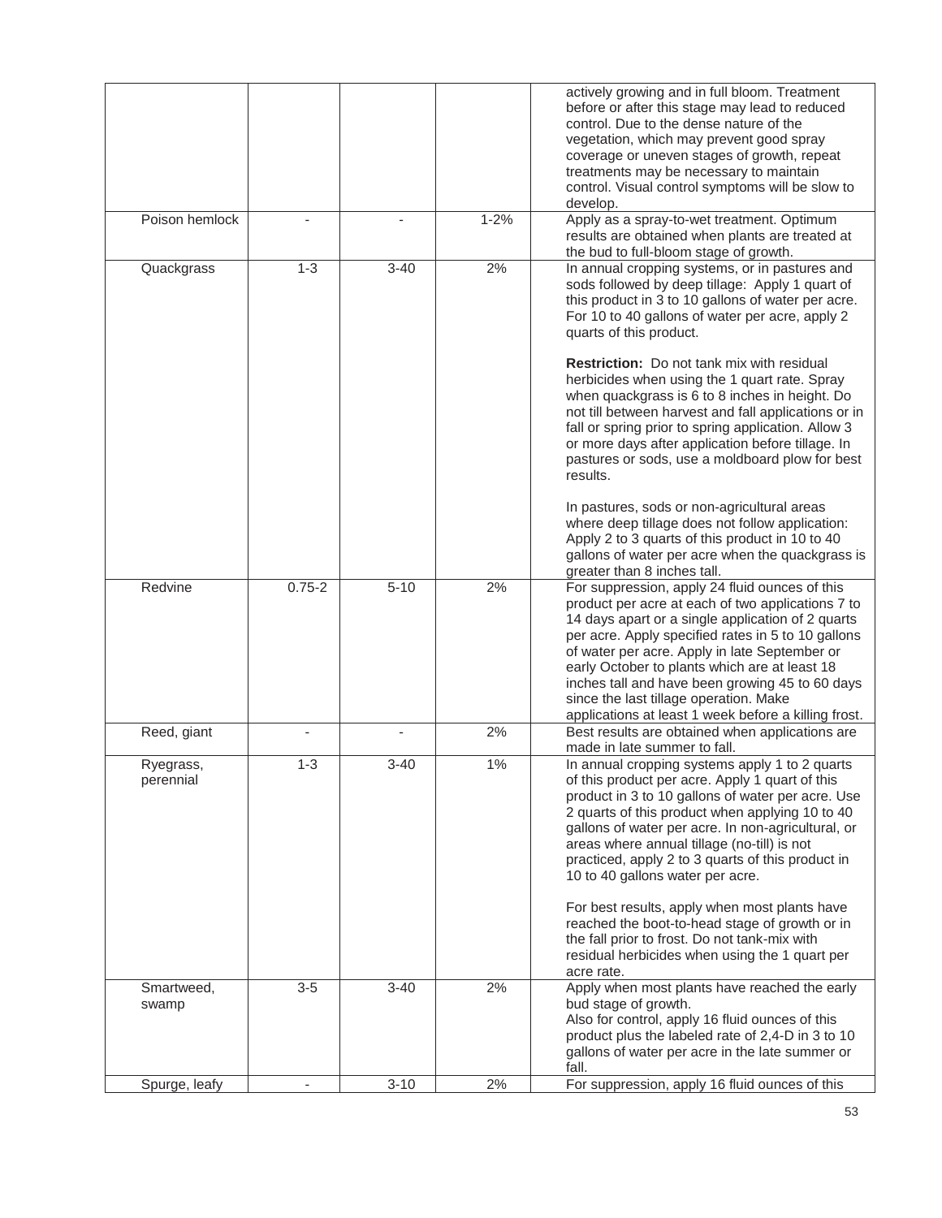| | | | | |
|---|---|---|---|---|
| | | | | actively growing and in full bloom. Treatment before or after this stage may lead to reduced control. Due to the dense nature of the vegetation, which may prevent good spray coverage or uneven stages of growth, repeat treatments may be necessary to maintain control. Visual control symptoms will be slow to develop. |
| Poison hemlock | - | - | 1-2% | Apply as a spray-to-wet treatment. Optimum results are obtained when plants are treated at the bud to full-bloom stage of growth. |
| Quackgrass | 1-3 | 3-40 | 2% | In annual cropping systems, or in pastures and sods followed by deep tillage: Apply 1 quart of this product in 3 to 10 gallons of water per acre. For 10 to 40 gallons of water per acre, apply 2 quarts of this product.<br><br>**Restriction:** Do not tank mix with residual herbicides when using the 1 quart rate. Spray when quackgrass is 6 to 8 inches in height. Do not till between harvest and fall applications or in fall or spring prior to spring application. Allow 3 or more days after application before tillage. In pastures or sods, use a moldboard plow for best results.<br><br>In pastures, sods or non-agricultural areas where deep tillage does not follow application: Apply 2 to 3 quarts of this product in 10 to 40 gallons of water per acre when the quackgrass is greater than 8 inches tall. |
| Redvine | 0.75-2 | 5-10 | 2% | For suppression, apply 24 fluid ounces of this product per acre at each of two applications 7 to 14 days apart or a single application of 2 quarts per acre. Apply specified rates in 5 to 10 gallons of water per acre. Apply in late September or early October to plants which are at least 18 inches tall and have been growing 45 to 60 days since the last tillage operation. Make applications at least 1 week before a killing frost. |
| Reed, giant | - | - | 2% | Best results are obtained when applications are made in late summer to fall. |
| Ryegrass, perennial | 1-3 | 3-40 | 1% | In annual cropping systems apply 1 to 2 quarts of this product per acre. Apply 1 quart of this product in 3 to 10 gallons of water per acre. Use 2 quarts of this product when applying 10 to 40 gallons of water per acre. In non-agricultural, or areas where annual tillage (no-till) is not practiced, apply 2 to 3 quarts of this product in 10 to 40 gallons water per acre.<br><br>For best results, apply when most plants have reached the boot-to-head stage of growth or in the fall prior to frost. Do not tank-mix with residual herbicides when using the 1 quart per acre rate. |
| Smartweed, swamp | 3-5 | 3-40 | 2% | Apply when most plants have reached the early bud stage of growth.<br>Also for control, apply 16 fluid ounces of this product plus the labeled rate of 2,4-D in 3 to 10 gallons of water per acre in the late summer or fall. |
| Spurge, leafy | - | 3-10 | 2% | For suppression, apply 16 fluid ounces of this |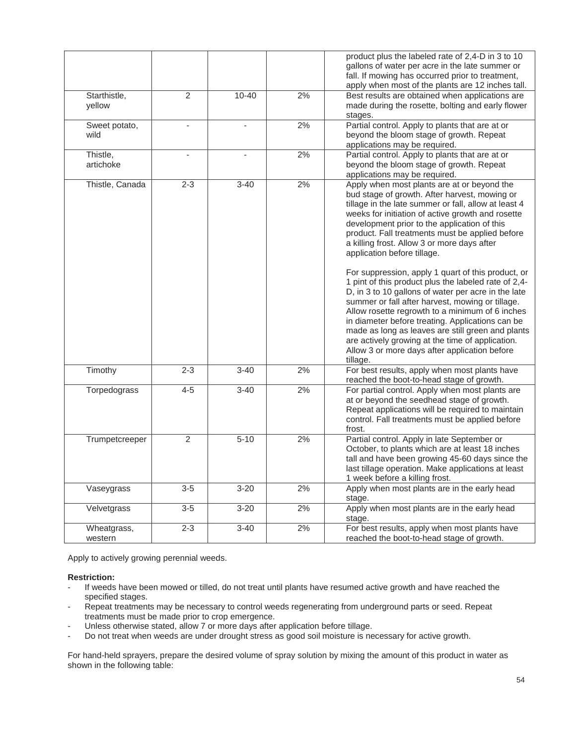| | | | | |
|---|---|---|---|---|
| | | | | product plus the labeled rate of 2,4-D in 3 to 10 gallons of water per acre in the late summer or fall. If mowing has occurred prior to treatment, apply when most of the plants are 12 inches tall. |
| Starthistle, yellow | 2 | 10-40 | 2% | Best results are obtained when applications are made during the rosette, bolting and early flower stages. |
| Sweet potato, wild | - | - | 2% | Partial control. Apply to plants that are at or beyond the bloom stage of growth. Repeat applications may be required. |
| Thistle, artichoke | - | - | 2% | Partial control. Apply to plants that are at or beyond the bloom stage of growth. Repeat applications may be required. |
| Thistle, Canada | 2-3 | 3-40 | 2% | Apply when most plants are at or beyond the bud stage of growth. After harvest, mowing or tillage in the late summer or fall, allow at least 4 weeks for initiation of active growth and rosette development prior to the application of this product. Fall treatments must be applied before a killing frost. Allow 3 or more days after application before tillage.<br><br>For suppression, apply 1 quart of this product, or 1 pint of this product plus the labeled rate of 2,4-D, in 3 to 10 gallons of water per acre in the late summer or fall after harvest, mowing or tillage. Allow rosette regrowth to a minimum of 6 inches in diameter before treating. Applications can be made as long as leaves are still green and plants are actively growing at the time of application. Allow 3 or more days after application before tillage. |
| Timothy | 2-3 | 3-40 | 2% | For best results, apply when most plants have reached the boot-to-head stage of growth. |
| Torpedograss | 4-5 | 3-40 | 2% | For partial control. Apply when most plants are at or beyond the seedhead stage of growth. Repeat applications will be required to maintain control. Fall treatments must be applied before frost. |
| Trumpetcreeper | 2 | 5-10 | 2% | Partial control. Apply in late September or October, to plants which are at least 18 inches tall and have been growing 45-60 days since the last tillage operation. Make applications at least 1 week before a killing frost. |
| Vaseygrass | 3-5 | 3-20 | 2% | Apply when most plants are in the early head stage. |
| Velvetgrass | 3-5 | 3-20 | 2% | Apply when most plants are in the early head stage. |
| Wheatgrass, western | 2-3 | 3-40 | 2% | For best results, apply when most plants have reached the boot-to-head stage of growth. |

Apply to actively growing perennial weeds.

**Restriction:**

- If weeds have been mowed or tilled, do not treat until plants have resumed active growth and have reached the specified stages.
- Repeat treatments may be necessary to control weeds regenerating from underground parts or seed. Repeat treatments must be made prior to crop emergence.
- Unless otherwise stated, allow 7 or more days after application before tillage.
- Do not treat when weeds are under drought stress as good soil moisture is necessary for active growth.

For hand-held sprayers, prepare the desired volume of spray solution by mixing the amount of this product in water as shown in the following table: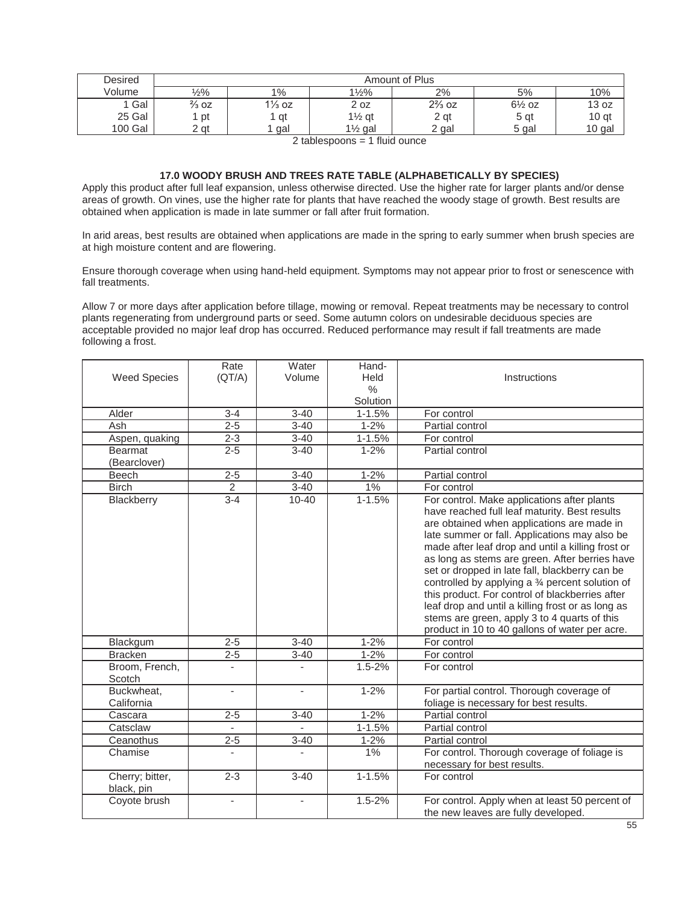| Desired Volume | Amount of Plus | | | | | |
|---|---|---|---|---|---|---|
| | ½% | 1% | 1½% | 2% | 5% | 10% |
| 1 Gal | ⅔ oz | 1⅓ oz | 2 oz | 2⅔ oz | 6½ oz | 13 oz |
| 25 Gal | 1 pt | 1 qt | 1½ qt | 2 qt | 5 qt | 10 qt |
| 100 Gal | 2 qt | 1 gal | 1½ gal | 2 gal | 5 gal | 10 gal |

2 tablespoons = 1 fluid ounce

## 17.0 WOODY BRUSH AND TREES RATE TABLE (ALPHABETICALLY BY SPECIES)

Apply this product after full leaf expansion, unless otherwise directed. Use the higher rate for larger plants and/or dense areas of growth. On vines, use the higher rate for plants that have reached the woody stage of growth. Best results are obtained when application is made in late summer or fall after fruit formation.

In arid areas, best results are obtained when applications are made in the spring to early summer when brush species are at high moisture content and are flowering.

Ensure thorough coverage when using hand-held equipment. Symptoms may not appear prior to frost or senescence with fall treatments.

Allow 7 or more days after application before tillage, mowing or removal. Repeat treatments may be necessary to control plants regenerating from underground parts or seed. Some autumn colors on undesirable deciduous species are acceptable provided no major leaf drop has occurred. Reduced performance may result if fall treatments are made following a frost.

| Weed Species | Rate (QT/A) | Water Volume | Hand-Held % Solution | Instructions |
|---|---|---|---|---|
| Alder | 3-4 | 3-40 | 1-1.5% | For control |
| Ash | 2-5 | 3-40 | 1-2% | Partial control |
| Aspen, quaking | 2-3 | 3-40 | 1-1.5% | For control |
| Bearmat (Bearclover) | 2-5 | 3-40 | 1-2% | Partial control |
| Beech | 2-5 | 3-40 | 1-2% | Partial control |
| Birch | 2 | 3-40 | 1% | For control |
| Blackberry | 3-4 | 10-40 | 1-1.5% | For control. Make applications after plants have reached full leaf maturity. Best results are obtained when applications are made in late summer or fall. Applications may also be made after leaf drop and until a killing frost or as long as stems are green. After berries have set or dropped in late fall, blackberry can be controlled by applying a ¾ percent solution of this product. For control of blackberries after leaf drop and until a killing frost or as long as stems are green, apply 3 to 4 quarts of this product in 10 to 40 gallons of water per acre. |
| Blackgum | 2-5 | 3-40 | 1-2% | For control |
| Bracken | 2-5 | 3-40 | 1-2% | For control |
| Broom, French, Scotch | - | - | 1.5-2% | For control |
| Buckwheat, California | - | - | 1-2% | For partial control. Thorough coverage of foliage is necessary for best results. |
| Cascara | 2-5 | 3-40 | 1-2% | Partial control |
| Catsclaw | - | - | 1-1.5% | Partial control |
| Ceanothus | 2-5 | 3-40 | 1-2% | Partial control |
| Chamise | - | - | 1% | For control. Thorough coverage of foliage is necessary for best results. |
| Cherry; bitter, black, pin | 2-3 | 3-40 | 1-1.5% | For control |
| Coyote brush | - | - | 1.5-2% | For control. Apply when at least 50 percent of the new leaves are fully developed. |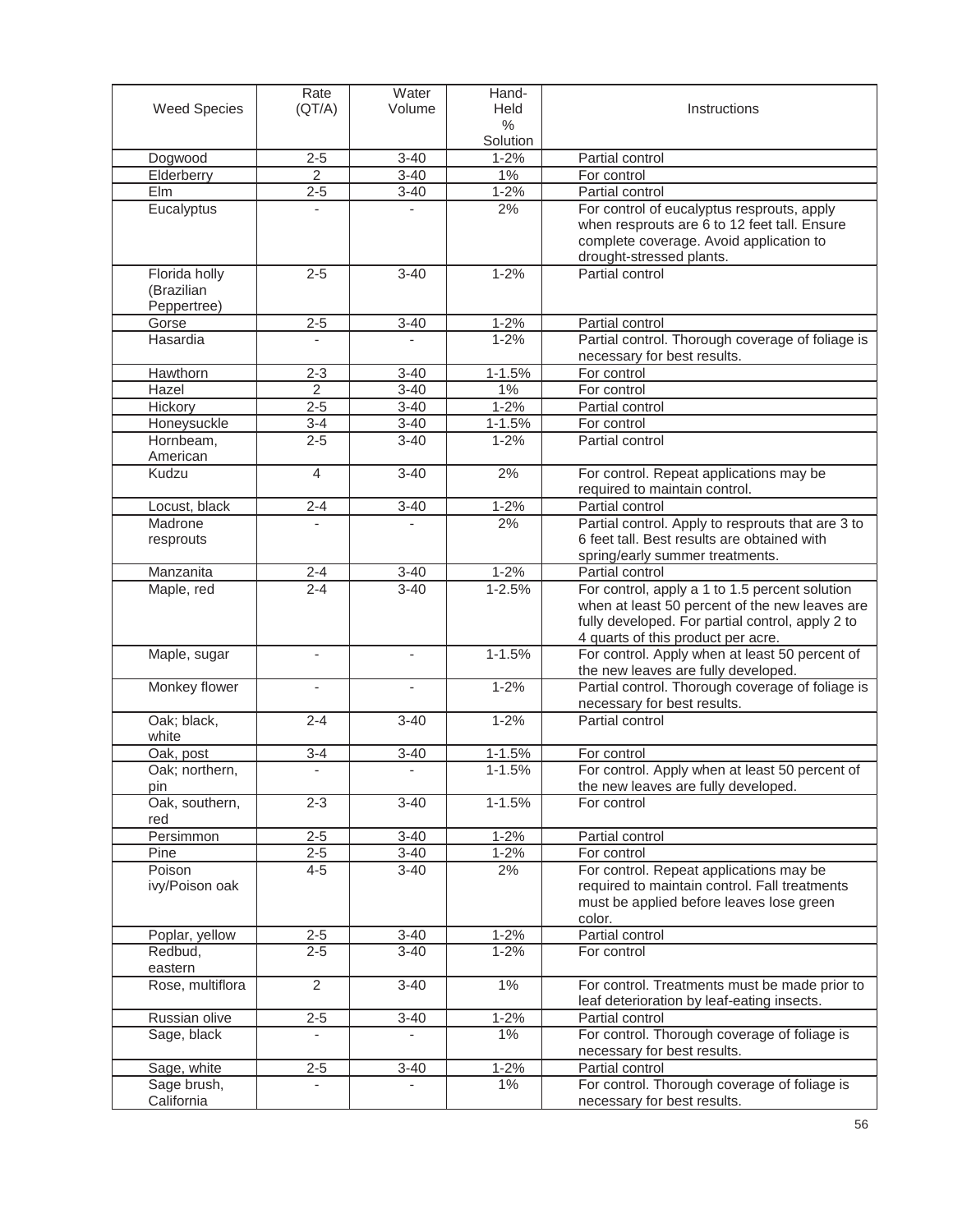| Weed Species | Rate (QT/A) | Water Volume | Hand-Held % Solution | Instructions |
|---|---|---|---|---|
| Dogwood | 2-5 | 3-40 | 1-2% | Partial control |
| Elderberry | 2 | 3-40 | 1% | For control |
| Elm | 2-5 | 3-40 | 1-2% | Partial control |
| Eucalyptus | - | - | 2% | For control of eucalyptus resprouts, apply when resprouts are 6 to 12 feet tall. Ensure complete coverage. Avoid application to drought-stressed plants. |
| Florida holly (Brazilian Peppertree) | 2-5 | 3-40 | 1-2% | Partial control |
| Gorse | 2-5 | 3-40 | 1-2% | Partial control |
| Hasardia | - | - | 1-2% | Partial control. Thorough coverage of foliage is necessary for best results. |
| Hawthorn | 2-3 | 3-40 | 1-1.5% | For control |
| Hazel | 2 | 3-40 | 1% | For control |
| Hickory | 2-5 | 3-40 | 1-2% | Partial control |
| Honeysuckle | 3-4 | 3-40 | 1-1.5% | For control |
| Hornbeam, American | 2-5 | 3-40 | 1-2% | Partial control |
| Kudzu | 4 | 3-40 | 2% | For control. Repeat applications may be required to maintain control. |
| Locust, black | 2-4 | 3-40 | 1-2% | Partial control |
| Madrone resprouts | - | - | 2% | Partial control. Apply to resprouts that are 3 to 6 feet tall. Best results are obtained with spring/early summer treatments. |
| Manzanita | 2-4 | 3-40 | 1-2% | Partial control |
| Maple, red | 2-4 | 3-40 | 1-2.5% | For control, apply a 1 to 1.5 percent solution when at least 50 percent of the new leaves are fully developed. For partial control, apply 2 to 4 quarts of this product per acre. |
| Maple, sugar | - | - | 1-1.5% | For control. Apply when at least 50 percent of the new leaves are fully developed. |
| Monkey flower | - | - | 1-2% | Partial control. Thorough coverage of foliage is necessary for best results. |
| Oak; black, white | 2-4 | 3-40 | 1-2% | Partial control |
| Oak, post | 3-4 | 3-40 | 1-1.5% | For control |
| Oak; northern, pin | - | - | 1-1.5% | For control. Apply when at least 50 percent of the new leaves are fully developed. |
| Oak, southern, red | 2-3 | 3-40 | 1-1.5% | For control |
| Persimmon | 2-5 | 3-40 | 1-2% | Partial control |
| Pine | 2-5 | 3-40 | 1-2% | For control |
| Poison ivy/Poison oak | 4-5 | 3-40 | 2% | For control. Repeat applications may be required to maintain control. Fall treatments must be applied before leaves lose green color. |
| Poplar, yellow | 2-5 | 3-40 | 1-2% | Partial control |
| Redbud, eastern | 2-5 | 3-40 | 1-2% | For control |
| Rose, multiflora | 2 | 3-40 | 1% | For control. Treatments must be made prior to leaf deterioration by leaf-eating insects. |
| Russian olive | 2-5 | 3-40 | 1-2% | Partial control |
| Sage, black | - | - | 1% | For control. Thorough coverage of foliage is necessary for best results. |
| Sage, white | 2-5 | 3-40 | 1-2% | Partial control |
| Sage brush, California | - | - | 1% | For control. Thorough coverage of foliage is necessary for best results. |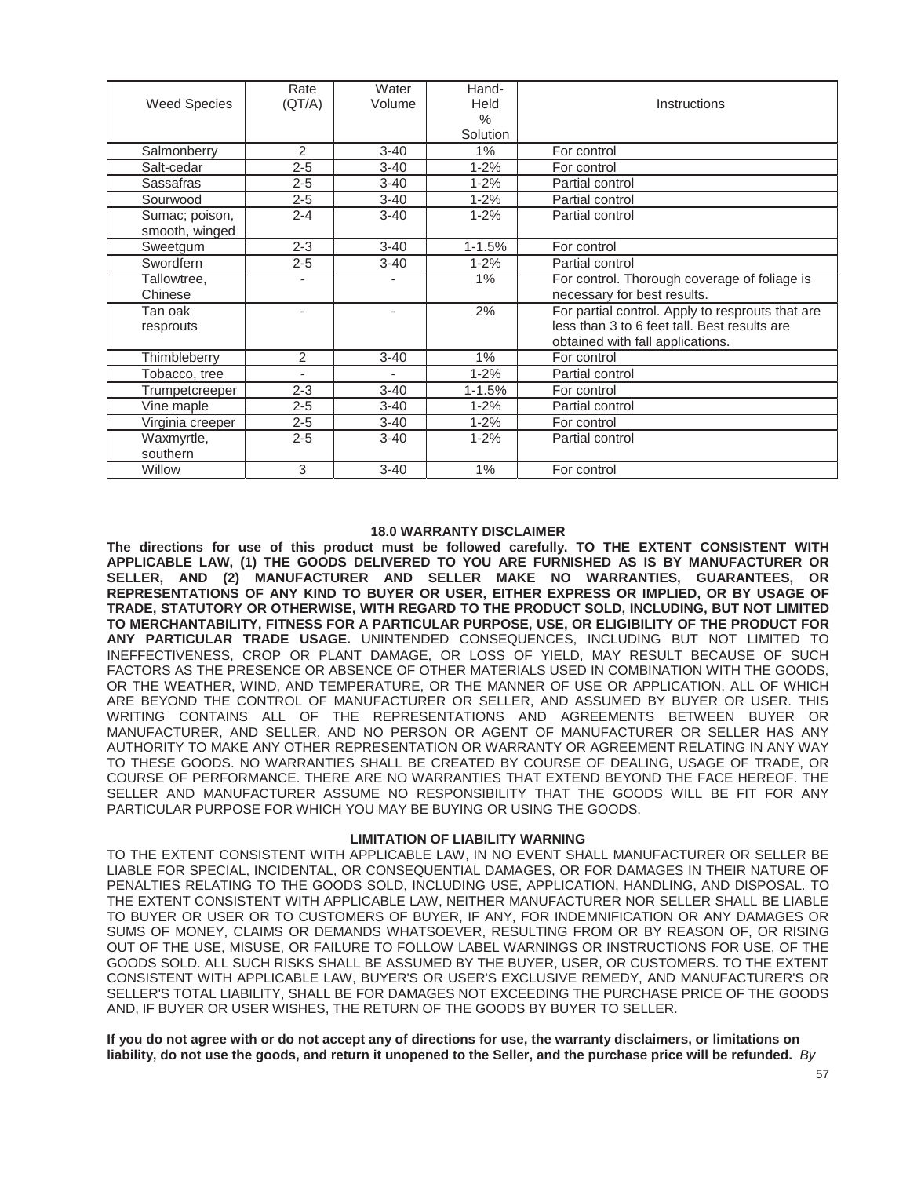| Weed Species | Rate (QT/A) | Water Volume | Hand-Held % Solution | Instructions |
|---|---|---|---|---|
| Salmonberry | 2 | 3-40 | 1% | For control |
| Salt-cedar | 2-5 | 3-40 | 1-2% | For control |
| Sassafras | 2-5 | 3-40 | 1-2% | Partial control |
| Sourwood | 2-5 | 3-40 | 1-2% | Partial control |
| Sumac; poison, smooth, winged | 2-4 | 3-40 | 1-2% | Partial control |
| Sweetgum | 2-3 | 3-40 | 1-1.5% | For control |
| Swordfern | 2-5 | 3-40 | 1-2% | Partial control |
| Tallowtree, Chinese | - | - | 1% | For control. Thorough coverage of foliage is necessary for best results. |
| Tan oak resprouts | - | - | 2% | For partial control. Apply to resprouts that are less than 3 to 6 feet tall. Best results are obtained with fall applications. |
| Thimbleberry | 2 | 3-40 | 1% | For control |
| Tobacco, tree | - | - | 1-2% | Partial control |
| Trumpetcreeper | 2-3 | 3-40 | 1-1.5% | For control |
| Vine maple | 2-5 | 3-40 | 1-2% | Partial control |
| Virginia creeper | 2-5 | 3-40 | 1-2% | For control |
| Waxmyrtle, southern | 2-5 | 3-40 | 1-2% | Partial control |
| Willow | 3 | 3-40 | 1% | For control |

## 18.0 WARRANTY DISCLAIMER

**The directions for use of this product must be followed carefully. TO THE EXTENT CONSISTENT WITH APPLICABLE LAW, (1) THE GOODS DELIVERED TO YOU ARE FURNISHED AS IS BY MANUFACTURER OR SELLER, AND (2) MANUFACTURER AND SELLER MAKE NO WARRANTIES, GUARANTEES, OR REPRESENTATIONS OF ANY KIND TO BUYER OR USER, EITHER EXPRESS OR IMPLIED, OR BY USAGE OF TRADE, STATUTORY OR OTHERWISE, WITH REGARD TO THE PRODUCT SOLD, INCLUDING, BUT NOT LIMITED TO MERCHANTABILITY, FITNESS FOR A PARTICULAR PURPOSE, USE, OR ELIGIBILITY OF THE PRODUCT FOR ANY PARTICULAR TRADE USAGE.** UNINTENDED CONSEQUENCES, INCLUDING BUT NOT LIMITED TO INEFFECTIVENESS, CROP OR PLANT DAMAGE, OR LOSS OF YIELD, MAY RESULT BECAUSE OF SUCH FACTORS AS THE PRESENCE OR ABSENCE OF OTHER MATERIALS USED IN COMBINATION WITH THE GOODS, OR THE WEATHER, WIND, AND TEMPERATURE, OR THE MANNER OF USE OR APPLICATION, ALL OF WHICH ARE BEYOND THE CONTROL OF MANUFACTURER OR SELLER, AND ASSUMED BY BUYER OR USER. THIS WRITING CONTAINS ALL OF THE REPRESENTATIONS AND AGREEMENTS BETWEEN BUYER OR MANUFACTURER, AND SELLER, AND NO PERSON OR AGENT OF MANUFACTURER OR SELLER HAS ANY AUTHORITY TO MAKE ANY OTHER REPRESENTATION OR WARRANTY OR AGREEMENT RELATING IN ANY WAY TO THESE GOODS. NO WARRANTIES SHALL BE CREATED BY COURSE OF DEALING, USAGE OF TRADE, OR COURSE OF PERFORMANCE. THERE ARE NO WARRANTIES THAT EXTEND BEYOND THE FACE HEREOF. THE SELLER AND MANUFACTURER ASSUME NO RESPONSIBILITY THAT THE GOODS WILL BE FIT FOR ANY PARTICULAR PURPOSE FOR WHICH YOU MAY BE BUYING OR USING THE GOODS.

### LIMITATION OF LIABILITY WARNING

TO THE EXTENT CONSISTENT WITH APPLICABLE LAW, IN NO EVENT SHALL MANUFACTURER OR SELLER BE LIABLE FOR SPECIAL, INCIDENTAL, OR CONSEQUENTIAL DAMAGES, OR FOR DAMAGES IN THEIR NATURE OF PENALTIES RELATING TO THE GOODS SOLD, INCLUDING USE, APPLICATION, HANDLING, AND DISPOSAL. TO THE EXTENT CONSISTENT WITH APPLICABLE LAW, NEITHER MANUFACTURER NOR SELLER SHALL BE LIABLE TO BUYER OR USER OR TO CUSTOMERS OF BUYER, IF ANY, FOR INDEMNIFICATION OR ANY DAMAGES OR SUMS OF MONEY, CLAIMS OR DEMANDS WHATSOEVER, RESULTING FROM OR BY REASON OF, OR RISING OUT OF THE USE, MISUSE, OR FAILURE TO FOLLOW LABEL WARNINGS OR INSTRUCTIONS FOR USE, OF THE GOODS SOLD. ALL SUCH RISKS SHALL BE ASSUMED BY THE BUYER, USER, OR CUSTOMERS. TO THE EXTENT CONSISTENT WITH APPLICABLE LAW, BUYER'S OR USER'S EXCLUSIVE REMEDY, AND MANUFACTURER'S OR SELLER'S TOTAL LIABILITY, SHALL BE FOR DAMAGES NOT EXCEEDING THE PURCHASE PRICE OF THE GOODS AND, IF BUYER OR USER WISHES, THE RETURN OF THE GOODS BY BUYER TO SELLER.

**If you do not agree with or do not accept any of directions for use, the warranty disclaimers, or limitations on liability, do not use the goods, and return it unopened to the Seller, and the purchase price will be refunded.** *By*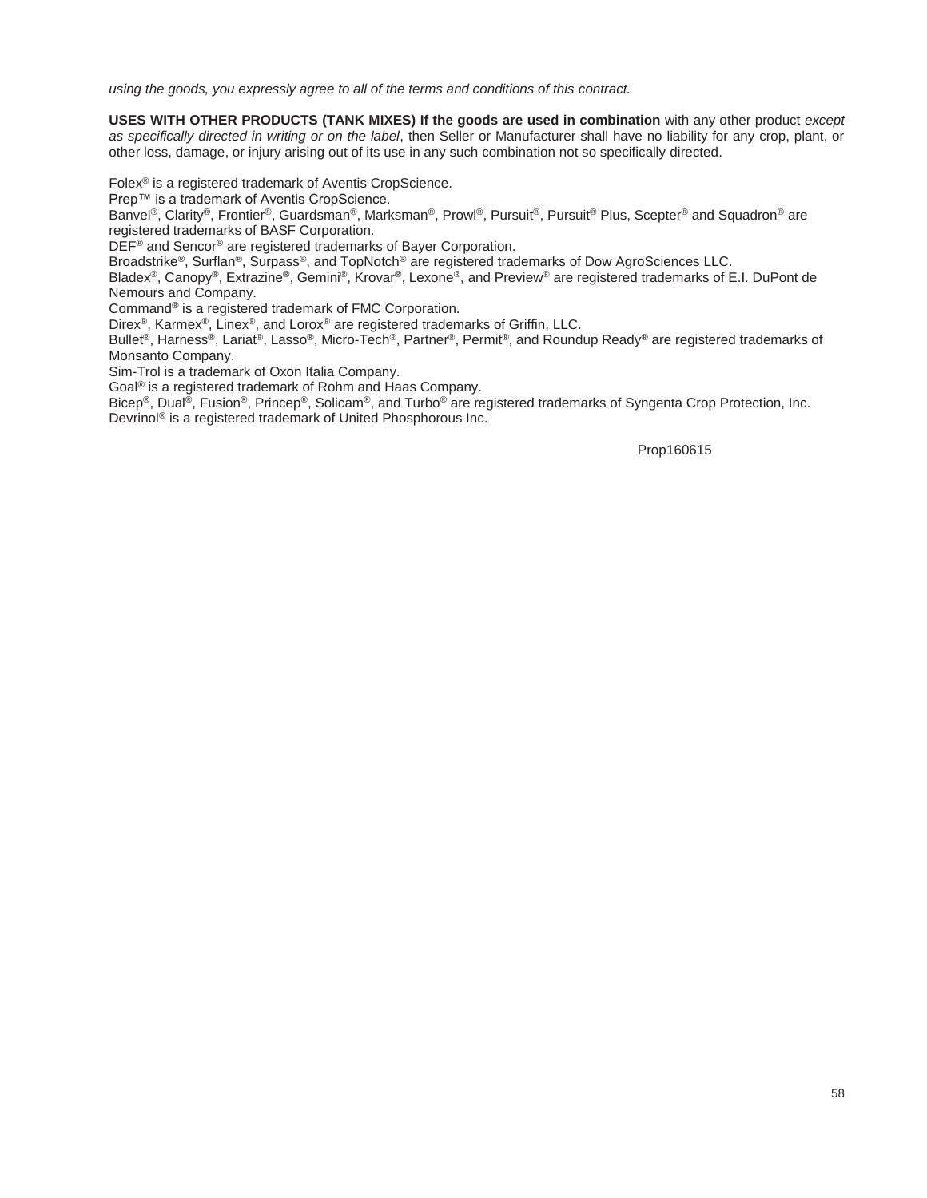*using the goods, you expressly agree to all of the terms and conditions of this contract.*

**USES WITH OTHER PRODUCTS (TANK MIXES) If the goods are used in combination** with any other product *except as specifically directed in writing or on the label*, then Seller or Manufacturer shall have no liability for any crop, plant, or other loss, damage, or injury arising out of its use in any such combination not so specifically directed.

Folex® is a registered trademark of Aventis CropScience.
Prep™ is a trademark of Aventis CropScience.
Banvel®, Clarity®, Frontier®, Guardsman®, Marksman®, Prowl®, Pursuit®, Pursuit® Plus, Scepter® and Squadron® are registered trademarks of BASF Corporation.
DEF® and Sencor® are registered trademarks of Bayer Corporation.
Broadstrike®, Surflan®, Surpass®, and TopNotch® are registered trademarks of Dow AgroSciences LLC.
Bladex®, Canopy®, Extrazine®, Gemini®, Krovar®, Lexone®, and Preview® are registered trademarks of E.I. DuPont de Nemours and Company.
Command® is a registered trademark of FMC Corporation.
Direx®, Karmex®, Linex®, and Lorox® are registered trademarks of Griffin, LLC.
Bullet®, Harness®, Lariat®, Lasso®, Micro-Tech®, Partner®, Permit®, and Roundup Ready® are registered trademarks of Monsanto Company.
Sim-Trol is a trademark of Oxon Italia Company.
Goal® is a registered trademark of Rohm and Haas Company.
Bicep®, Dual®, Fusion®, Princep®, Solicam®, and Turbo® are registered trademarks of Syngenta Crop Protection, Inc.
Devrinol® is a registered trademark of United Phosphorous Inc.

Prop160615